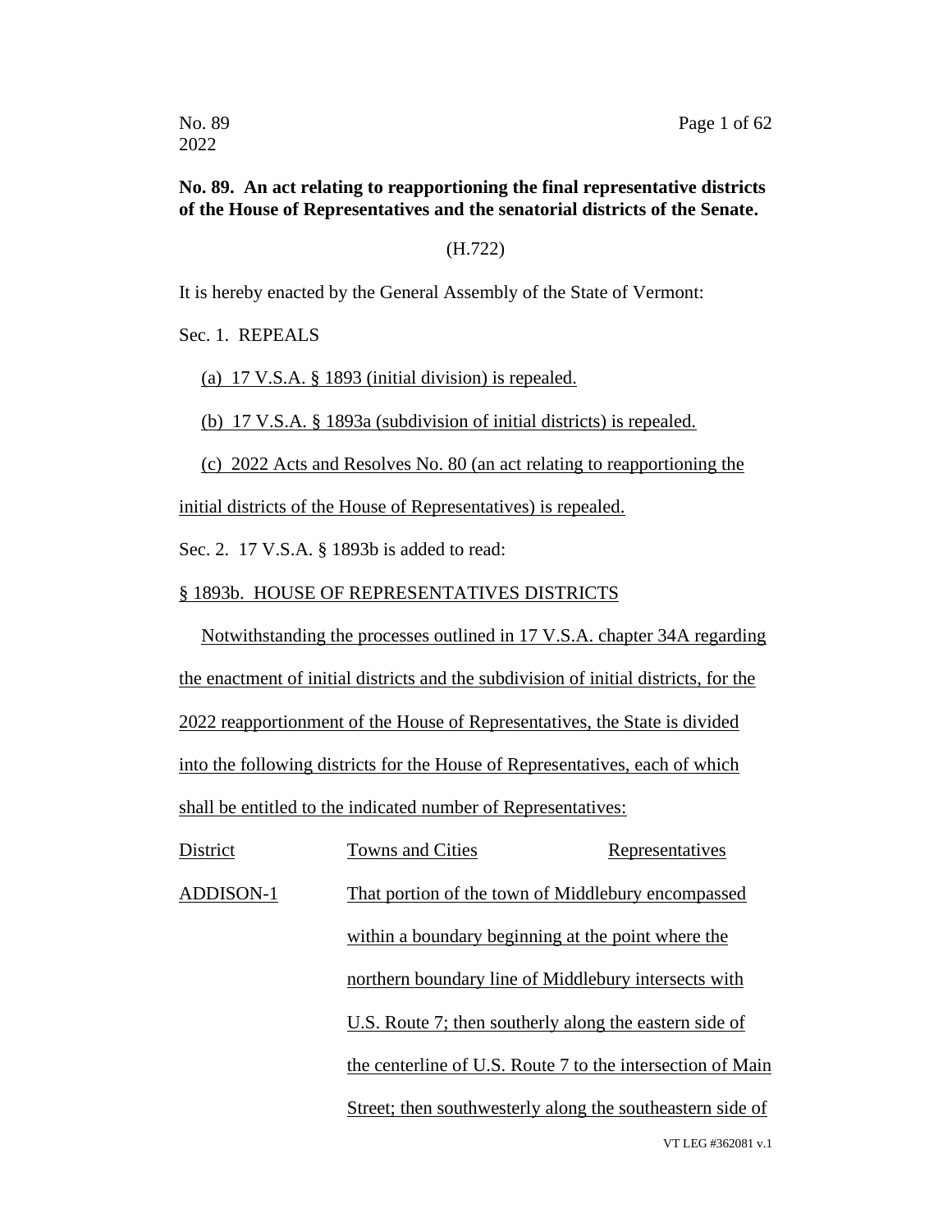**No. 89. An act relating to reapportioning the final representative districts of the House of Representatives and the senatorial districts of the Senate.**

(H.722)

It is hereby enacted by the General Assembly of the State of Vermont:

Sec. 1. REPEALS

(a) 17 V.S.A. § 1893 (initial division) is repealed.

(b) 17 V.S.A. § 1893a (subdivision of initial districts) is repealed.

(c) 2022 Acts and Resolves No. 80 (an act relating to reapportioning the initial districts of the House of Representatives) is repealed.

Sec. 2. 17 V.S.A. § 1893b is added to read:

§ 1893b. HOUSE OF REPRESENTATIVES DISTRICTS

Notwithstanding the processes outlined in 17 V.S.A. chapter 34A regarding the enactment of initial districts and the subdivision of initial districts, for the 2022 reapportionment of the House of Representatives, the State is divided into the following districts for the House of Representatives, each of which shall be entitled to the indicated number of Representatives:

| District | Towns and Cities | Representatives |
|---|---|---|
| ADDISON-1 | That portion of the town of Middlebury encompassed within a boundary beginning at the point where the northern boundary line of Middlebury intersects with U.S. Route 7; then southerly along the eastern side of the centerline of U.S. Route 7 to the intersection of Main Street; then southwesterly along the southeastern side of | |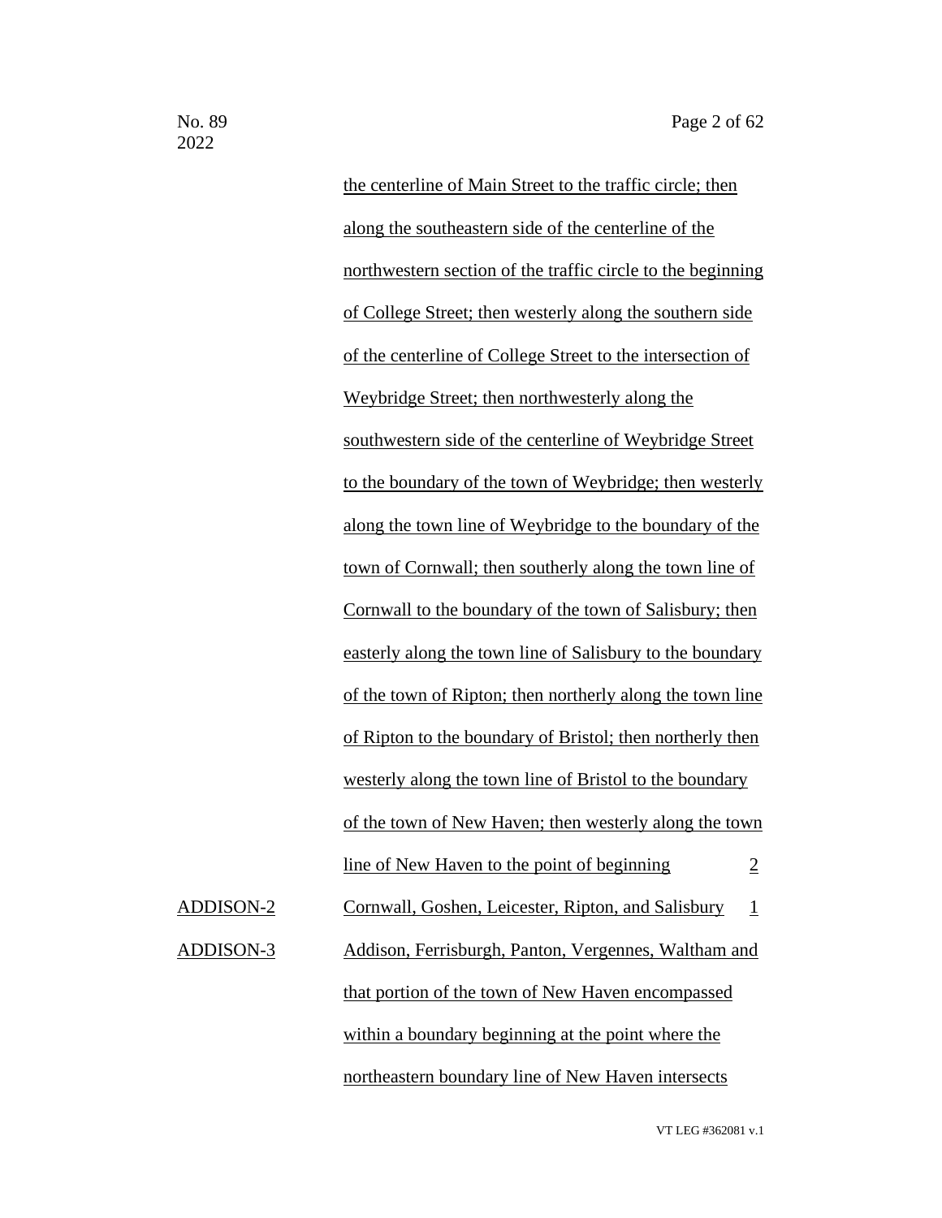| | | |
|---|---|---|
| | the centerline of Main Street to the traffic circle; then along the southeastern side of the centerline of the northwestern section of the traffic circle to the beginning of College Street; then westerly along the southern side of the centerline of College Street to the intersection of Weybridge Street; then northwesterly along the southwestern side of the centerline of Weybridge Street to the boundary of the town of Weybridge; then westerly along the town line of Weybridge to the boundary of the town of Cornwall; then southerly along the town line of Cornwall to the boundary of the town of Salisbury; then easterly along the town line of Salisbury to the boundary of the town of Ripton; then northerly along the town line of Ripton to the boundary of Bristol; then northerly then westerly along the town line of Bristol to the boundary of the town of New Haven; then westerly along the town line of New Haven to the point of beginning | 2 |
| ADDISON-2 | Cornwall, Goshen, Leicester, Ripton, and Salisbury | 1 |
| ADDISON-3 | Addison, Ferrisburgh, Panton, Vergennes, Waltham and that portion of the town of New Haven encompassed within a boundary beginning at the point where the northeastern boundary line of New Haven intersects | |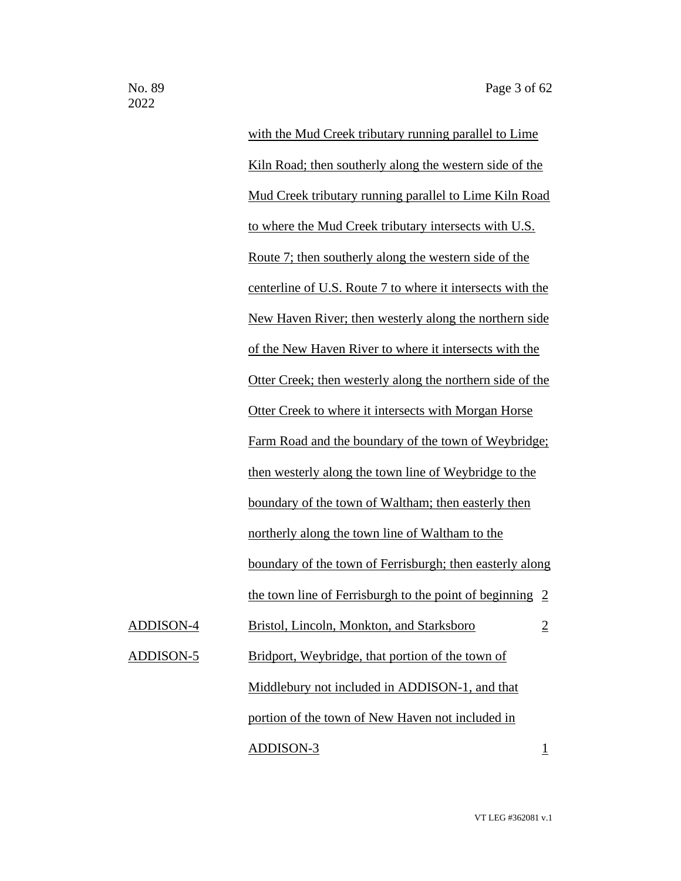|  | with the Mud Creek tributary running parallel to Lime Kiln Road; then southerly along the western side of the Mud Creek tributary running parallel to Lime Kiln Road to where the Mud Creek tributary intersects with U.S. Route 7; then southerly along the western side of the centerline of U.S. Route 7 to where it intersects with the New Haven River; then westerly along the northern side of the New Haven River to where it intersects with the Otter Creek; then westerly along the northern side of the Otter Creek to where it intersects with Morgan Horse Farm Road and the boundary of the town of Weybridge; then westerly along the town line of Weybridge to the boundary of the town of Waltham; then easterly then northerly along the town line of Waltham to the boundary of the town of Ferrisburgh; then easterly along the town line of Ferrisburgh to the point of beginning | 2 |
|---|---|---|
| ADDISON-4 | Bristol, Lincoln, Monkton, and Starksboro | 2 |
| ADDISON-5 | Bridport, Weybridge, that portion of the town of Middlebury not included in ADDISON-1, and that portion of the town of New Haven not included in ADDISON-3 | 1 |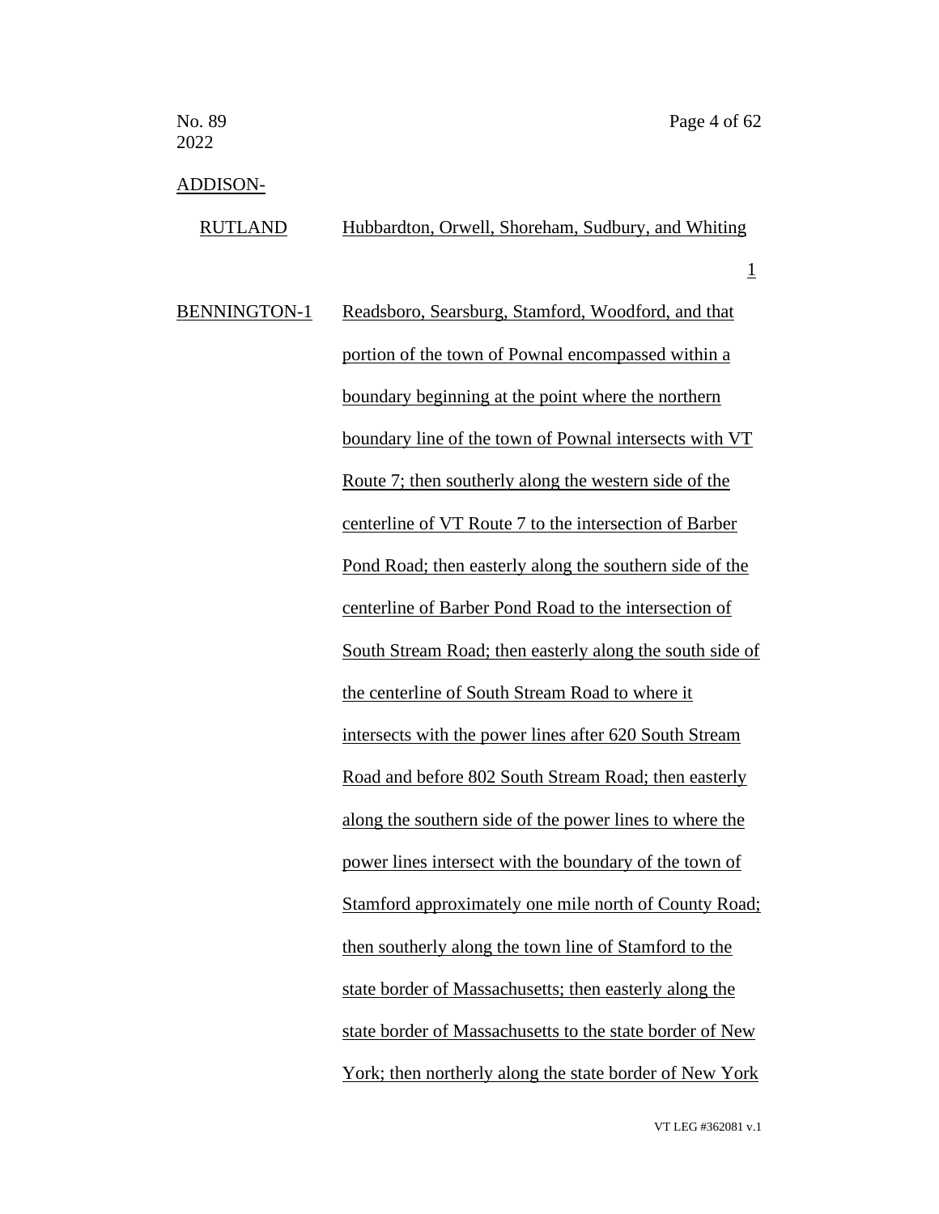<u>ADDISON-</u>

<u>RUTLAND</u> <u>Hubbardton, Orwell, Shoreham, Sudbury, and Whiting</u>

<u>1</u>

<u>BENNINGTON-1</u> <u>Readsboro, Searsburg, Stamford, Woodford, and that portion of the town of Pownal encompassed within a boundary beginning at the point where the northern boundary line of the town of Pownal intersects with VT Route 7; then southerly along the western side of the centerline of VT Route 7 to the intersection of Barber Pond Road; then easterly along the southern side of the centerline of Barber Pond Road to the intersection of South Stream Road; then easterly along the south side of the centerline of South Stream Road to where it intersects with the power lines after 620 South Stream Road and before 802 South Stream Road; then easterly along the southern side of the power lines to where the power lines intersect with the boundary of the town of Stamford approximately one mile north of County Road; then southerly along the town line of Stamford to the state border of Massachusetts; then easterly along the state border of Massachusetts to the state border of New York; then northerly along the state border of New York</u>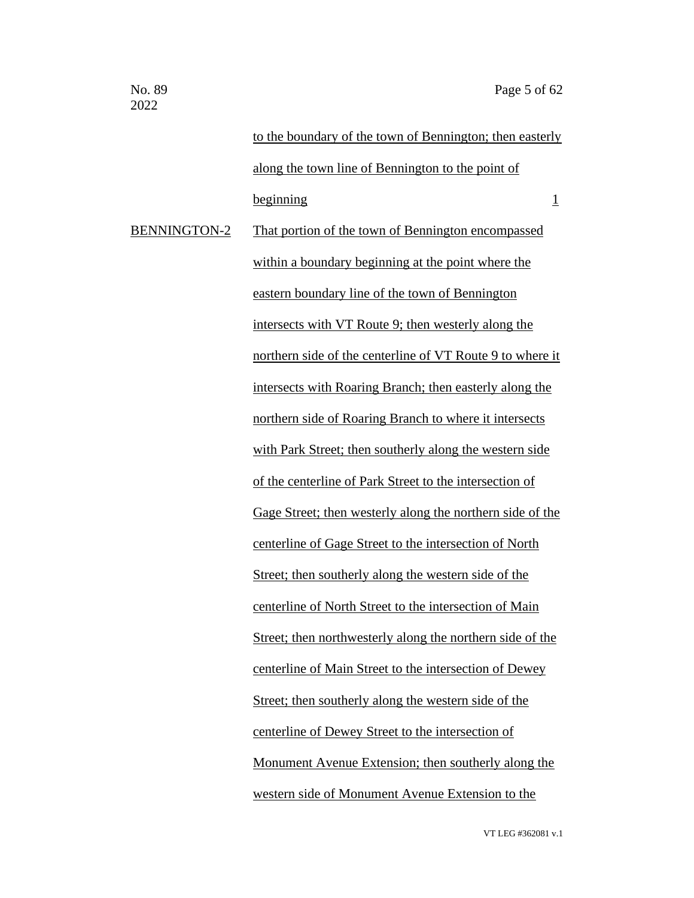to the boundary of the town of Bennington; then easterly along the town line of Bennington to the point of beginning 1

BENNINGTON-2 That portion of the town of Bennington encompassed within a boundary beginning at the point where the eastern boundary line of the town of Bennington intersects with VT Route 9; then westerly along the northern side of the centerline of VT Route 9 to where it intersects with Roaring Branch; then easterly along the northern side of Roaring Branch to where it intersects with Park Street; then southerly along the western side of the centerline of Park Street to the intersection of Gage Street; then westerly along the northern side of the centerline of Gage Street to the intersection of North Street; then southerly along the western side of the centerline of North Street to the intersection of Main Street; then northwesterly along the northern side of the centerline of Main Street to the intersection of Dewey Street; then southerly along the western side of the centerline of Dewey Street to the intersection of Monument Avenue Extension; then southerly along the western side of Monument Avenue Extension to the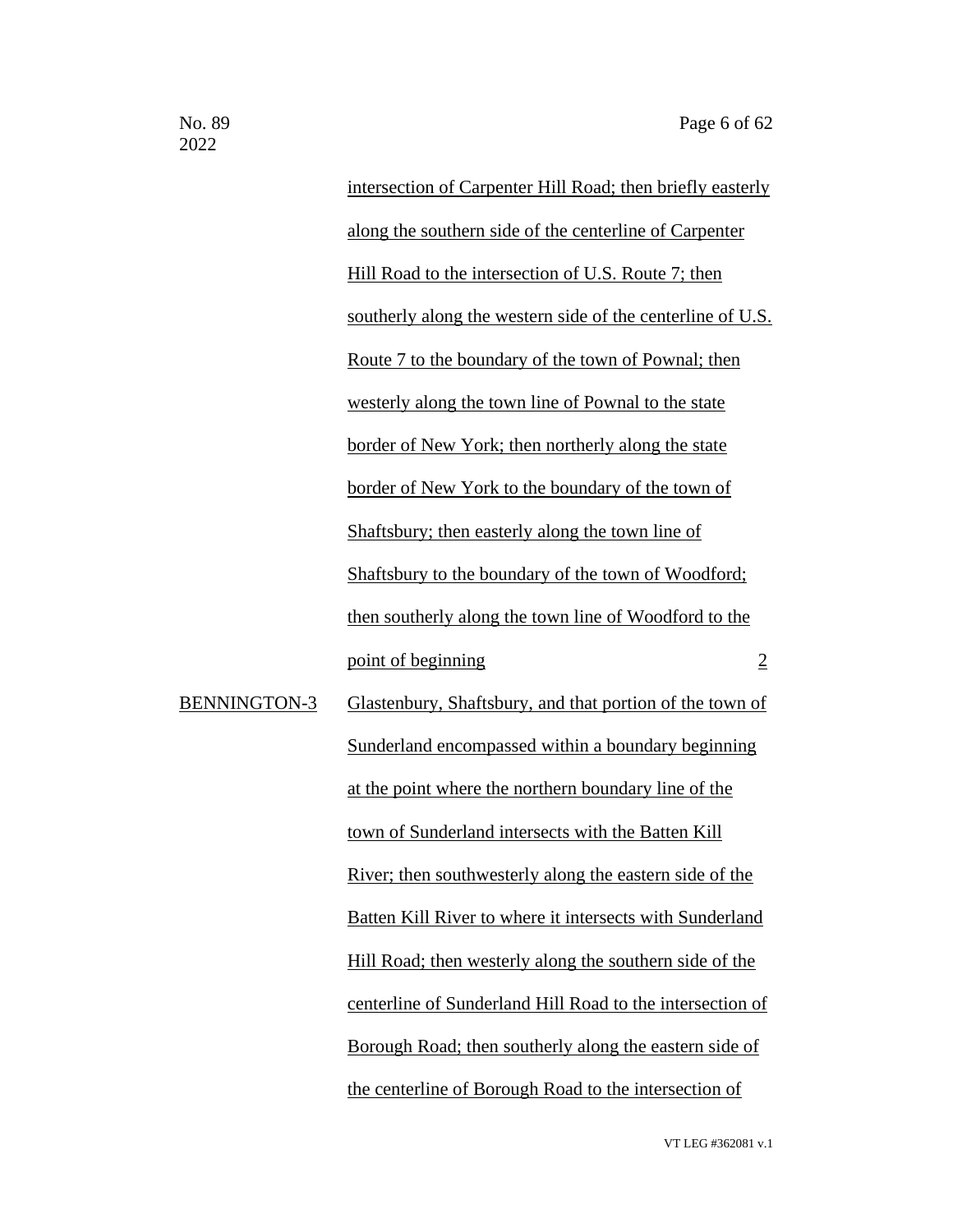intersection of Carpenter Hill Road; then briefly easterly along the southern side of the centerline of Carpenter Hill Road to the intersection of U.S. Route 7; then southerly along the western side of the centerline of U.S. Route 7 to the boundary of the town of Pownal; then westerly along the town line of Pownal to the state border of New York; then northerly along the state border of New York to the boundary of the town of Shaftsbury; then easterly along the town line of Shaftsbury to the boundary of the town of Woodford; then southerly along the town line of Woodford to the point of beginning | 2

BENNINGTON-3 | Glastenbury, Shaftsbury, and that portion of the town of Sunderland encompassed within a boundary beginning at the point where the northern boundary line of the town of Sunderland intersects with the Batten Kill River; then southwesterly along the eastern side of the Batten Kill River to where it intersects with Sunderland Hill Road; then westerly along the southern side of the centerline of Sunderland Hill Road to the intersection of Borough Road; then southerly along the eastern side of the centerline of Borough Road to the intersection of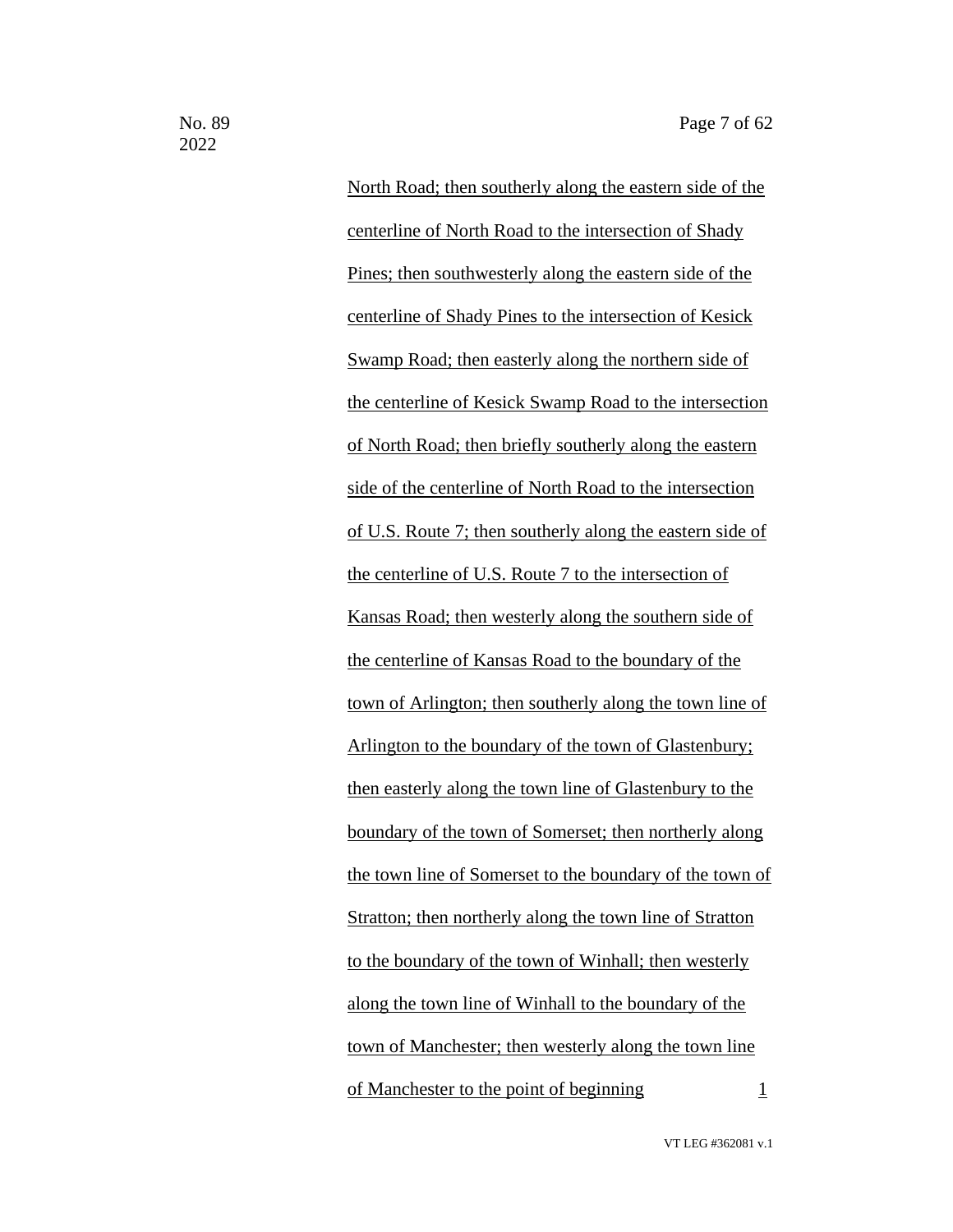North Road; then southerly along the eastern side of the centerline of North Road to the intersection of Shady Pines; then southwesterly along the eastern side of the centerline of Shady Pines to the intersection of Kesick Swamp Road; then easterly along the northern side of the centerline of Kesick Swamp Road to the intersection of North Road; then briefly southerly along the eastern side of the centerline of North Road to the intersection of U.S. Route 7; then southerly along the eastern side of the centerline of U.S. Route 7 to the intersection of Kansas Road; then westerly along the southern side of the centerline of Kansas Road to the boundary of the town of Arlington; then southerly along the town line of Arlington to the boundary of the town of Glastenbury; then easterly along the town line of Glastenbury to the boundary of the town of Somerset; then northerly along the town line of Somerset to the boundary of the town of Stratton; then northerly along the town line of Stratton to the boundary of the town of Winhall; then westerly along the town line of Winhall to the boundary of the town of Manchester; then westerly along the town line of Manchester to the point of beginning 1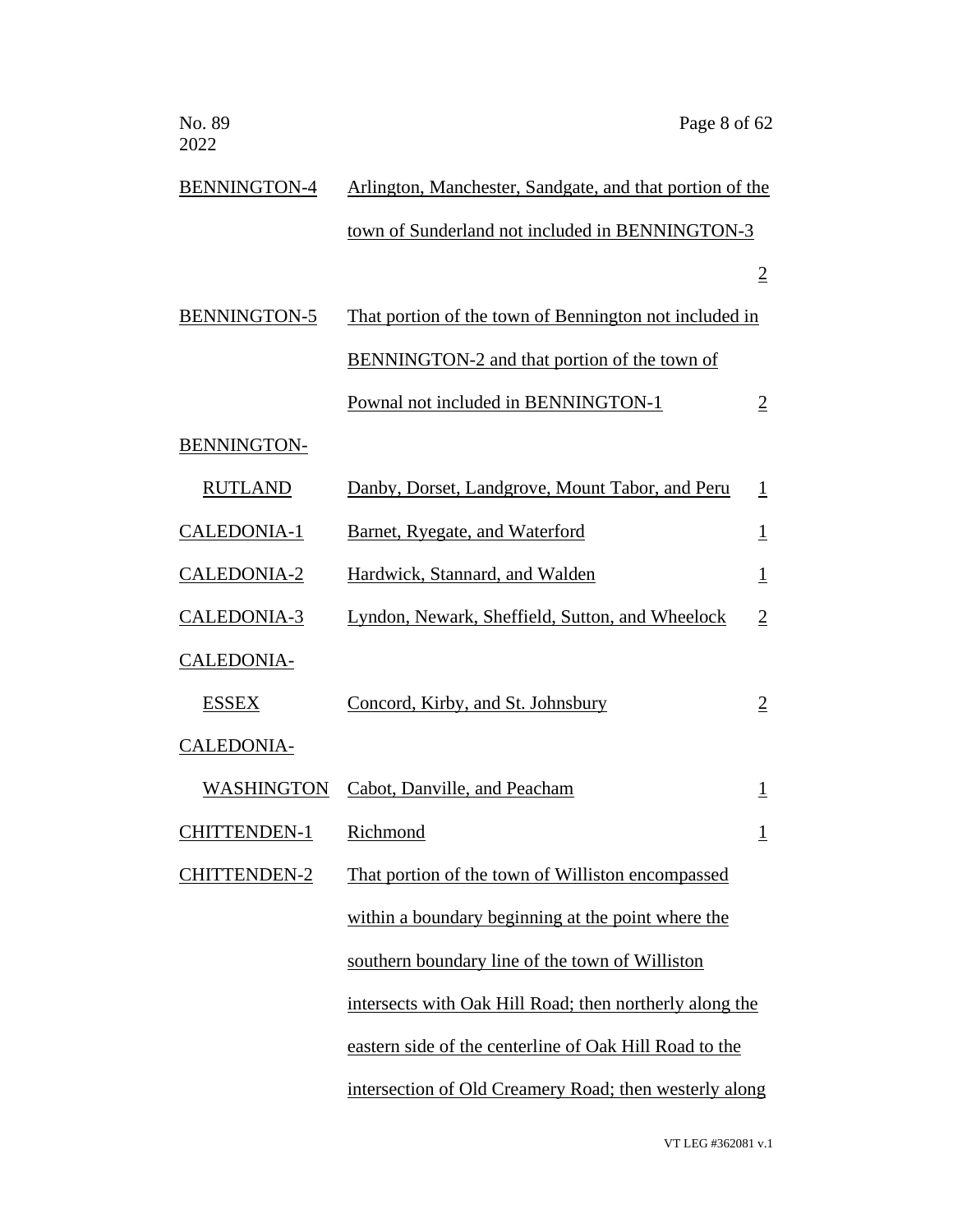| | | |
|---|---|---|
| BENNINGTON-4 | Arlington, Manchester, Sandgate, and that portion of the town of Sunderland not included in BENNINGTON-3 | 2 |
| BENNINGTON-5 | That portion of the town of Bennington not included in BENNINGTON-2 and that portion of the town of Pownal not included in BENNINGTON-1 | 2 |
| BENNINGTON-RUTLAND | Danby, Dorset, Landgrove, Mount Tabor, and Peru | 1 |
| CALEDONIA-1 | Barnet, Ryegate, and Waterford | 1 |
| CALEDONIA-2 | Hardwick, Stannard, and Walden | 1 |
| CALEDONIA-3 | Lyndon, Newark, Sheffield, Sutton, and Wheelock | 2 |
| CALEDONIA-ESSEX | Concord, Kirby, and St. Johnsbury | 2 |
| CALEDONIA-WASHINGTON | Cabot, Danville, and Peacham | 1 |
| CHITTENDEN-1 | Richmond | 1 |
| CHITTENDEN-2 | That portion of the town of Williston encompassed within a boundary beginning at the point where the southern boundary line of the town of Williston intersects with Oak Hill Road; then northerly along the eastern side of the centerline of Oak Hill Road to the intersection of Old Creamery Road; then westerly along | |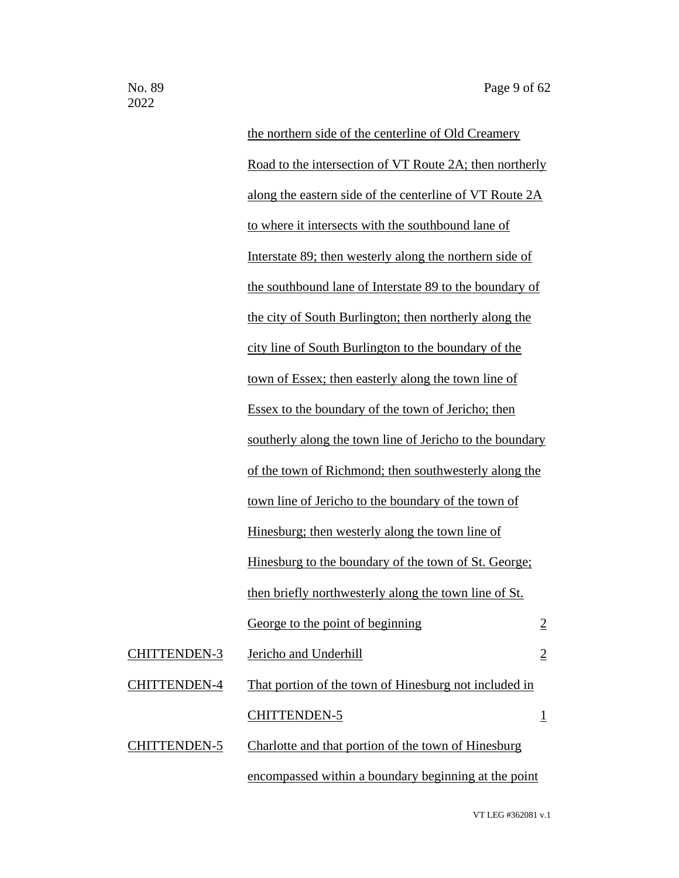| | | |
|---|---|---|
| | the northern side of the centerline of Old Creamery Road to the intersection of VT Route 2A; then northerly along the eastern side of the centerline of VT Route 2A to where it intersects with the southbound lane of Interstate 89; then westerly along the northern side of the southbound lane of Interstate 89 to the boundary of the city of South Burlington; then northerly along the city line of South Burlington to the boundary of the town of Essex; then easterly along the town line of Essex to the boundary of the town of Jericho; then southerly along the town line of Jericho to the boundary of the town of Richmond; then southwesterly along the town line of Jericho to the boundary of the town of Hinesburg; then westerly along the town line of Hinesburg to the boundary of the town of St. George; then briefly northwesterly along the town line of St. George to the point of beginning | 2 |
| CHITTENDEN-3 | Jericho and Underhill | 2 |
| CHITTENDEN-4 | That portion of the town of Hinesburg not included in CHITTENDEN-5 | 1 |
| CHITTENDEN-5 | Charlotte and that portion of the town of Hinesburg encompassed within a boundary beginning at the point | |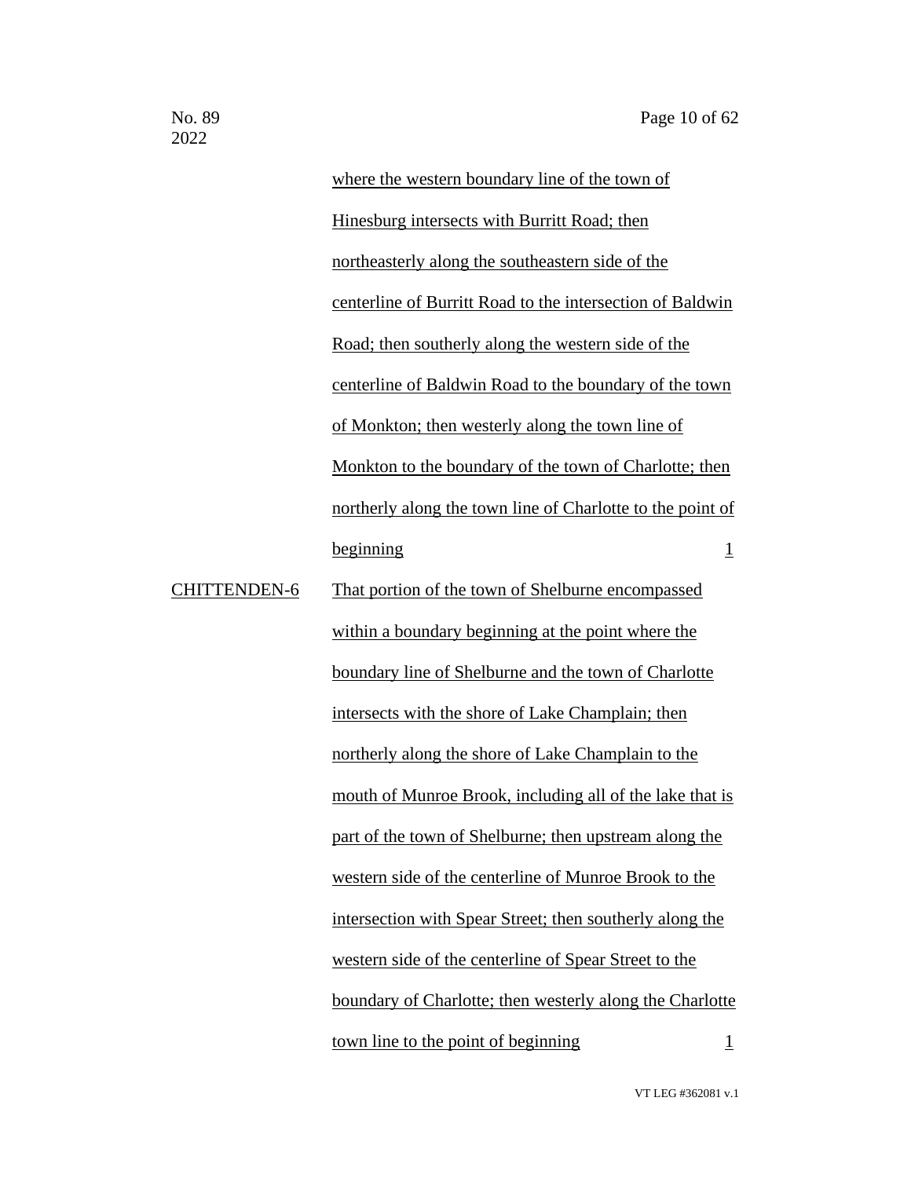|  | where the western boundary line of the town of Hinesburg intersects with Burritt Road; then northeasterly along the southeastern side of the centerline of Burritt Road to the intersection of Baldwin Road; then southerly along the western side of the centerline of Baldwin Road to the boundary of the town of Monkton; then westerly along the town line of Monkton to the boundary of the town of Charlotte; then northerly along the town line of Charlotte to the point of beginning | 1 |
| --- | --- | --- |
| CHITTENDEN-6 | That portion of the town of Shelburne encompassed within a boundary beginning at the point where the boundary line of Shelburne and the town of Charlotte intersects with the shore of Lake Champlain; then northerly along the shore of Lake Champlain to the mouth of Munroe Brook, including all of the lake that is part of the town of Shelburne; then upstream along the western side of the centerline of Munroe Brook to the intersection with Spear Street; then southerly along the western side of the centerline of Spear Street to the boundary of Charlotte; then westerly along the Charlotte town line to the point of beginning | 1 |

VT LEG #362081 v.1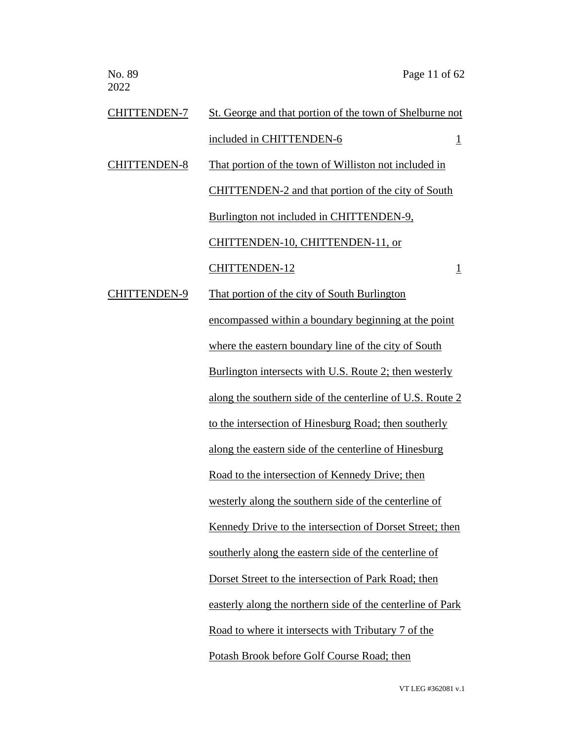| | | |
|---|---|---|
| CHITTENDEN-7 | St. George and that portion of the town of Shelburne not included in CHITTENDEN-6 | 1 |
| CHITTENDEN-8 | That portion of the town of Williston not included in CHITTENDEN-2 and that portion of the city of South Burlington not included in CHITTENDEN-9, CHITTENDEN-10, CHITTENDEN-11, or CHITTENDEN-12 | 1 |
| CHITTENDEN-9 | That portion of the city of South Burlington encompassed within a boundary beginning at the point where the eastern boundary line of the city of South Burlington intersects with U.S. Route 2; then westerly along the southern side of the centerline of U.S. Route 2 to the intersection of Hinesburg Road; then southerly along the eastern side of the centerline of Hinesburg Road to the intersection of Kennedy Drive; then westerly along the southern side of the centerline of Kennedy Drive to the intersection of Dorset Street; then southerly along the eastern side of the centerline of Dorset Street to the intersection of Park Road; then easterly along the northern side of the centerline of Park Road to where it intersects with Tributary 7 of the Potash Brook before Golf Course Road; then | |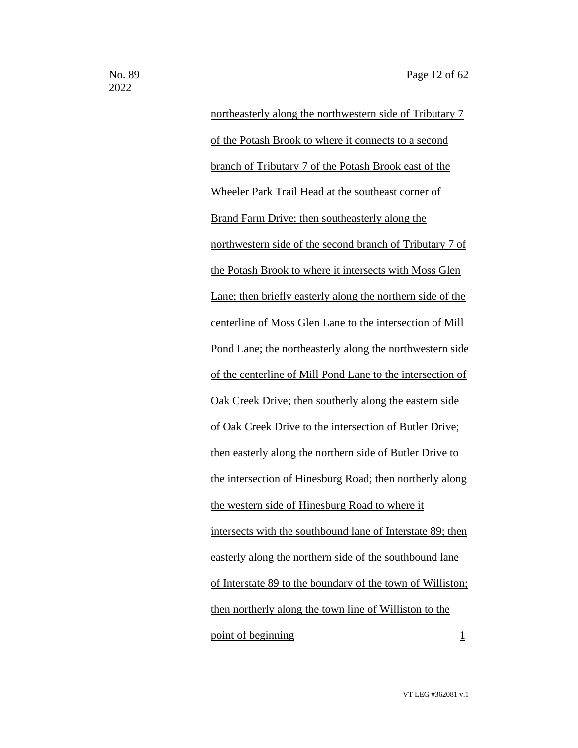northeasterly along the northwestern side of Tributary 7 of the Potash Brook to where it connects to a second branch of Tributary 7 of the Potash Brook east of the Wheeler Park Trail Head at the southeast corner of Brand Farm Drive; then southeasterly along the northwestern side of the second branch of Tributary 7 of the Potash Brook to where it intersects with Moss Glen Lane; then briefly easterly along the northern side of the centerline of Moss Glen Lane to the intersection of Mill Pond Lane; the northeasterly along the northwestern side of the centerline of Mill Pond Lane to the intersection of Oak Creek Drive; then southerly along the eastern side of Oak Creek Drive to the intersection of Butler Drive; then easterly along the northern side of Butler Drive to the intersection of Hinesburg Road; then northerly along the western side of Hinesburg Road to where it intersects with the southbound lane of Interstate 89; then easterly along the northern side of the southbound lane of Interstate 89 to the boundary of the town of Williston; then northerly along the town line of Williston to the point of beginning 1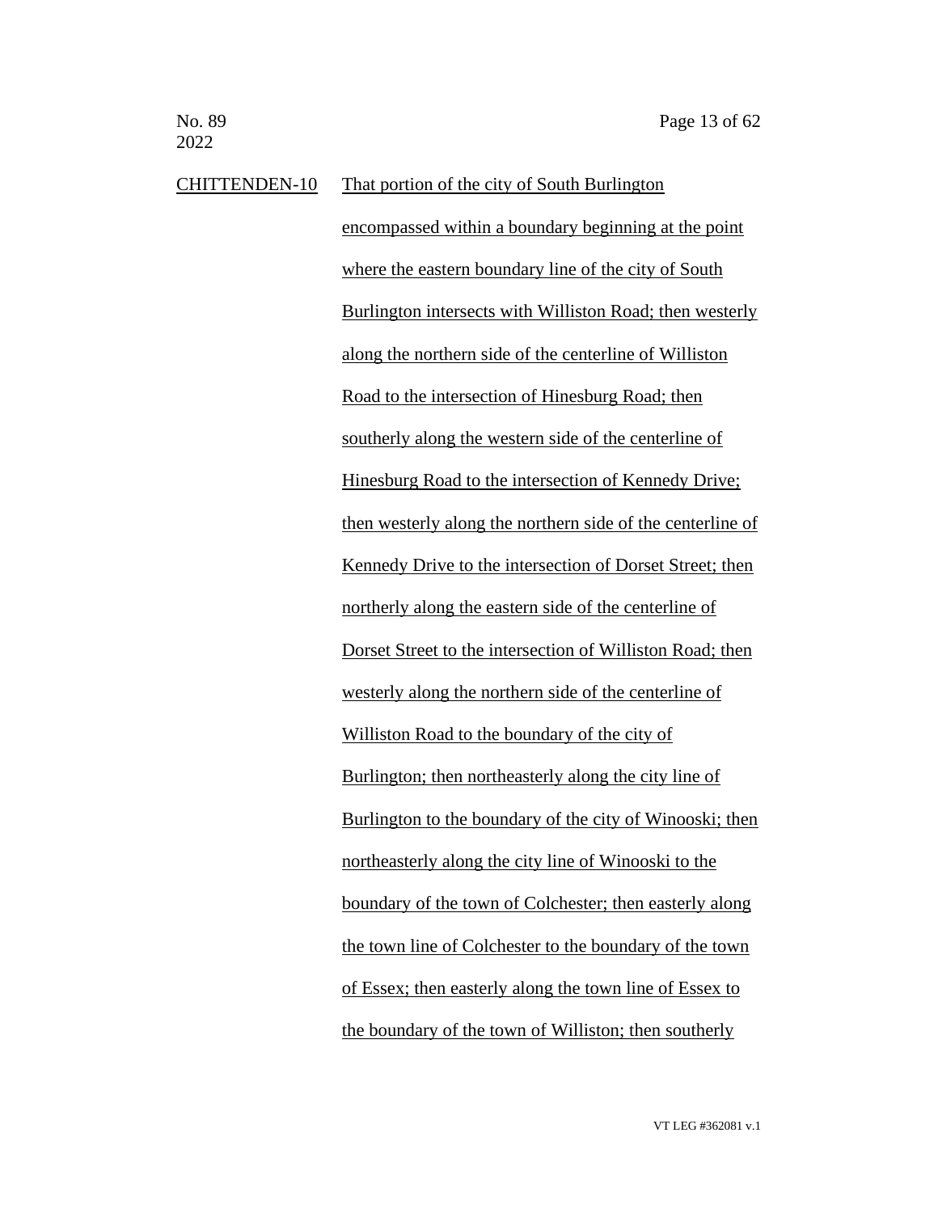CHITTENDEN-10 That portion of the city of South Burlington encompassed within a boundary beginning at the point where the eastern boundary line of the city of South Burlington intersects with Williston Road; then westerly along the northern side of the centerline of Williston Road to the intersection of Hinesburg Road; then southerly along the western side of the centerline of Hinesburg Road to the intersection of Kennedy Drive; then westerly along the northern side of the centerline of Kennedy Drive to the intersection of Dorset Street; then northerly along the eastern side of the centerline of Dorset Street to the intersection of Williston Road; then westerly along the northern side of the centerline of Williston Road to the boundary of the city of Burlington; then northeasterly along the city line of Burlington to the boundary of the city of Winooski; then northeasterly along the city line of Winooski to the boundary of the town of Colchester; then easterly along the town line of Colchester to the boundary of the town of Essex; then easterly along the town line of Essex to the boundary of the town of Williston; then southerly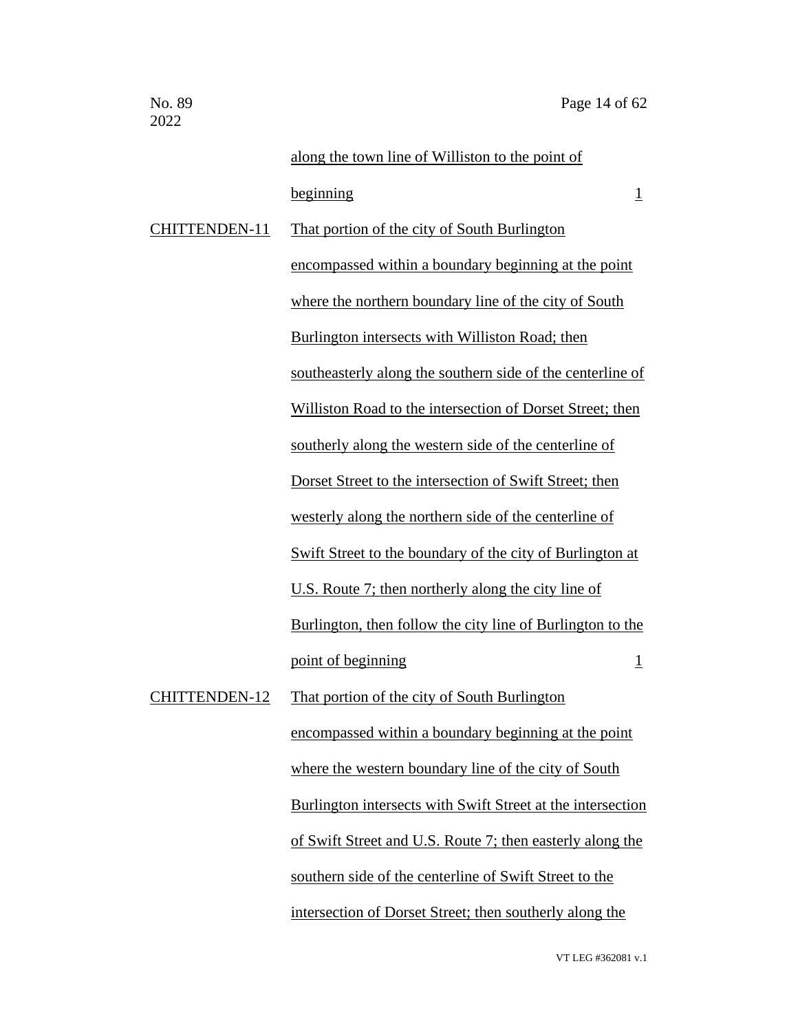| | | |
|---|---|---|
| | along the town line of Williston to the point of beginning | 1 |
| CHITTENDEN-11 | That portion of the city of South Burlington encompassed within a boundary beginning at the point where the northern boundary line of the city of South Burlington intersects with Williston Road; then southeasterly along the southern side of the centerline of Williston Road to the intersection of Dorset Street; then southerly along the western side of the centerline of Dorset Street to the intersection of Swift Street; then westerly along the northern side of the centerline of Swift Street to the boundary of the city of Burlington at U.S. Route 7; then northerly along the city line of Burlington, then follow the city line of Burlington to the point of beginning | 1 |
| CHITTENDEN-12 | That portion of the city of South Burlington encompassed within a boundary beginning at the point where the western boundary line of the city of South Burlington intersects with Swift Street at the intersection of Swift Street and U.S. Route 7; then easterly along the southern side of the centerline of Swift Street to the intersection of Dorset Street; then southerly along the | |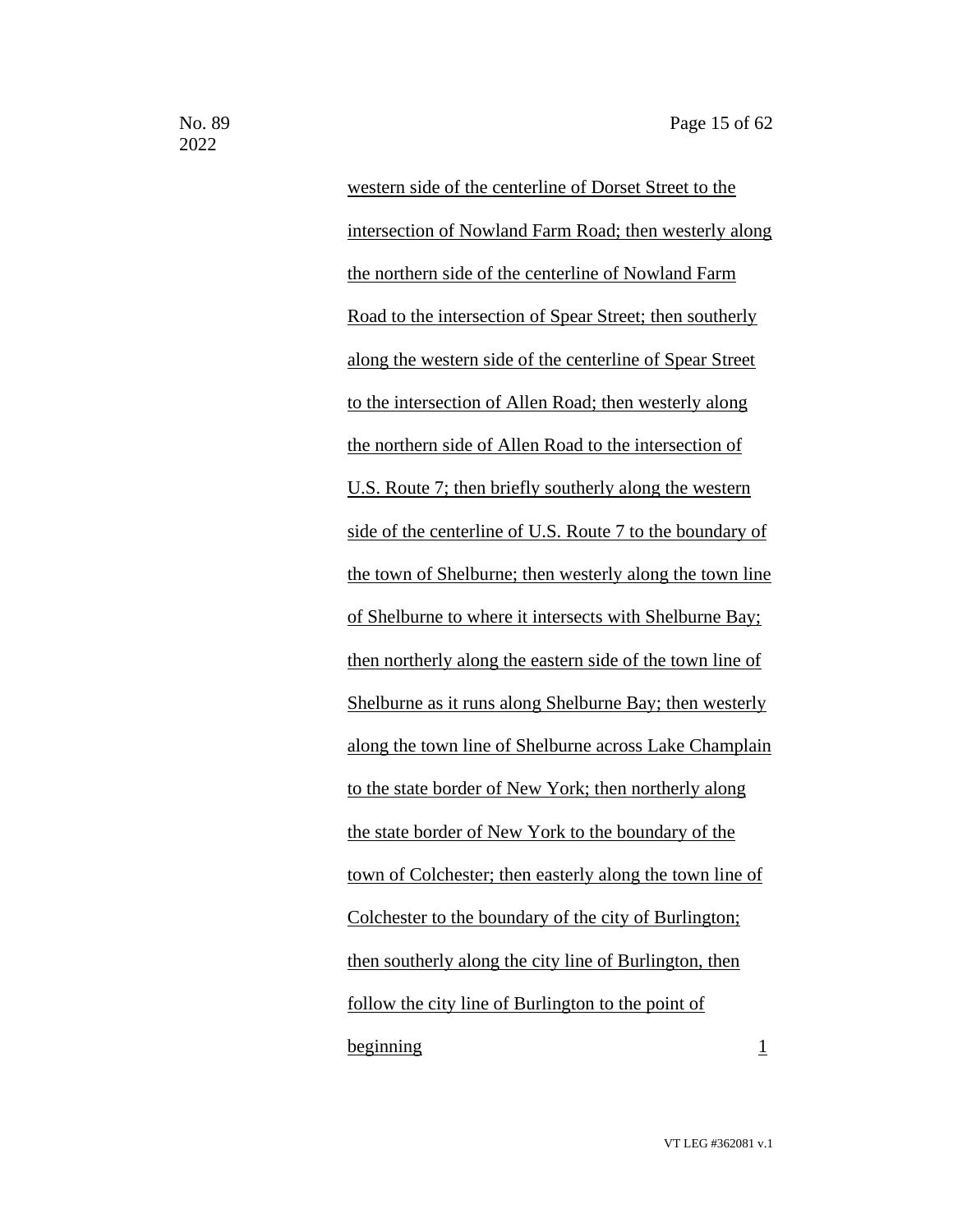western side of the centerline of Dorset Street to the intersection of Nowland Farm Road; then westerly along the northern side of the centerline of Nowland Farm Road to the intersection of Spear Street; then southerly along the western side of the centerline of Spear Street to the intersection of Allen Road; then westerly along the northern side of Allen Road to the intersection of U.S. Route 7; then briefly southerly along the western side of the centerline of U.S. Route 7 to the boundary of the town of Shelburne; then westerly along the town line of Shelburne to where it intersects with Shelburne Bay; then northerly along the eastern side of the town line of Shelburne as it runs along Shelburne Bay; then westerly along the town line of Shelburne across Lake Champlain to the state border of New York; then northerly along the state border of New York to the boundary of the town of Colchester; then easterly along the town line of Colchester to the boundary of the city of Burlington; then southerly along the city line of Burlington, then follow the city line of Burlington to the point of beginning 1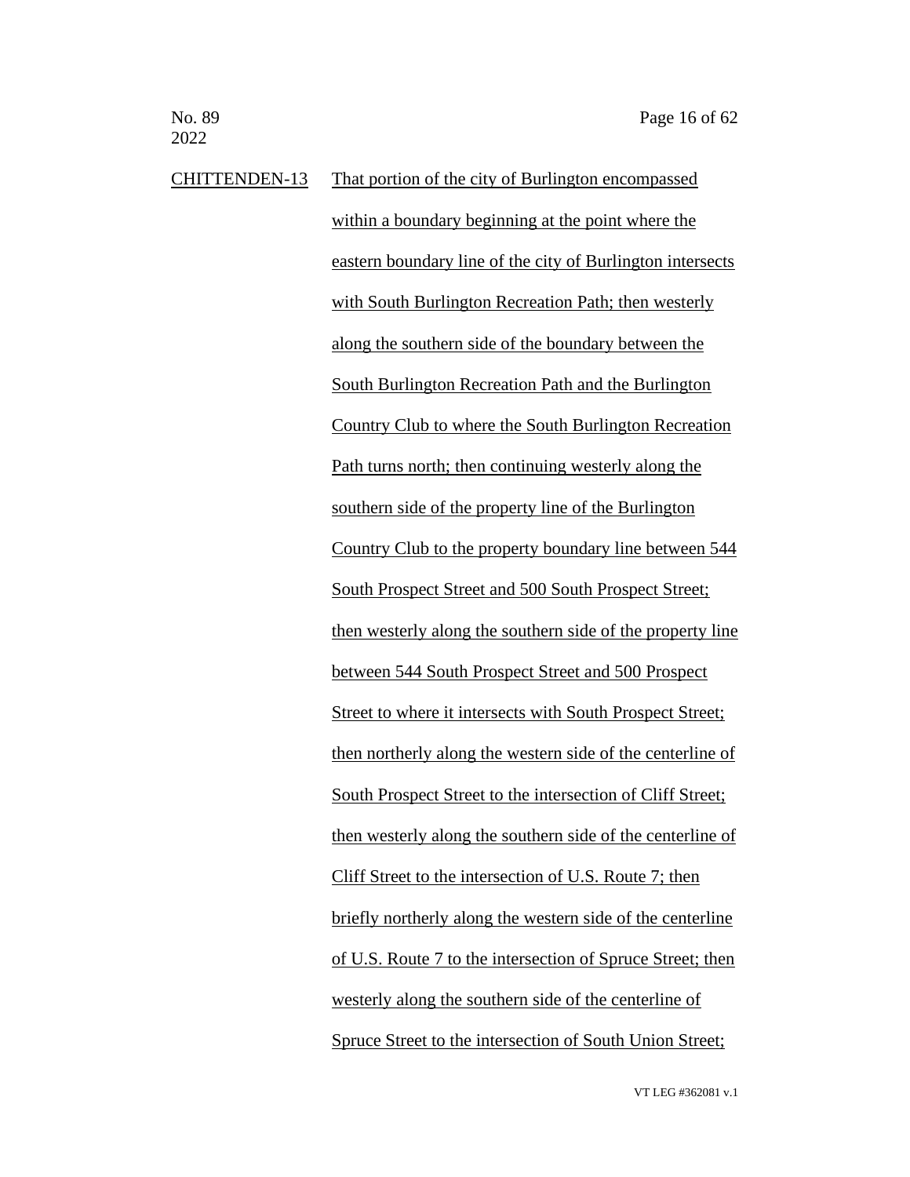CHITTENDEN-13 That portion of the city of Burlington encompassed within a boundary beginning at the point where the eastern boundary line of the city of Burlington intersects with South Burlington Recreation Path; then westerly along the southern side of the boundary between the South Burlington Recreation Path and the Burlington Country Club to where the South Burlington Recreation Path turns north; then continuing westerly along the southern side of the property line of the Burlington Country Club to the property boundary line between 544 South Prospect Street and 500 South Prospect Street; then westerly along the southern side of the property line between 544 South Prospect Street and 500 Prospect Street to where it intersects with South Prospect Street; then northerly along the western side of the centerline of South Prospect Street to the intersection of Cliff Street; then westerly along the southern side of the centerline of Cliff Street to the intersection of U.S. Route 7; then briefly northerly along the western side of the centerline of U.S. Route 7 to the intersection of Spruce Street; then westerly along the southern side of the centerline of Spruce Street to the intersection of South Union Street;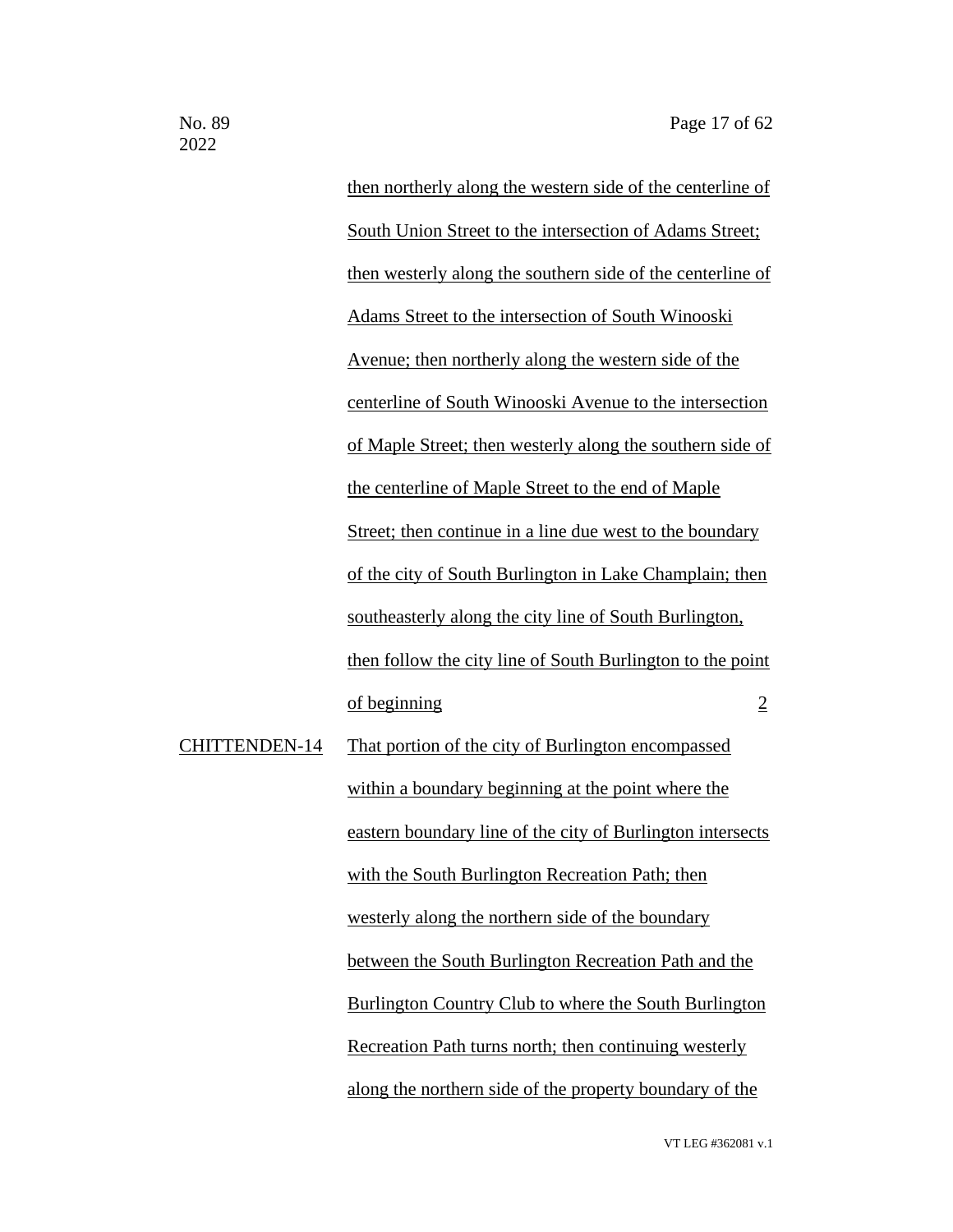then northerly along the western side of the centerline of South Union Street to the intersection of Adams Street; then westerly along the southern side of the centerline of Adams Street to the intersection of South Winooski Avenue; then northerly along the western side of the centerline of South Winooski Avenue to the intersection of Maple Street; then westerly along the southern side of the centerline of Maple Street to the end of Maple Street; then continue in a line due west to the boundary of the city of South Burlington in Lake Champlain; then southeasterly along the city line of South Burlington, then follow the city line of South Burlington to the point of beginning 2

CHITTENDEN-14 That portion of the city of Burlington encompassed within a boundary beginning at the point where the eastern boundary line of the city of Burlington intersects with the South Burlington Recreation Path; then westerly along the northern side of the boundary between the South Burlington Recreation Path and the Burlington Country Club to where the South Burlington Recreation Path turns north; then continuing westerly along the northern side of the property boundary of the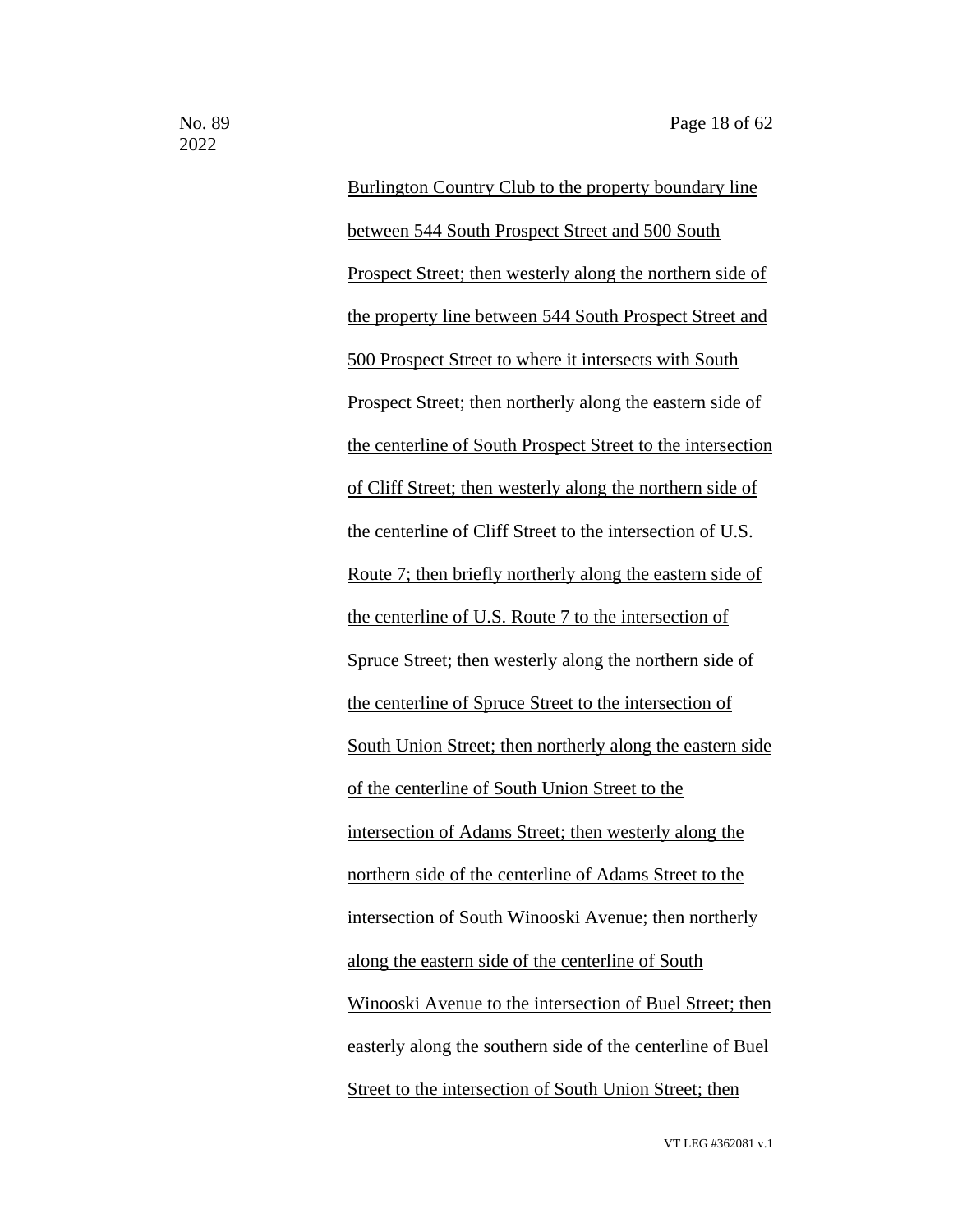Burlington Country Club to the property boundary line between 544 South Prospect Street and 500 South Prospect Street; then westerly along the northern side of the property line between 544 South Prospect Street and 500 Prospect Street to where it intersects with South Prospect Street; then northerly along the eastern side of the centerline of South Prospect Street to the intersection of Cliff Street; then westerly along the northern side of the centerline of Cliff Street to the intersection of U.S. Route 7; then briefly northerly along the eastern side of the centerline of U.S. Route 7 to the intersection of Spruce Street; then westerly along the northern side of the centerline of Spruce Street to the intersection of South Union Street; then northerly along the eastern side of the centerline of South Union Street to the intersection of Adams Street; then westerly along the northern side of the centerline of Adams Street to the intersection of South Winooski Avenue; then northerly along the eastern side of the centerline of South Winooski Avenue to the intersection of Buel Street; then easterly along the southern side of the centerline of Buel Street to the intersection of South Union Street; then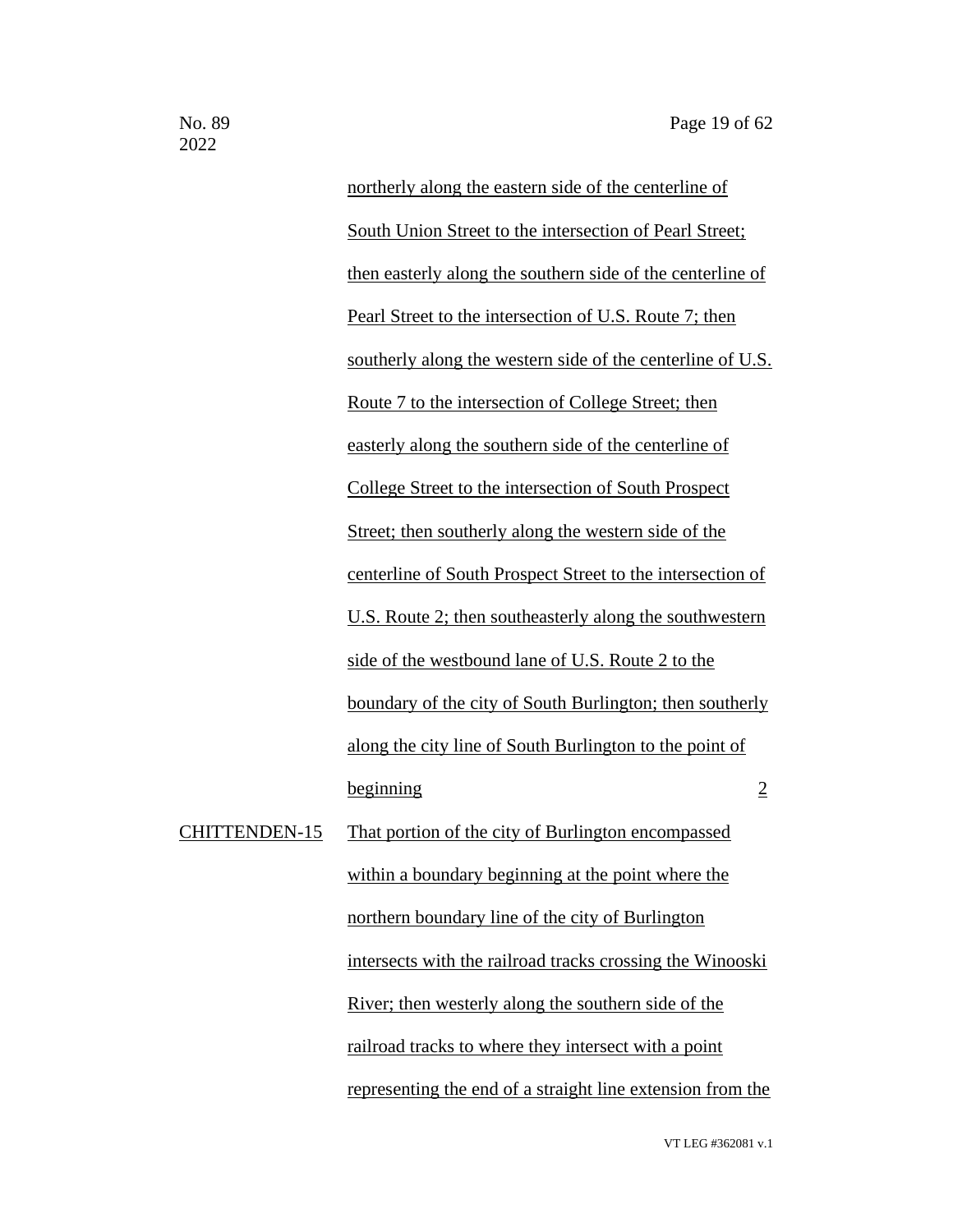| | | |
|---|---|---|
| | northerly along the eastern side of the centerline of South Union Street to the intersection of Pearl Street; then easterly along the southern side of the centerline of Pearl Street to the intersection of U.S. Route 7; then southerly along the western side of the centerline of U.S. Route 7 to the intersection of College Street; then easterly along the southern side of the centerline of College Street to the intersection of South Prospect Street; then southerly along the western side of the centerline of South Prospect Street to the intersection of U.S. Route 2; then southeasterly along the southwestern side of the westbound lane of U.S. Route 2 to the boundary of the city of South Burlington; then southerly along the city line of South Burlington to the point of beginning | 2 |
| CHITTENDEN-15 | That portion of the city of Burlington encompassed within a boundary beginning at the point where the northern boundary line of the city of Burlington intersects with the railroad tracks crossing the Winooski River; then westerly along the southern side of the railroad tracks to where they intersect with a point representing the end of a straight line extension from the | |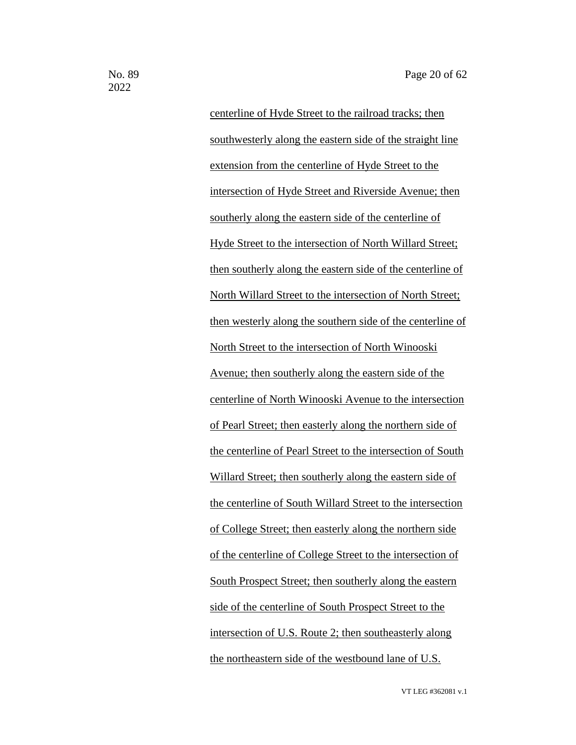centerline of Hyde Street to the railroad tracks; then southwesterly along the eastern side of the straight line extension from the centerline of Hyde Street to the intersection of Hyde Street and Riverside Avenue; then southerly along the eastern side of the centerline of Hyde Street to the intersection of North Willard Street; then southerly along the eastern side of the centerline of North Willard Street to the intersection of North Street; then westerly along the southern side of the centerline of North Street to the intersection of North Winooski Avenue; then southerly along the eastern side of the centerline of North Winooski Avenue to the intersection of Pearl Street; then easterly along the northern side of the centerline of Pearl Street to the intersection of South Willard Street; then southerly along the eastern side of the centerline of South Willard Street to the intersection of College Street; then easterly along the northern side of the centerline of College Street to the intersection of South Prospect Street; then southerly along the eastern side of the centerline of South Prospect Street to the intersection of U.S. Route 2; then southeasterly along the northeastern side of the westbound lane of U.S.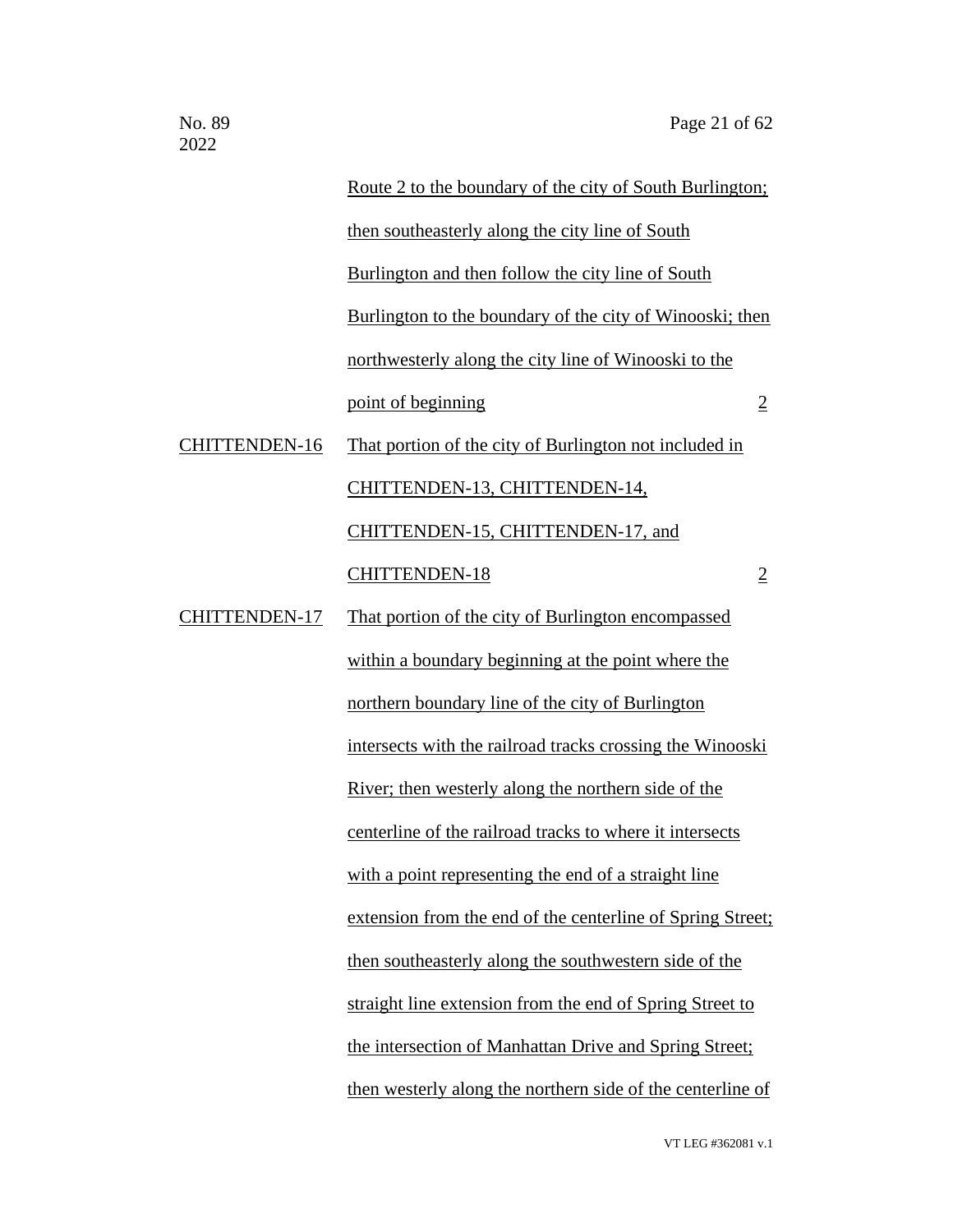| | | |
|---|---|---|
| | Route 2 to the boundary of the city of South Burlington; then southeasterly along the city line of South Burlington and then follow the city line of South Burlington to the boundary of the city of Winooski; then northwesterly along the city line of Winooski to the point of beginning | 2 |
| CHITTENDEN-16 | That portion of the city of Burlington not included in CHITTENDEN-13, CHITTENDEN-14, CHITTENDEN-15, CHITTENDEN-17, and CHITTENDEN-18 | 2 |
| CHITTENDEN-17 | That portion of the city of Burlington encompassed within a boundary beginning at the point where the northern boundary line of the city of Burlington intersects with the railroad tracks crossing the Winooski River; then westerly along the northern side of the centerline of the railroad tracks to where it intersects with a point representing the end of a straight line extension from the end of the centerline of Spring Street; then southeasterly along the southwestern side of the straight line extension from the end of Spring Street to the intersection of Manhattan Drive and Spring Street; then westerly along the northern side of the centerline of | |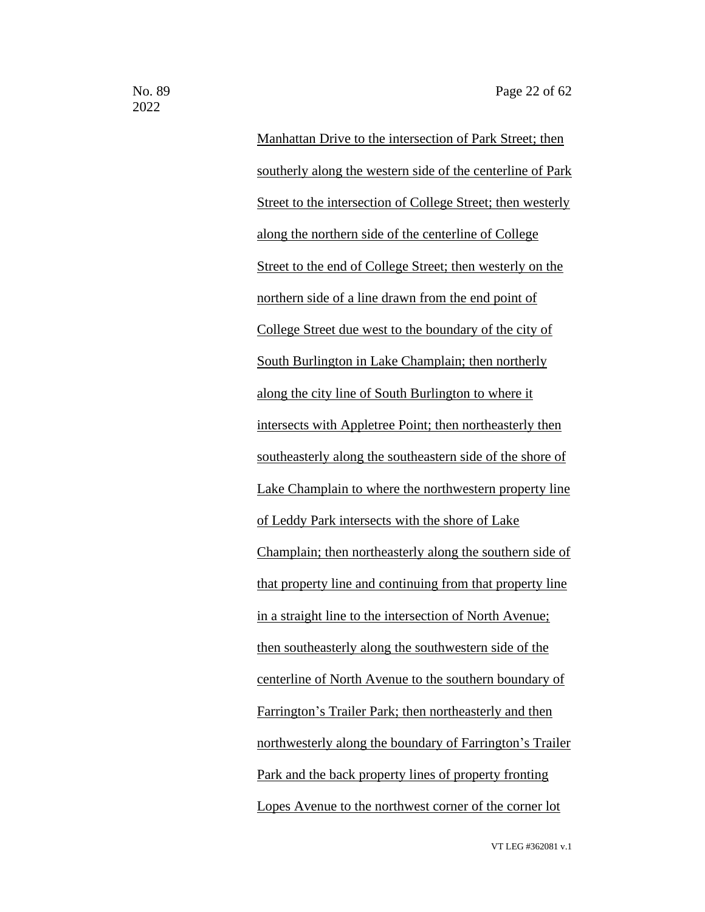Manhattan Drive to the intersection of Park Street; then southerly along the western side of the centerline of Park Street to the intersection of College Street; then westerly along the northern side of the centerline of College Street to the end of College Street; then westerly on the northern side of a line drawn from the end point of College Street due west to the boundary of the city of South Burlington in Lake Champlain; then northerly along the city line of South Burlington to where it intersects with Appletree Point; then northeasterly then southeasterly along the southeastern side of the shore of Lake Champlain to where the northwestern property line of Leddy Park intersects with the shore of Lake Champlain; then northeasterly along the southern side of that property line and continuing from that property line in a straight line to the intersection of North Avenue; then southeasterly along the southwestern side of the centerline of North Avenue to the southern boundary of Farrington's Trailer Park; then northeasterly and then northwesterly along the boundary of Farrington's Trailer Park and the back property lines of property fronting Lopes Avenue to the northwest corner of the corner lot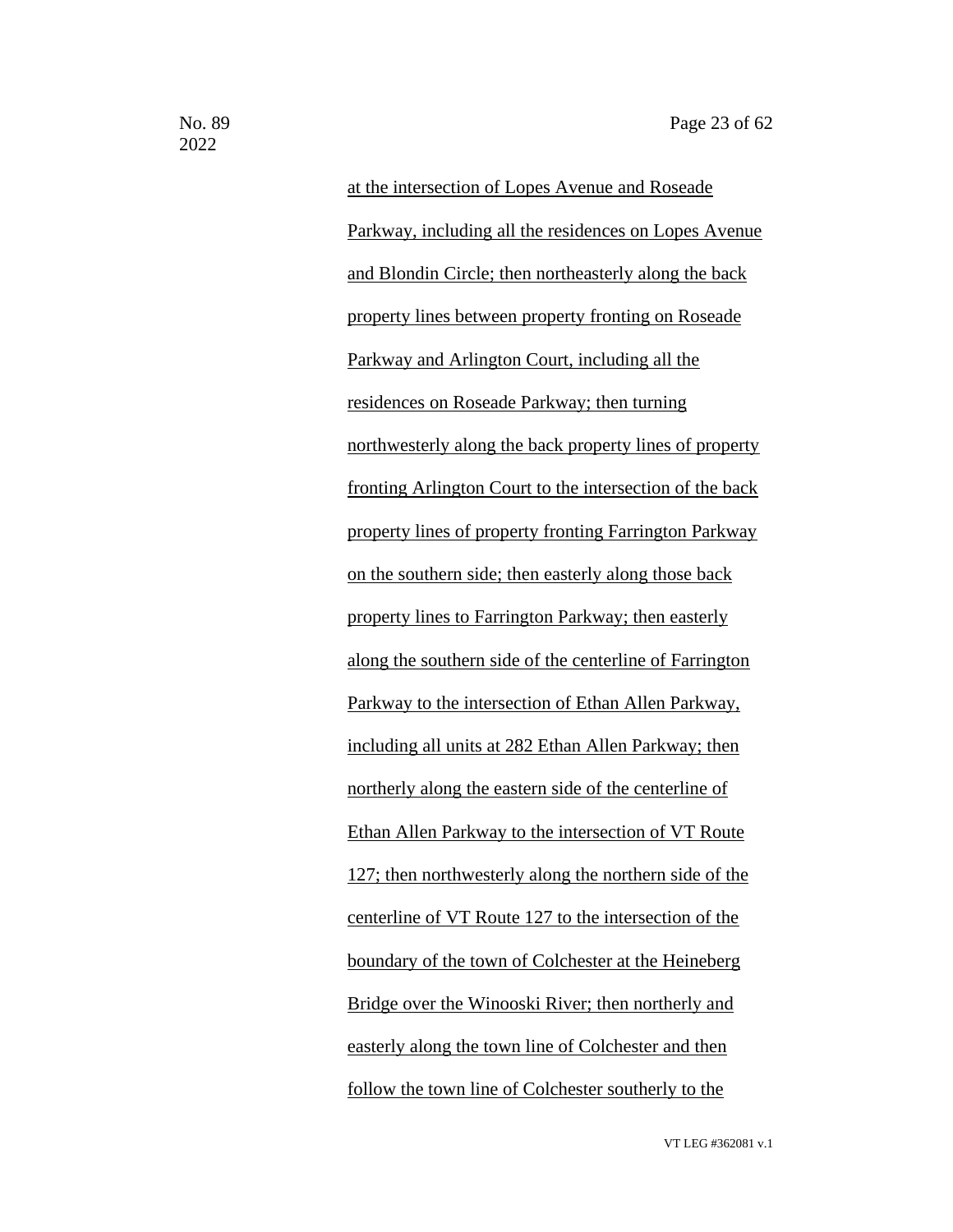at the intersection of Lopes Avenue and Roseade Parkway, including all the residences on Lopes Avenue and Blondin Circle; then northeasterly along the back property lines between property fronting on Roseade Parkway and Arlington Court, including all the residences on Roseade Parkway; then turning northwesterly along the back property lines of property fronting Arlington Court to the intersection of the back property lines of property fronting Farrington Parkway on the southern side; then easterly along those back property lines to Farrington Parkway; then easterly along the southern side of the centerline of Farrington Parkway to the intersection of Ethan Allen Parkway, including all units at 282 Ethan Allen Parkway; then northerly along the eastern side of the centerline of Ethan Allen Parkway to the intersection of VT Route 127; then northwesterly along the northern side of the centerline of VT Route 127 to the intersection of the boundary of the town of Colchester at the Heineberg Bridge over the Winooski River; then northerly and easterly along the town line of Colchester and then follow the town line of Colchester southerly to the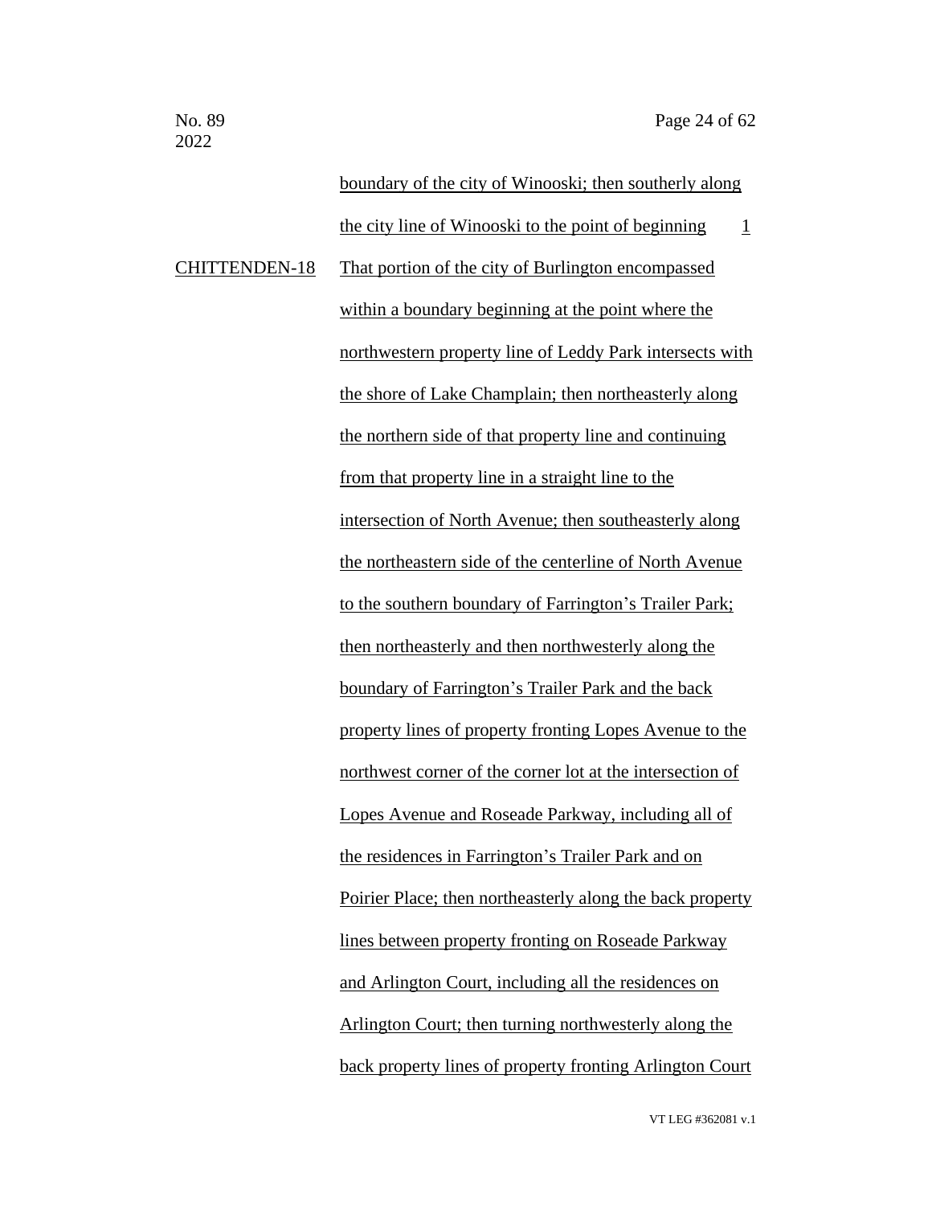| | | |
|---|---|---|
| | boundary of the city of Winooski; then southerly along the city line of Winooski to the point of beginning | 1 |
| CHITTENDEN-18 | That portion of the city of Burlington encompassed within a boundary beginning at the point where the northwestern property line of Leddy Park intersects with the shore of Lake Champlain; then northeasterly along the northern side of that property line and continuing from that property line in a straight line to the intersection of North Avenue; then southeasterly along the northeastern side of the centerline of North Avenue to the southern boundary of Farrington's Trailer Park; then northeasterly and then northwesterly along the boundary of Farrington's Trailer Park and the back property lines of property fronting Lopes Avenue to the northwest corner of the corner lot at the intersection of Lopes Avenue and Roseade Parkway, including all of the residences in Farrington's Trailer Park and on Poirier Place; then northeasterly along the back property lines between property fronting on Roseade Parkway and Arlington Court, including all the residences on Arlington Court; then turning northwesterly along the back property lines of property fronting Arlington Court | |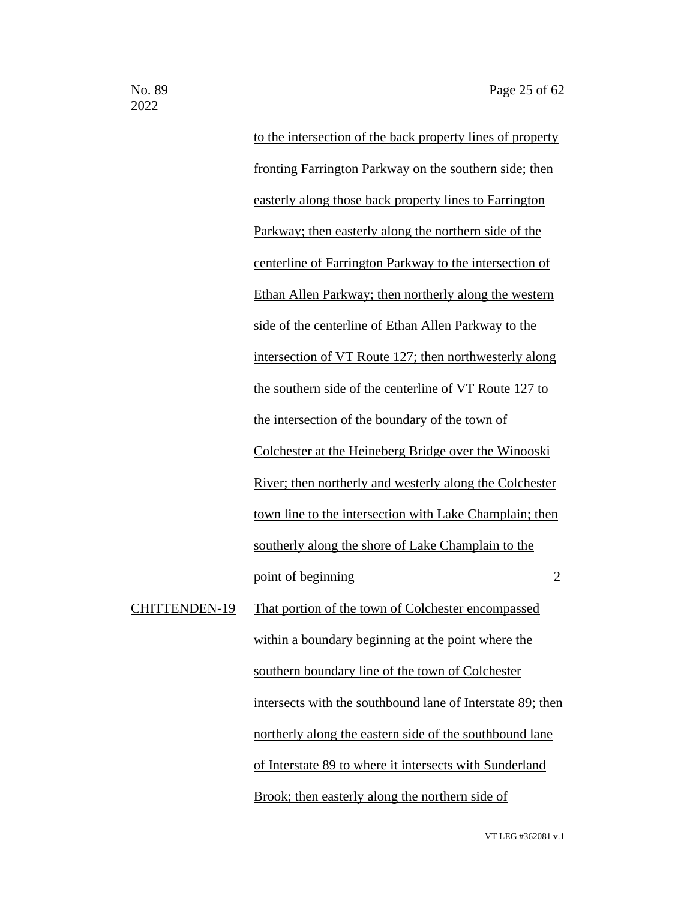to the intersection of the back property lines of property fronting Farrington Parkway on the southern side; then easterly along those back property lines to Farrington Parkway; then easterly along the northern side of the centerline of Farrington Parkway to the intersection of Ethan Allen Parkway; then northerly along the western side of the centerline of Ethan Allen Parkway to the intersection of VT Route 127; then northwesterly along the southern side of the centerline of VT Route 127 to the intersection of the boundary of the town of Colchester at the Heineberg Bridge over the Winooski River; then northerly and westerly along the Colchester town line to the intersection with Lake Champlain; then southerly along the shore of Lake Champlain to the point of beginning 2

CHITTENDEN-19 That portion of the town of Colchester encompassed within a boundary beginning at the point where the southern boundary line of the town of Colchester intersects with the southbound lane of Interstate 89; then northerly along the eastern side of the southbound lane of Interstate 89 to where it intersects with Sunderland Brook; then easterly along the northern side of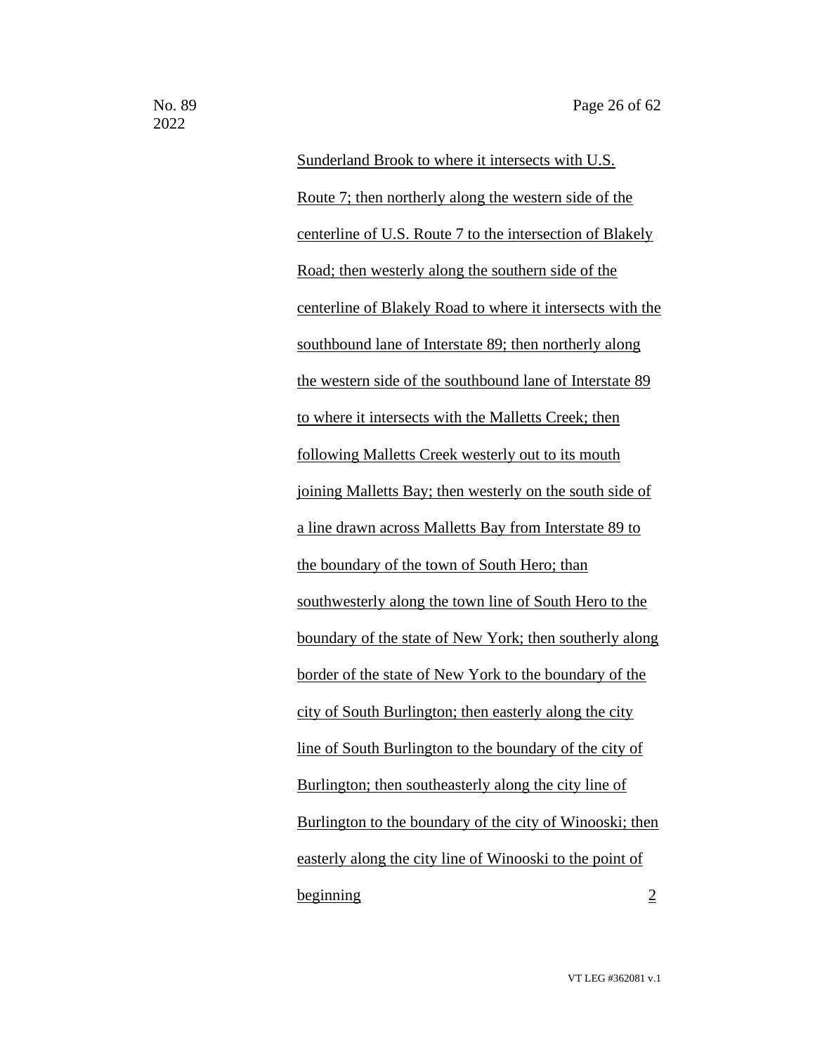<u>Sunderland Brook to where it intersects with U.S. Route 7; then northerly along the western side of the centerline of U.S. Route 7 to the intersection of Blakely Road; then westerly along the southern side of the centerline of Blakely Road to where it intersects with the southbound lane of Interstate 89; then northerly along the western side of the southbound lane of Interstate 89 to where it intersects with the Malletts Creek; then following Malletts Creek westerly out to its mouth joining Malletts Bay; then westerly on the south side of a line drawn across Malletts Bay from Interstate 89 to the boundary of the town of South Hero; than southwesterly along the town line of South Hero to the boundary of the state of New York; then southerly along border of the state of New York to the boundary of the city of South Burlington; then easterly along the city line of South Burlington to the boundary of the city of Burlington; then southeasterly along the city line of Burlington to the boundary of the city of Winooski; then easterly along the city line of Winooski to the point of beginning</u> <u>2</u>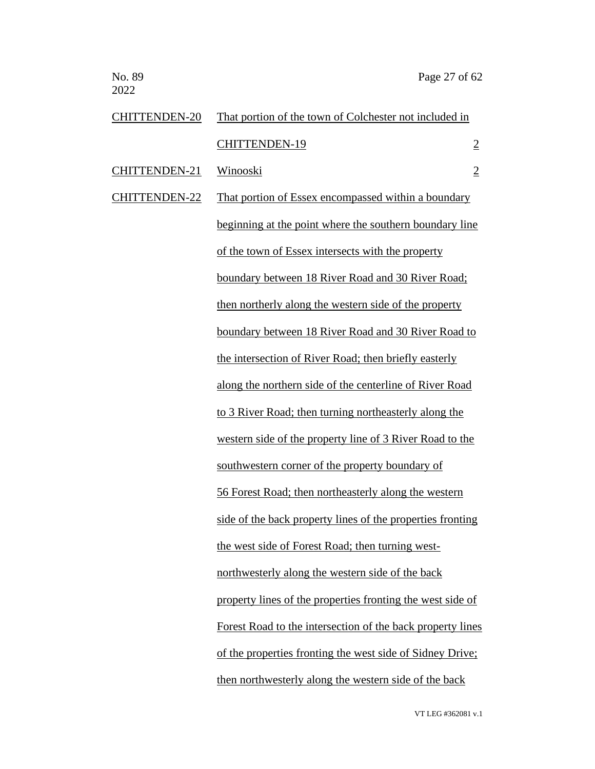| | | |
|---|---|---|
| CHITTENDEN-20 | That portion of the town of Colchester not included in CHITTENDEN-19 | 2 |
| CHITTENDEN-21 | Winooski | 2 |
| CHITTENDEN-22 | That portion of Essex encompassed within a boundary beginning at the point where the southern boundary line of the town of Essex intersects with the property boundary between 18 River Road and 30 River Road; then northerly along the western side of the property boundary between 18 River Road and 30 River Road to the intersection of River Road; then briefly easterly along the northern side of the centerline of River Road to 3 River Road; then turning northeasterly along the western side of the property line of 3 River Road to the southwestern corner of the property boundary of 56 Forest Road; then northeasterly along the western side of the back property lines of the properties fronting the west side of Forest Road; then turning west-northwesterly along the western side of the back property lines of the properties fronting the west side of Forest Road to the intersection of the back property lines of the properties fronting the west side of Sidney Drive; then northwesterly along the western side of the back | |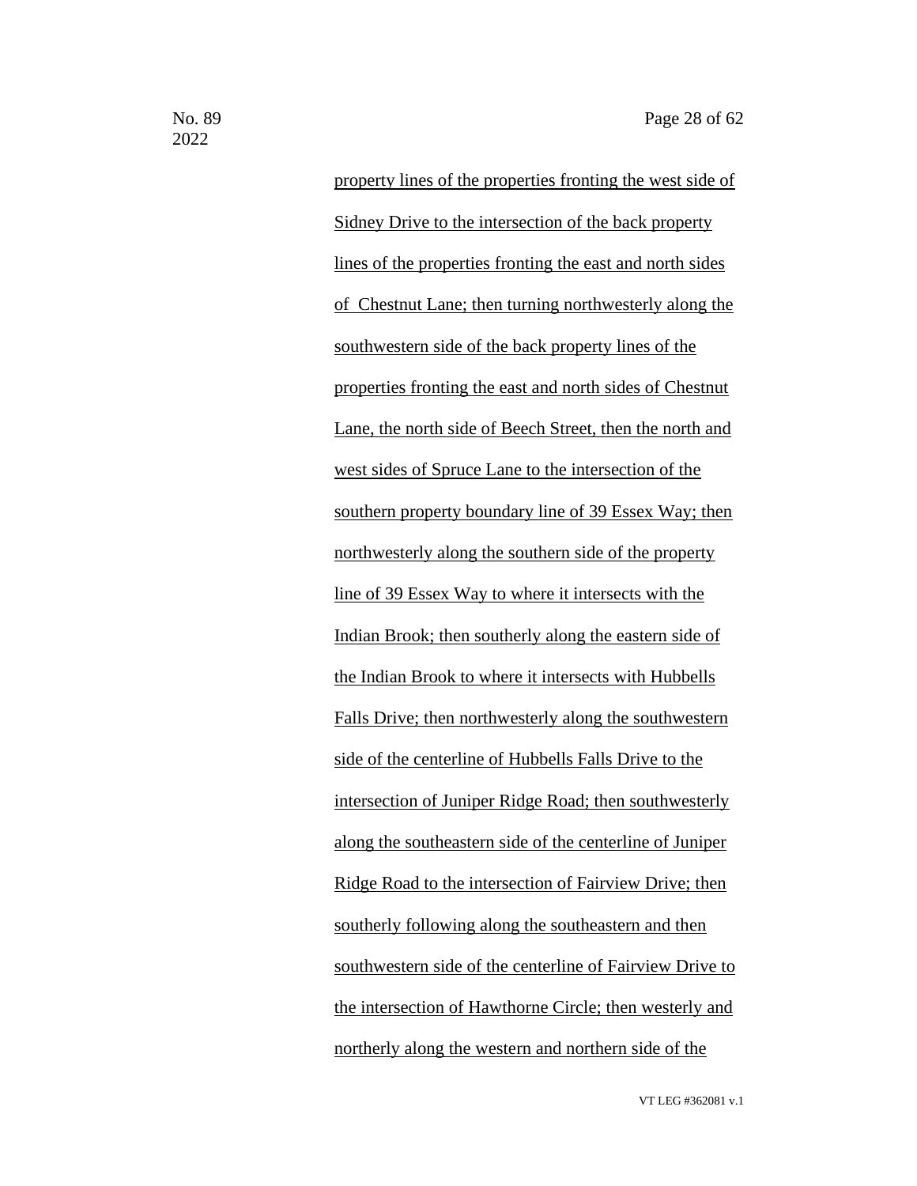property lines of the properties fronting the west side of Sidney Drive to the intersection of the back property lines of the properties fronting the east and north sides of Chestnut Lane; then turning northwesterly along the southwestern side of the back property lines of the properties fronting the east and north sides of Chestnut Lane, the north side of Beech Street, then the north and west sides of Spruce Lane to the intersection of the southern property boundary line of 39 Essex Way; then northwesterly along the southern side of the property line of 39 Essex Way to where it intersects with the Indian Brook; then southerly along the eastern side of the Indian Brook to where it intersects with Hubbells Falls Drive; then northwesterly along the southwestern side of the centerline of Hubbells Falls Drive to the intersection of Juniper Ridge Road; then southwesterly along the southeastern side of the centerline of Juniper Ridge Road to the intersection of Fairview Drive; then southerly following along the southeastern and then southwestern side of the centerline of Fairview Drive to the intersection of Hawthorne Circle; then westerly and northerly along the western and northern side of the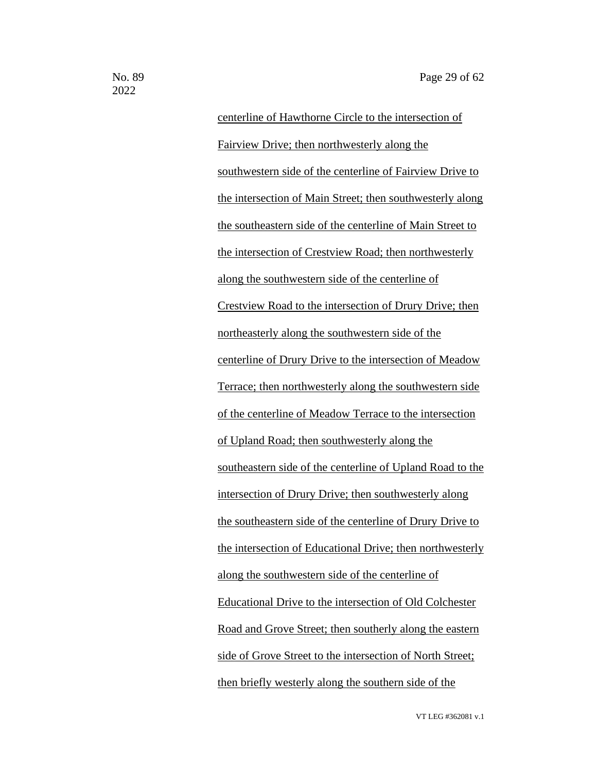centerline of Hawthorne Circle to the intersection of Fairview Drive; then northwesterly along the southwestern side of the centerline of Fairview Drive to the intersection of Main Street; then southwesterly along the southeastern side of the centerline of Main Street to the intersection of Crestview Road; then northwesterly along the southwestern side of the centerline of Crestview Road to the intersection of Drury Drive; then northeasterly along the southwestern side of the centerline of Drury Drive to the intersection of Meadow Terrace; then northwesterly along the southwestern side of the centerline of Meadow Terrace to the intersection of Upland Road; then southwesterly along the southeastern side of the centerline of Upland Road to the intersection of Drury Drive; then southwesterly along the southeastern side of the centerline of Drury Drive to the intersection of Educational Drive; then northwesterly along the southwestern side of the centerline of Educational Drive to the intersection of Old Colchester Road and Grove Street; then southerly along the eastern side of Grove Street to the intersection of North Street; then briefly westerly along the southern side of the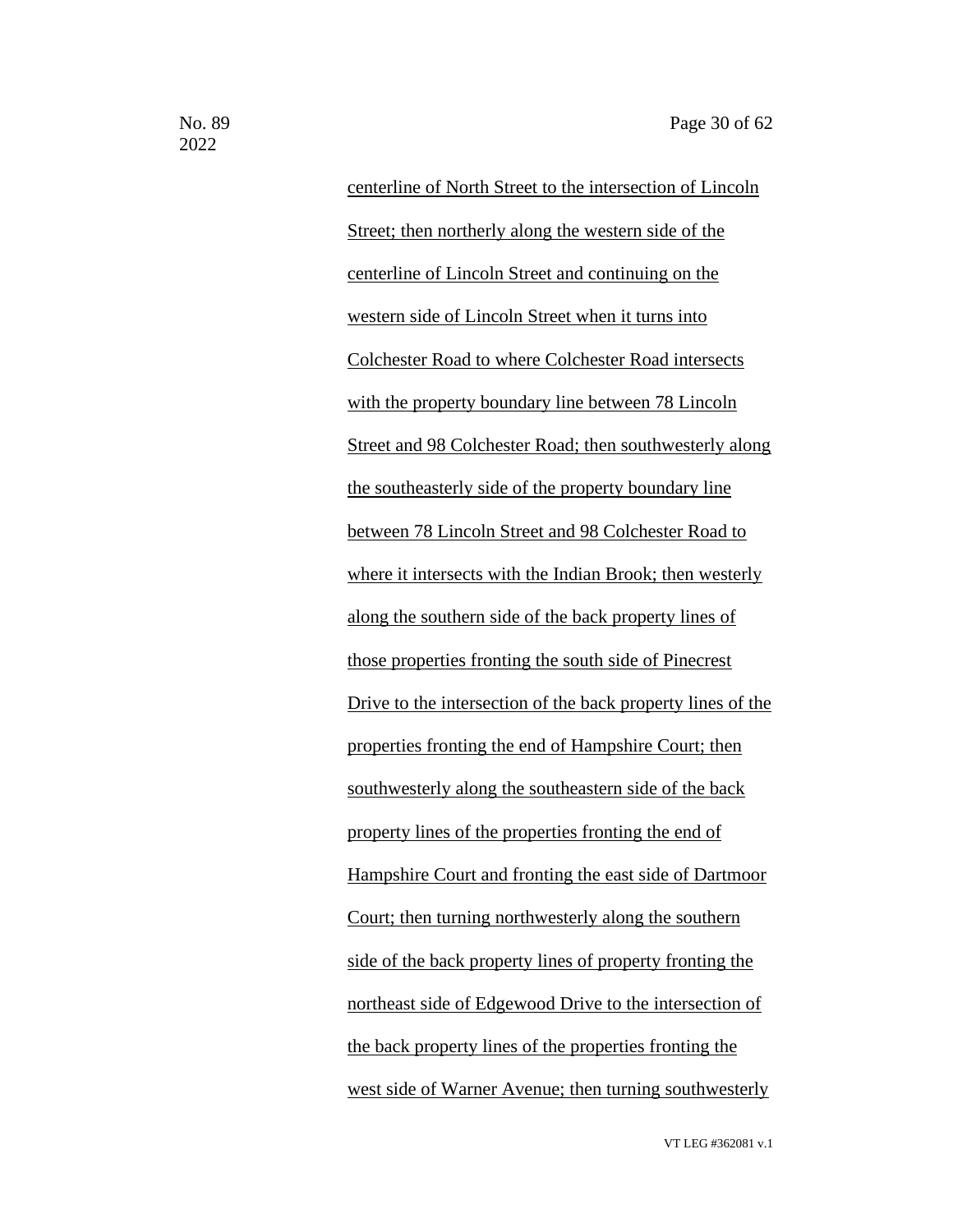centerline of North Street to the intersection of Lincoln Street; then northerly along the western side of the centerline of Lincoln Street and continuing on the western side of Lincoln Street when it turns into Colchester Road to where Colchester Road intersects with the property boundary line between 78 Lincoln Street and 98 Colchester Road; then southwesterly along the southeasterly side of the property boundary line between 78 Lincoln Street and 98 Colchester Road to where it intersects with the Indian Brook; then westerly along the southern side of the back property lines of those properties fronting the south side of Pinecrest Drive to the intersection of the back property lines of the properties fronting the end of Hampshire Court; then southwesterly along the southeastern side of the back property lines of the properties fronting the end of Hampshire Court and fronting the east side of Dartmoor Court; then turning northwesterly along the southern side of the back property lines of property fronting the northeast side of Edgewood Drive to the intersection of the back property lines of the properties fronting the west side of Warner Avenue; then turning southwesterly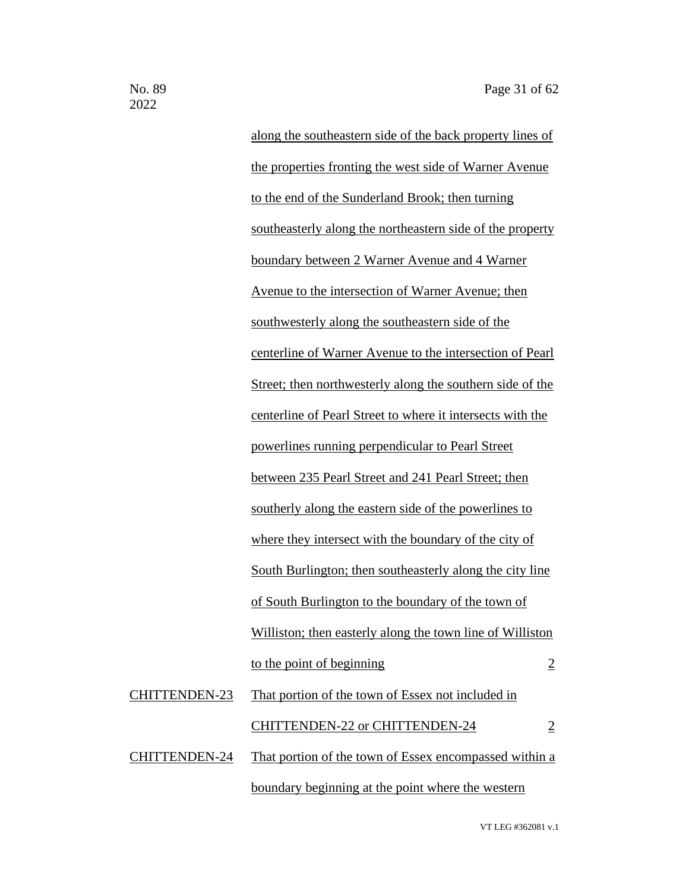| | | |
|---|---|---|
| | along the southeastern side of the back property lines of the properties fronting the west side of Warner Avenue to the end of the Sunderland Brook; then turning southeasterly along the northeastern side of the property boundary between 2 Warner Avenue and 4 Warner Avenue to the intersection of Warner Avenue; then southwesterly along the southeastern side of the centerline of Warner Avenue to the intersection of Pearl Street; then northwesterly along the southern side of the centerline of Pearl Street to where it intersects with the powerlines running perpendicular to Pearl Street between 235 Pearl Street and 241 Pearl Street; then southerly along the eastern side of the powerlines to where they intersect with the boundary of the city of South Burlington; then southeasterly along the city line of South Burlington to the boundary of the town of Williston; then easterly along the town line of Williston to the point of beginning | 2 |
| CHITTENDEN-23 | That portion of the town of Essex not included in CHITTENDEN-22 or CHITTENDEN-24 | 2 |
| CHITTENDEN-24 | That portion of the town of Essex encompassed within a boundary beginning at the point where the western | |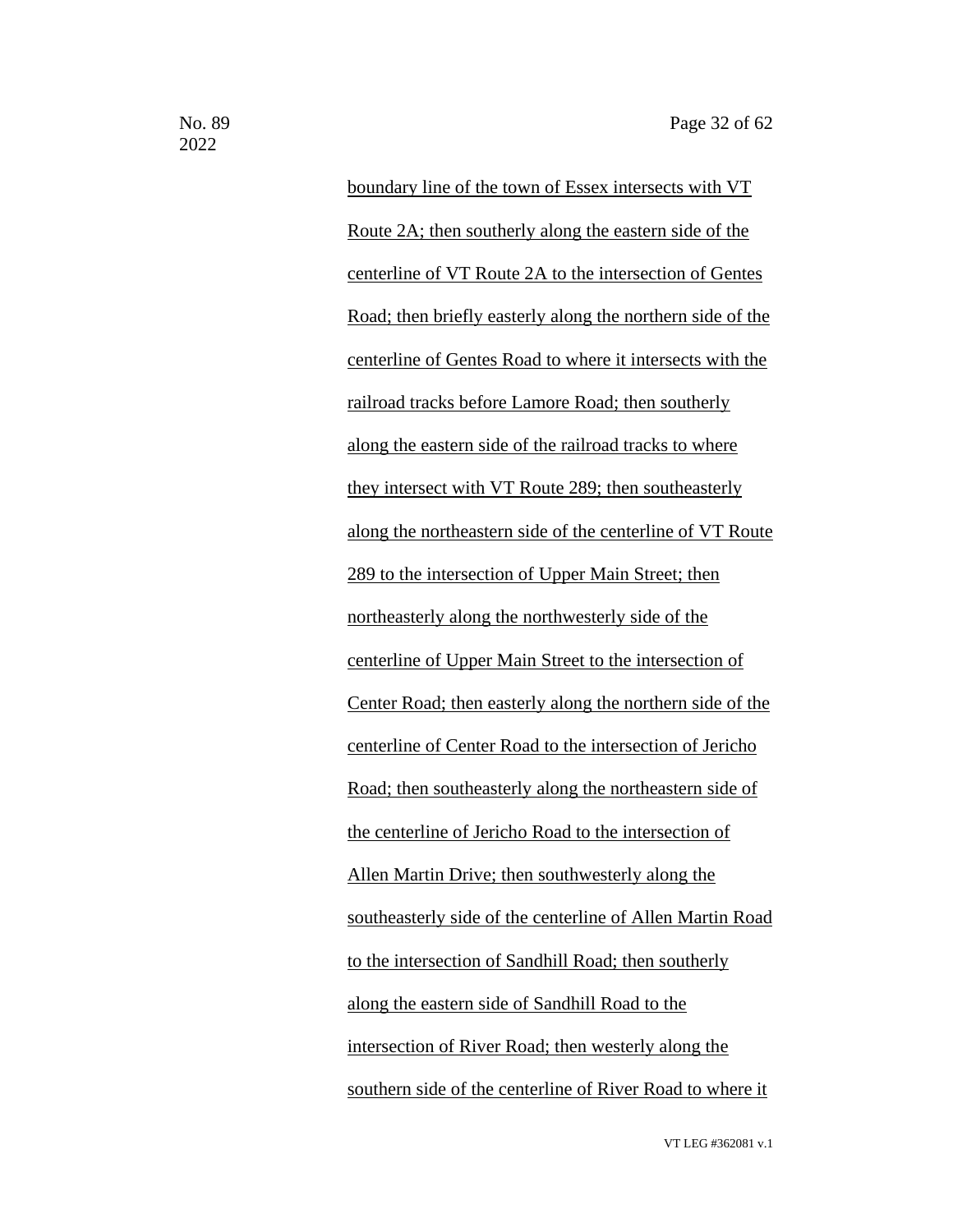boundary line of the town of Essex intersects with VT Route 2A; then southerly along the eastern side of the centerline of VT Route 2A to the intersection of Gentes Road; then briefly easterly along the northern side of the centerline of Gentes Road to where it intersects with the railroad tracks before Lamore Road; then southerly along the eastern side of the railroad tracks to where they intersect with VT Route 289; then southeasterly along the northeastern side of the centerline of VT Route 289 to the intersection of Upper Main Street; then northeasterly along the northwesterly side of the centerline of Upper Main Street to the intersection of Center Road; then easterly along the northern side of the centerline of Center Road to the intersection of Jericho Road; then southeasterly along the northeastern side of the centerline of Jericho Road to the intersection of Allen Martin Drive; then southwesterly along the southeasterly side of the centerline of Allen Martin Road to the intersection of Sandhill Road; then southerly along the eastern side of Sandhill Road to the intersection of River Road; then westerly along the southern side of the centerline of River Road to where it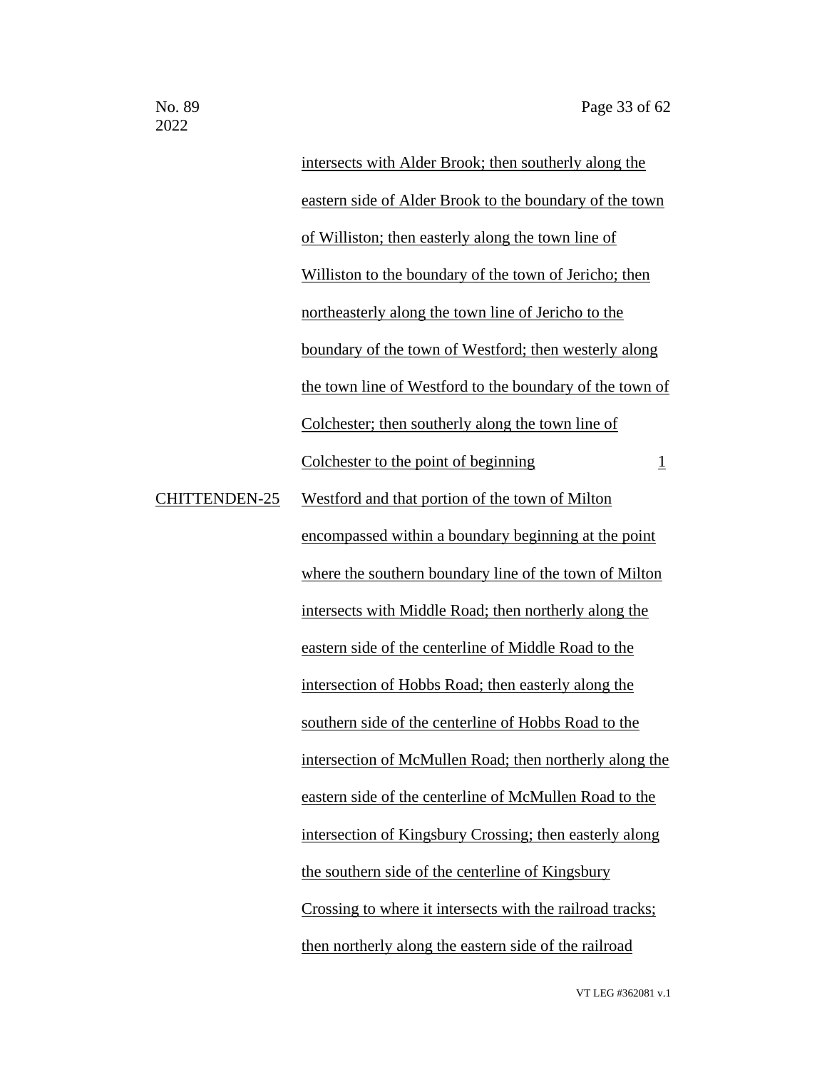| | | |
|---|---|---|
| | intersects with Alder Brook; then southerly along the eastern side of Alder Brook to the boundary of the town of Williston; then easterly along the town line of Williston to the boundary of the town of Jericho; then northeasterly along the town line of Jericho to the boundary of the town of Westford; then westerly along the town line of Westford to the boundary of the town of Colchester; then southerly along the town line of Colchester to the point of beginning | 1 |
| CHITTENDEN-25 | Westford and that portion of the town of Milton encompassed within a boundary beginning at the point where the southern boundary line of the town of Milton intersects with Middle Road; then northerly along the eastern side of the centerline of Middle Road to the intersection of Hobbs Road; then easterly along the southern side of the centerline of Hobbs Road to the intersection of McMullen Road; then northerly along the eastern side of the centerline of McMullen Road to the intersection of Kingsbury Crossing; then easterly along the southern side of the centerline of Kingsbury Crossing to where it intersects with the railroad tracks; then northerly along the eastern side of the railroad | |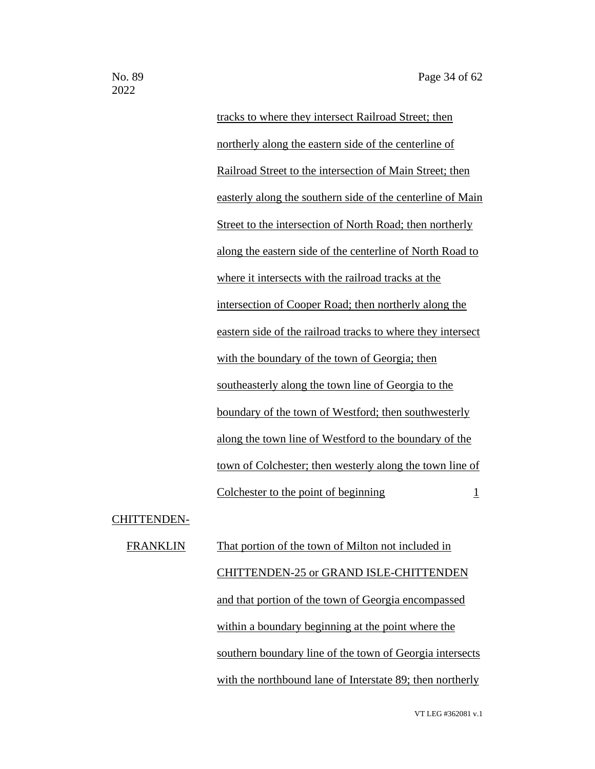tracks to where they intersect Railroad Street; then northerly along the eastern side of the centerline of Railroad Street to the intersection of Main Street; then easterly along the southern side of the centerline of Main Street to the intersection of North Road; then northerly along the eastern side of the centerline of North Road to where it intersects with the railroad tracks at the intersection of Cooper Road; then northerly along the eastern side of the railroad tracks to where they intersect with the boundary of the town of Georgia; then southeasterly along the town line of Georgia to the boundary of the town of Westford; then southwesterly along the town line of Westford to the boundary of the town of Colchester; then westerly along the town line of Colchester to the point of beginning 1

CHITTENDEN-FRANKLIN That portion of the town of Milton not included in CHITTENDEN-25 or GRAND ISLE-CHITTENDEN and that portion of the town of Georgia encompassed within a boundary beginning at the point where the southern boundary line of the town of Georgia intersects with the northbound lane of Interstate 89; then northerly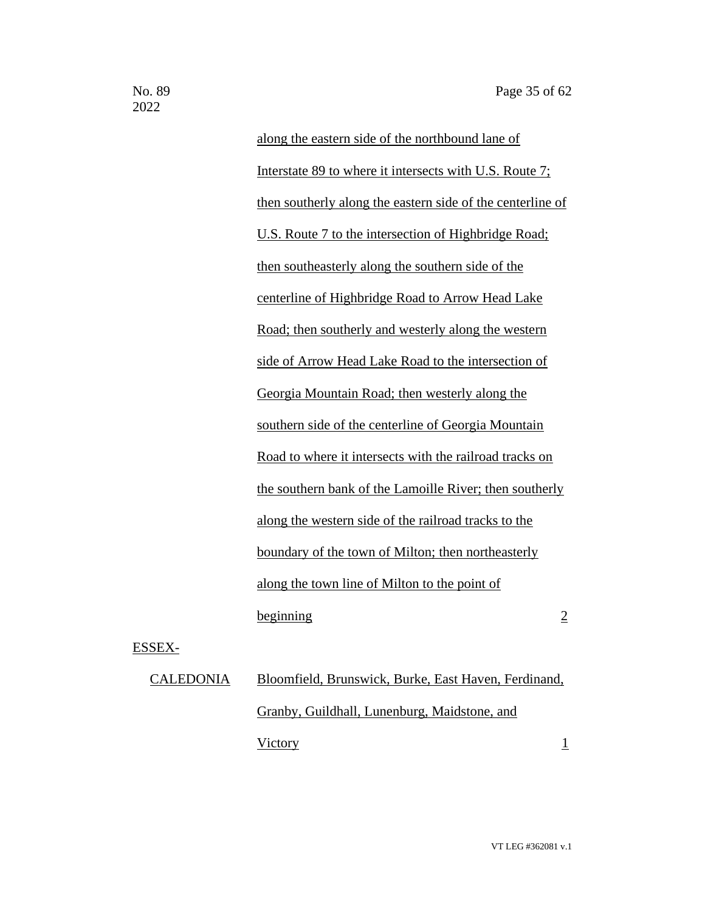along the eastern side of the northbound lane of Interstate 89 to where it intersects with U.S. Route 7; then southerly along the eastern side of the centerline of U.S. Route 7 to the intersection of Highbridge Road; then southeasterly along the southern side of the centerline of Highbridge Road to Arrow Head Lake Road; then southerly and westerly along the western side of Arrow Head Lake Road to the intersection of Georgia Mountain Road; then westerly along the southern side of the centerline of Georgia Mountain Road to where it intersects with the railroad tracks on the southern bank of the Lamoille River; then southerly along the western side of the railroad tracks to the boundary of the town of Milton; then northeasterly along the town line of Milton to the point of beginning 2

ESSEX-CALEDONIA Bloomfield, Brunswick, Burke, East Haven, Ferdinand, Granby, Guildhall, Lunenburg, Maidstone, and Victory 1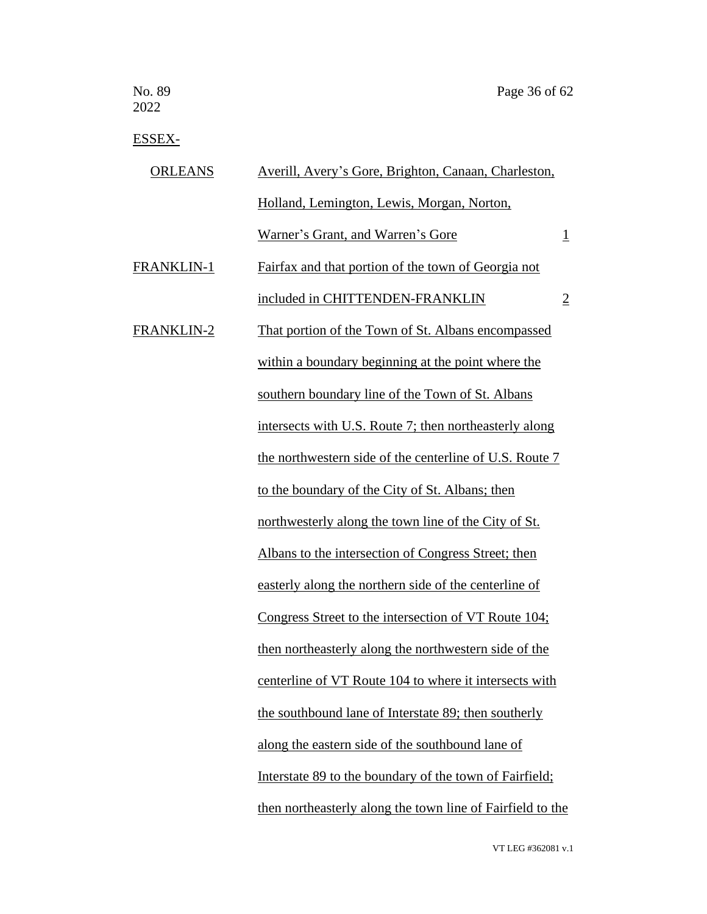| District | Towns | Representatives |
|---|---|---|
| ESSEX-ORLEANS | Averill, Avery's Gore, Brighton, Canaan, Charleston, Holland, Lemington, Lewis, Morgan, Norton, Warner's Grant, and Warren's Gore | 1 |
| FRANKLIN-1 | Fairfax and that portion of the town of Georgia not included in CHITTENDEN-FRANKLIN | 2 |
| FRANKLIN-2 | That portion of the Town of St. Albans encompassed within a boundary beginning at the point where the southern boundary line of the Town of St. Albans intersects with U.S. Route 7; then northeasterly along the northwestern side of the centerline of U.S. Route 7 to the boundary of the City of St. Albans; then northwesterly along the town line of the City of St. Albans to the intersection of Congress Street; then easterly along the northern side of the centerline of Congress Street to the intersection of VT Route 104; then northeasterly along the northwestern side of the centerline of VT Route 104 to where it intersects with the southbound lane of Interstate 89; then southerly along the eastern side of the southbound lane of Interstate 89 to the boundary of the town of Fairfield; then northeasterly along the town line of Fairfield to the | |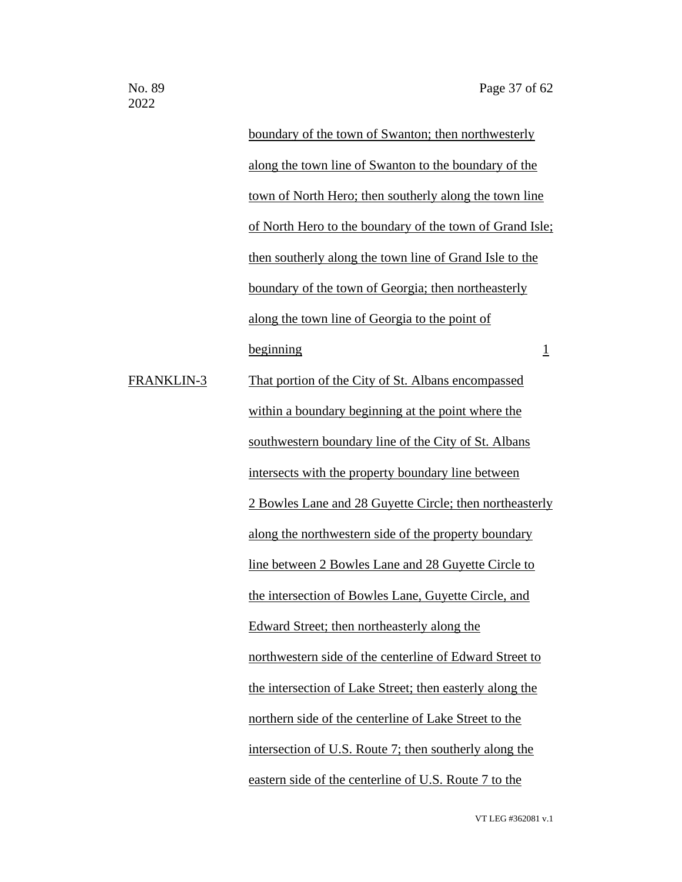| | | |
|---|---|---|
| | boundary of the town of Swanton; then northwesterly along the town line of Swanton to the boundary of the town of North Hero; then southerly along the town line of North Hero to the boundary of the town of Grand Isle; then southerly along the town line of Grand Isle to the boundary of the town of Georgia; then northeasterly along the town line of Georgia to the point of beginning | 1 |
| FRANKLIN-3 | That portion of the City of St. Albans encompassed within a boundary beginning at the point where the southwestern boundary line of the City of St. Albans intersects with the property boundary line between 2 Bowles Lane and 28 Guyette Circle; then northeasterly along the northwestern side of the property boundary line between 2 Bowles Lane and 28 Guyette Circle to the intersection of Bowles Lane, Guyette Circle, and Edward Street; then northeasterly along the northwestern side of the centerline of Edward Street to the intersection of Lake Street; then easterly along the northern side of the centerline of Lake Street to the intersection of U.S. Route 7; then southerly along the eastern side of the centerline of U.S. Route 7 to the | |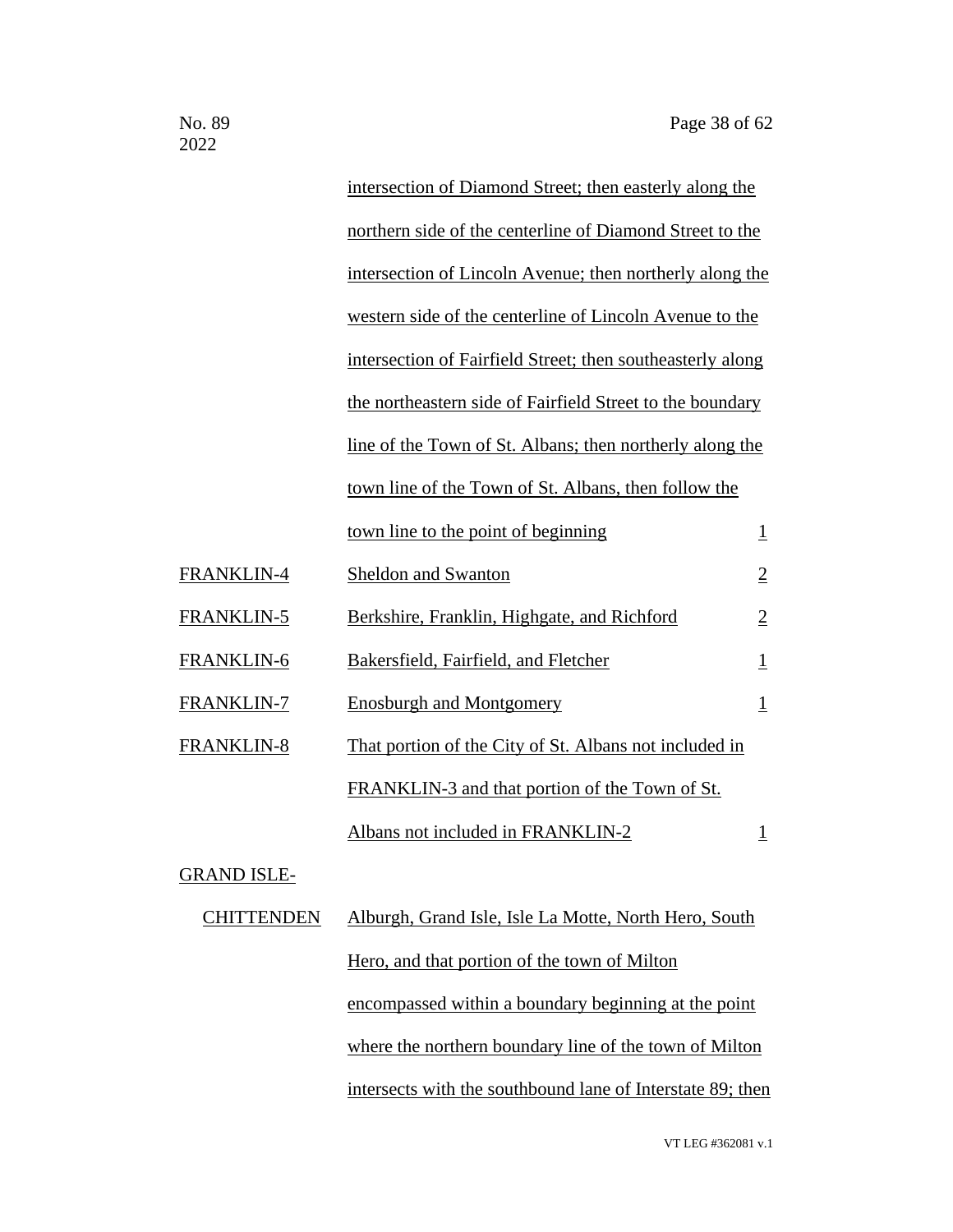| | | |
|---|---|---|
| | intersection of Diamond Street; then easterly along the northern side of the centerline of Diamond Street to the intersection of Lincoln Avenue; then northerly along the western side of the centerline of Lincoln Avenue to the intersection of Fairfield Street; then southeasterly along the northeastern side of Fairfield Street to the boundary line of the Town of St. Albans; then northerly along the town line of the Town of St. Albans, then follow the town line to the point of beginning | 1 |
| FRANKLIN-4 | Sheldon and Swanton | 2 |
| FRANKLIN-5 | Berkshire, Franklin, Highgate, and Richford | 2 |
| FRANKLIN-6 | Bakersfield, Fairfield, and Fletcher | 1 |
| FRANKLIN-7 | Enosburgh and Montgomery | 1 |
| FRANKLIN-8 | That portion of the City of St. Albans not included in FRANKLIN-3 and that portion of the Town of St. Albans not included in FRANKLIN-2 | 1 |
| GRAND ISLE-CHITTENDEN | Alburgh, Grand Isle, Isle La Motte, North Hero, South Hero, and that portion of the town of Milton encompassed within a boundary beginning at the point where the northern boundary line of the town of Milton intersects with the southbound lane of Interstate 89; then | |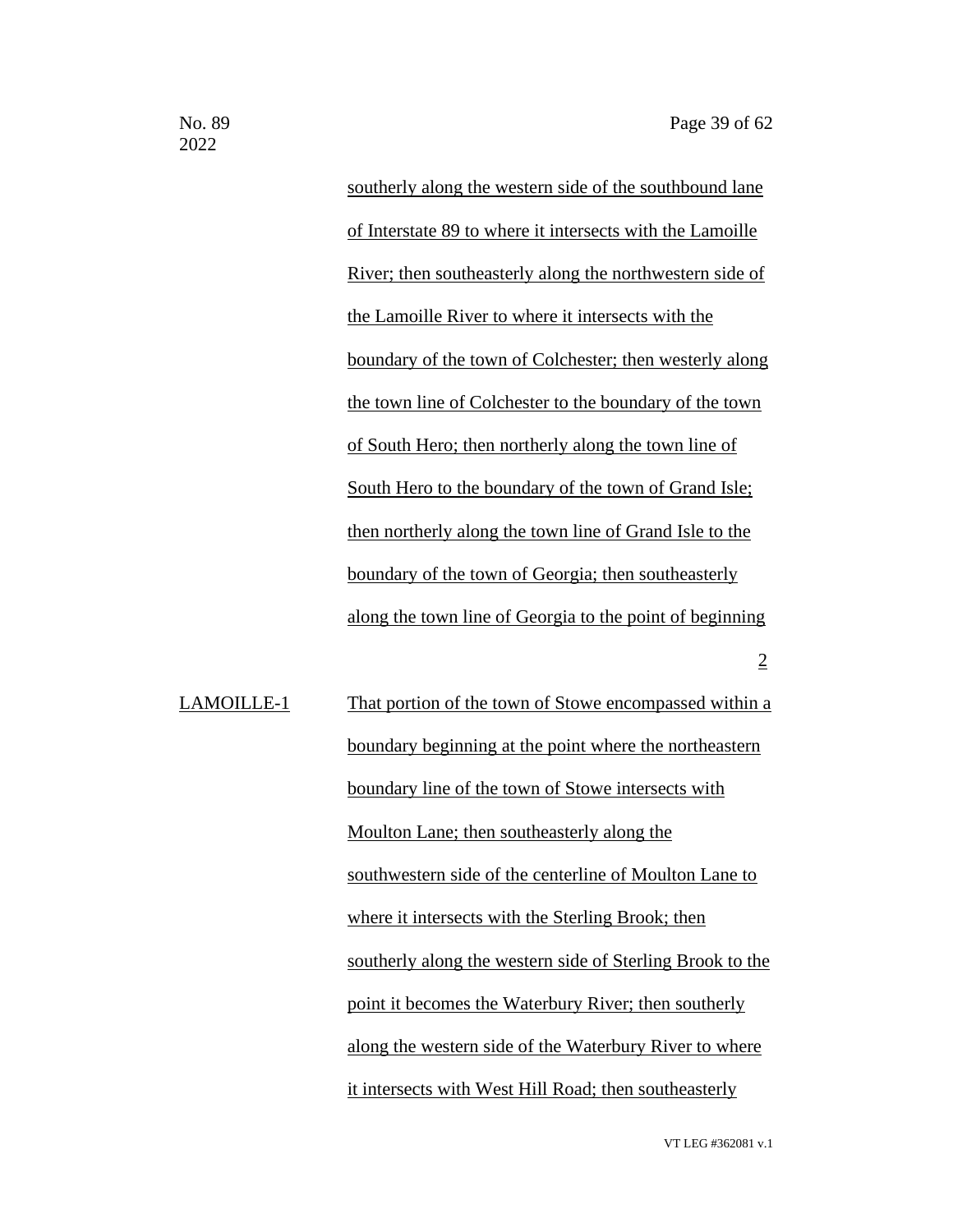southerly along the western side of the southbound lane of Interstate 89 to where it intersects with the Lamoille River; then southeasterly along the northwestern side of the Lamoille River to where it intersects with the boundary of the town of Colchester; then westerly along the town line of Colchester to the boundary of the town of South Hero; then northerly along the town line of South Hero to the boundary of the town of Grand Isle; then northerly along the town line of Grand Isle to the boundary of the town of Georgia; then southeasterly along the town line of Georgia to the point of beginning

2

LAMOILLE-1 That portion of the town of Stowe encompassed within a boundary beginning at the point where the northeastern boundary line of the town of Stowe intersects with Moulton Lane; then southeasterly along the southwestern side of the centerline of Moulton Lane to where it intersects with the Sterling Brook; then southerly along the western side of Sterling Brook to the point it becomes the Waterbury River; then southerly along the western side of the Waterbury River to where it intersects with West Hill Road; then southeasterly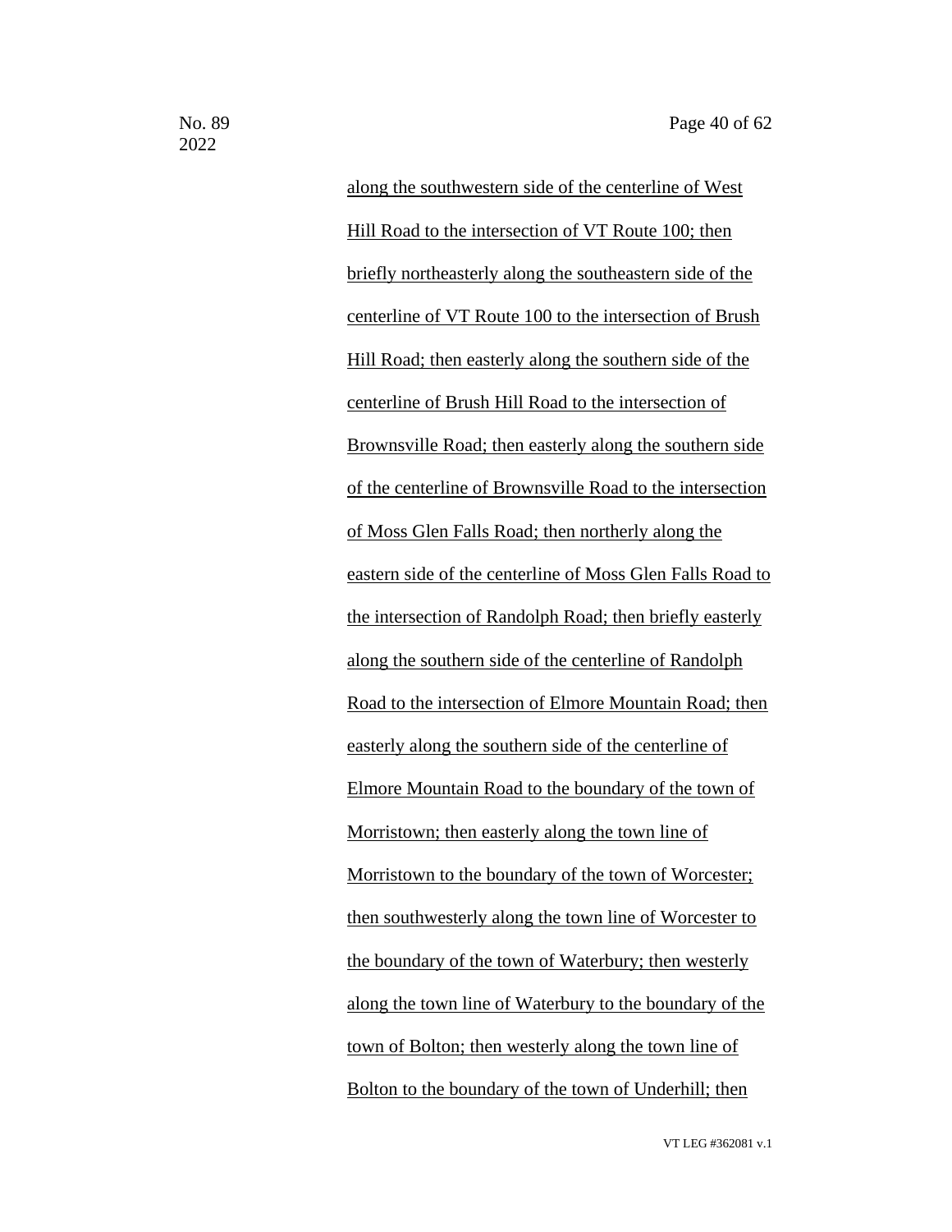along the southwestern side of the centerline of West Hill Road to the intersection of VT Route 100; then briefly northeasterly along the southeastern side of the centerline of VT Route 100 to the intersection of Brush Hill Road; then easterly along the southern side of the centerline of Brush Hill Road to the intersection of Brownsville Road; then easterly along the southern side of the centerline of Brownsville Road to the intersection of Moss Glen Falls Road; then northerly along the eastern side of the centerline of Moss Glen Falls Road to the intersection of Randolph Road; then briefly easterly along the southern side of the centerline of Randolph Road to the intersection of Elmore Mountain Road; then easterly along the southern side of the centerline of Elmore Mountain Road to the boundary of the town of Morristown; then easterly along the town line of Morristown to the boundary of the town of Worcester; then southwesterly along the town line of Worcester to the boundary of the town of Waterbury; then westerly along the town line of Waterbury to the boundary of the town of Bolton; then westerly along the town line of Bolton to the boundary of the town of Underhill; then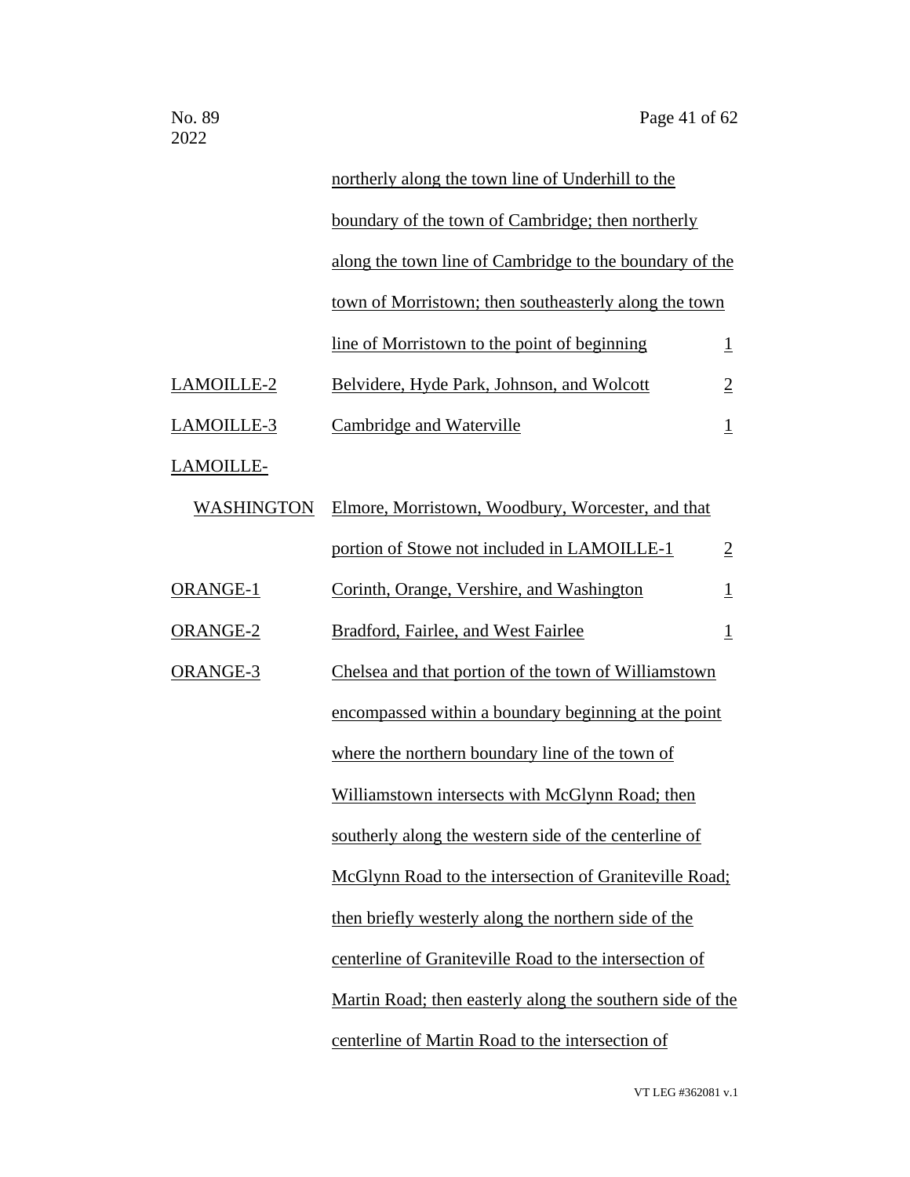| | | |
|---|---|---|
| | northerly along the town line of Underhill to the boundary of the town of Cambridge; then northerly along the town line of Cambridge to the boundary of the town of Morristown; then southeasterly along the town line of Morristown to the point of beginning | 1 |
| LAMOILLE-2 | Belvidere, Hyde Park, Johnson, and Wolcott | 2 |
| LAMOILLE-3 | Cambridge and Waterville | 1 |
| LAMOILLE-WASHINGTON | Elmore, Morristown, Woodbury, Worcester, and that portion of Stowe not included in LAMOILLE-1 | 2 |
| ORANGE-1 | Corinth, Orange, Vershire, and Washington | 1 |
| ORANGE-2 | Bradford, Fairlee, and West Fairlee | 1 |
| ORANGE-3 | Chelsea and that portion of the town of Williamstown encompassed within a boundary beginning at the point where the northern boundary line of the town of Williamstown intersects with McGlynn Road; then southerly along the western side of the centerline of McGlynn Road to the intersection of Graniteville Road; then briefly westerly along the northern side of the centerline of Graniteville Road to the intersection of Martin Road; then easterly along the southern side of the centerline of Martin Road to the intersection of | |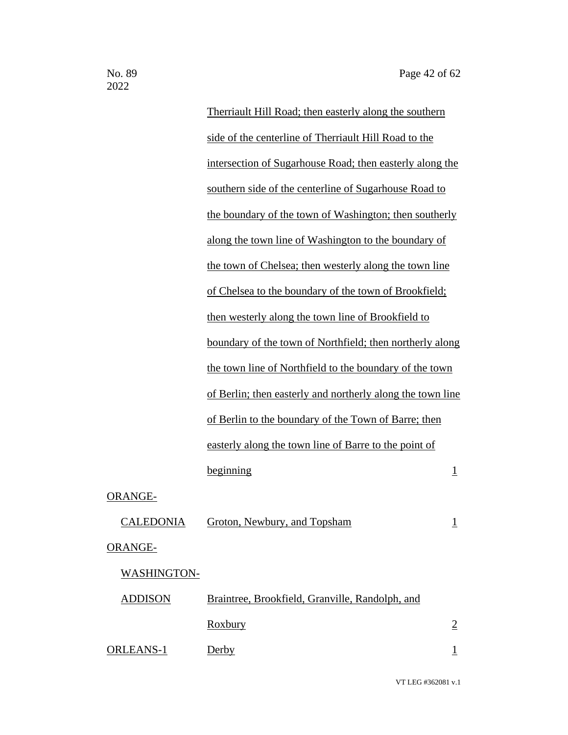| | | |
|---|---|---|
| | Therriault Hill Road; then easterly along the southern side of the centerline of Therriault Hill Road to the intersection of Sugarhouse Road; then easterly along the southern side of the centerline of Sugarhouse Road to the boundary of the town of Washington; then southerly along the town line of Washington to the boundary of the town of Chelsea; then westerly along the town line of Chelsea to the boundary of the town of Brookfield; then westerly along the town line of Brookfield to boundary of the town of Northfield; then northerly along the town line of Northfield to the boundary of the town of Berlin; then easterly and northerly along the town line of Berlin to the boundary of the Town of Barre; then easterly along the town line of Barre to the point of beginning | 1 |
| ORANGE-CALEDONIA | Groton, Newbury, and Topsham | 1 |
| ORANGE-WASHINGTON-ADDISON | Braintree, Brookfield, Granville, Randolph, and Roxbury | 2 |
| ORLEANS-1 | Derby | 1 |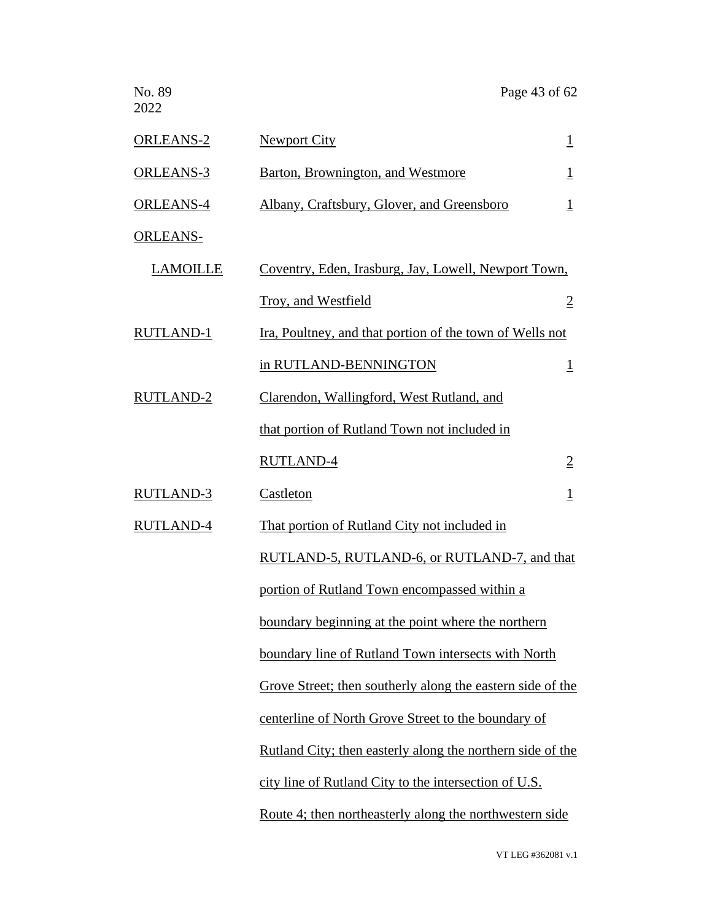| | | |
|---|---|---|
| ORLEANS-2 | Newport City | 1 |
| ORLEANS-3 | Barton, Brownington, and Westmore | 1 |
| ORLEANS-4 | Albany, Craftsbury, Glover, and Greensboro | 1 |
| ORLEANS-LAMOILLE | Coventry, Eden, Irasburg, Jay, Lowell, Newport Town, Troy, and Westfield | 2 |
| RUTLAND-1 | Ira, Poultney, and that portion of the town of Wells not in RUTLAND-BENNINGTON | 1 |
| RUTLAND-2 | Clarendon, Wallingford, West Rutland, and that portion of Rutland Town not included in RUTLAND-4 | 2 |
| RUTLAND-3 | Castleton | 1 |
| RUTLAND-4 | That portion of Rutland City not included in RUTLAND-5, RUTLAND-6, or RUTLAND-7, and that portion of Rutland Town encompassed within a boundary beginning at the point where the northern boundary line of Rutland Town intersects with North Grove Street; then southerly along the eastern side of the centerline of North Grove Street to the boundary of Rutland City; then easterly along the northern side of the city line of Rutland City to the intersection of U.S. Route 4; then northeasterly along the northwestern side | |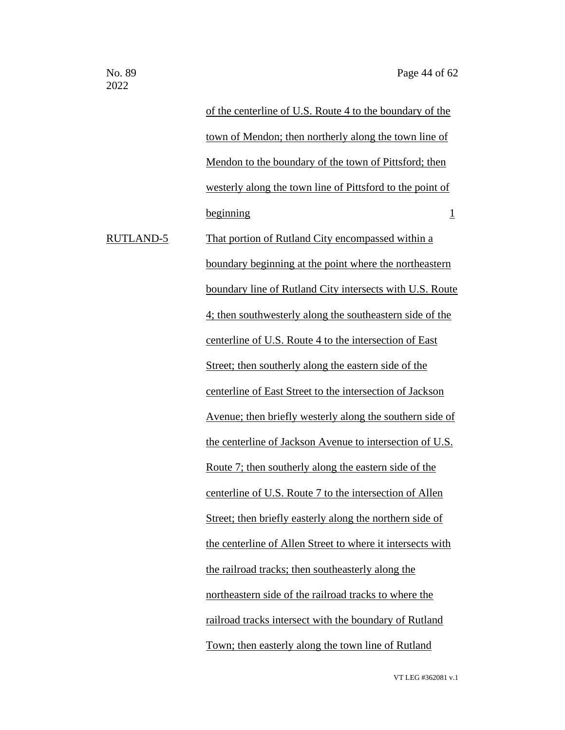| | | |
|---|---|---|
| | of the centerline of U.S. Route 4 to the boundary of the town of Mendon; then northerly along the town line of Mendon to the boundary of the town of Pittsford; then westerly along the town line of Pittsford to the point of beginning | 1 |
| RUTLAND-5 | That portion of Rutland City encompassed within a boundary beginning at the point where the northeastern boundary line of Rutland City intersects with U.S. Route 4; then southwesterly along the southeastern side of the centerline of U.S. Route 4 to the intersection of East Street; then southerly along the eastern side of the centerline of East Street to the intersection of Jackson Avenue; then briefly westerly along the southern side of the centerline of Jackson Avenue to intersection of U.S. Route 7; then southerly along the eastern side of the centerline of U.S. Route 7 to the intersection of Allen Street; then briefly easterly along the northern side of the centerline of Allen Street to where it intersects with the railroad tracks; then southeasterly along the northeastern side of the railroad tracks to where the railroad tracks intersect with the boundary of Rutland Town; then easterly along the town line of Rutland | |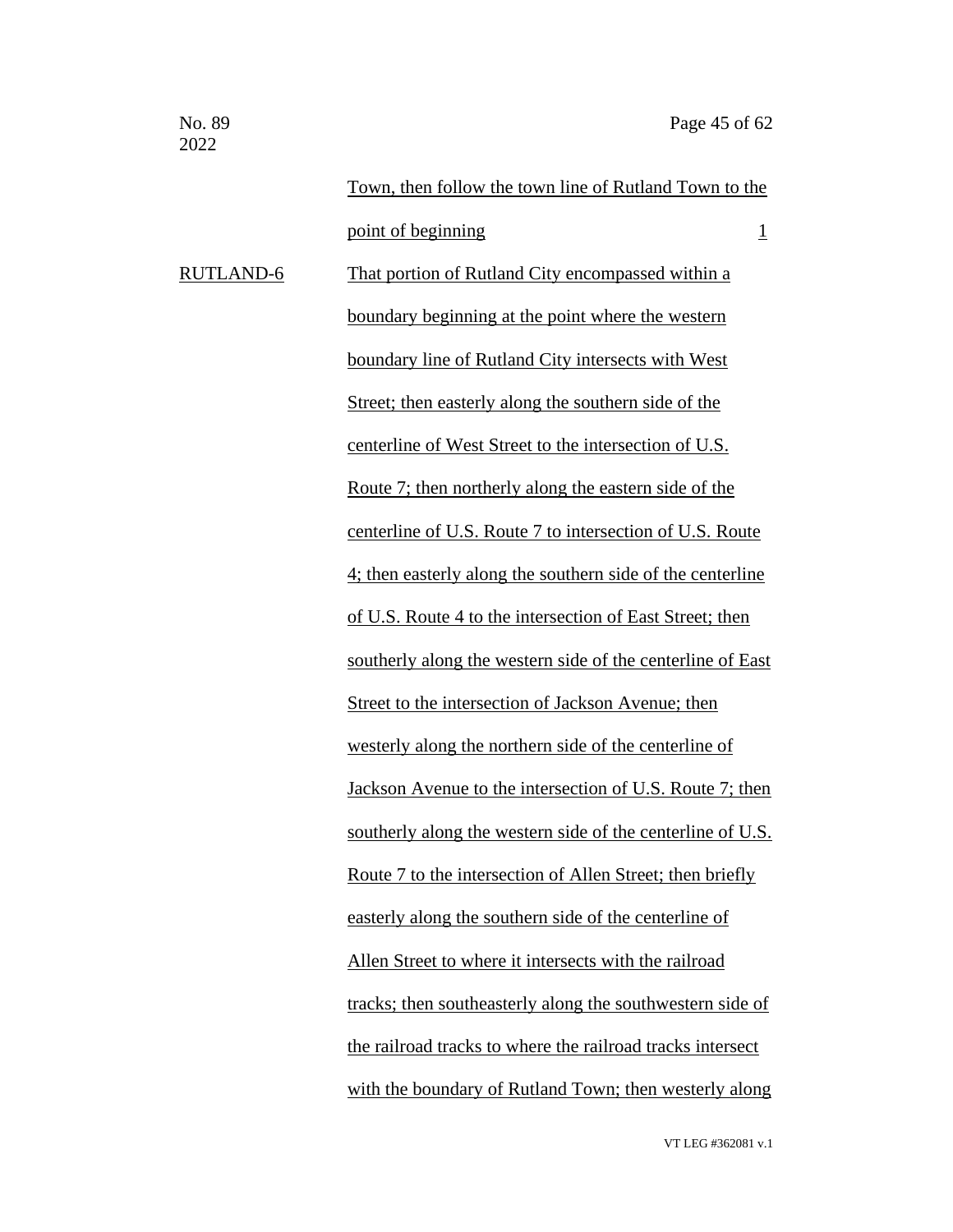| | | |
|---|---|---|
| | Town, then follow the town line of Rutland Town to the point of beginning | 1 |
| RUTLAND-6 | That portion of Rutland City encompassed within a boundary beginning at the point where the western boundary line of Rutland City intersects with West Street; then easterly along the southern side of the centerline of West Street to the intersection of U.S. Route 7; then northerly along the eastern side of the centerline of U.S. Route 7 to intersection of U.S. Route 4; then easterly along the southern side of the centerline of U.S. Route 4 to the intersection of East Street; then southerly along the western side of the centerline of East Street to the intersection of Jackson Avenue; then westerly along the northern side of the centerline of Jackson Avenue to the intersection of U.S. Route 7; then southerly along the western side of the centerline of U.S. Route 7 to the intersection of Allen Street; then briefly easterly along the southern side of the centerline of Allen Street to where it intersects with the railroad tracks; then southeasterly along the southwestern side of the railroad tracks to where the railroad tracks intersect with the boundary of Rutland Town; then westerly along | |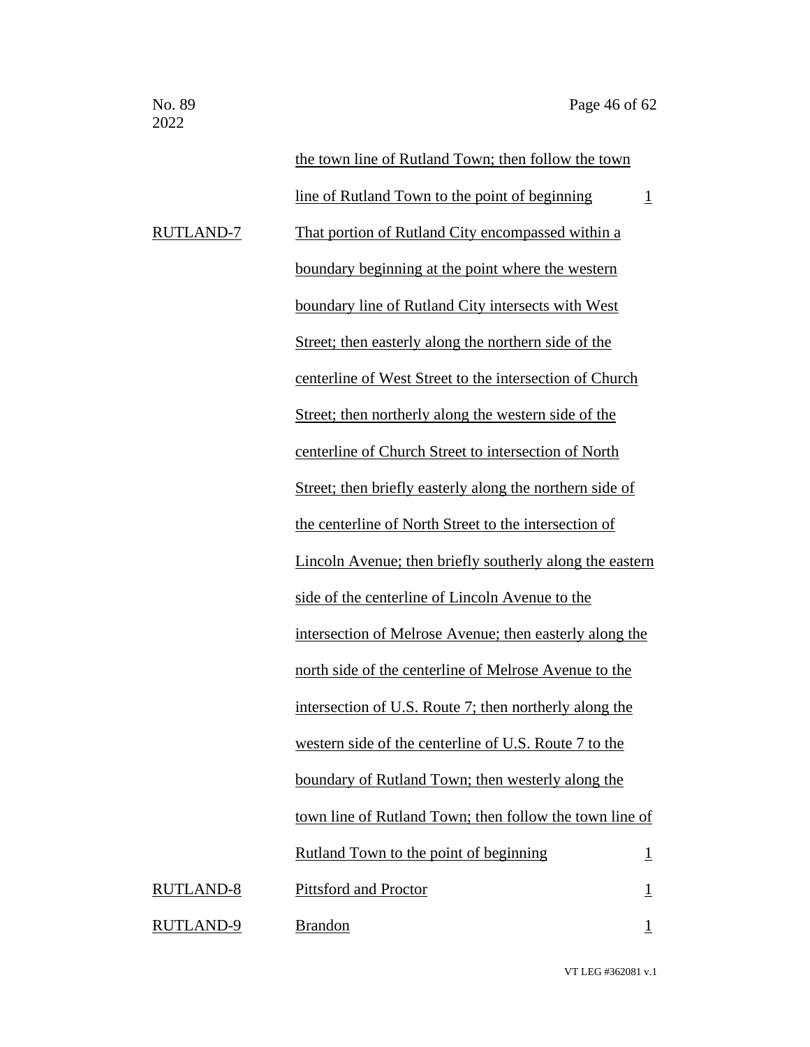| | | |
|---|---|---|
| | the town line of Rutland Town; then follow the town line of Rutland Town to the point of beginning | 1 |
| RUTLAND-7 | That portion of Rutland City encompassed within a boundary beginning at the point where the western boundary line of Rutland City intersects with West Street; then easterly along the northern side of the centerline of West Street to the intersection of Church Street; then northerly along the western side of the centerline of Church Street to intersection of North Street; then briefly easterly along the northern side of the centerline of North Street to the intersection of Lincoln Avenue; then briefly southerly along the eastern side of the centerline of Lincoln Avenue to the intersection of Melrose Avenue; then easterly along the north side of the centerline of Melrose Avenue to the intersection of U.S. Route 7; then northerly along the western side of the centerline of U.S. Route 7 to the boundary of Rutland Town; then westerly along the town line of Rutland Town; then follow the town line of Rutland Town to the point of beginning | 1 |
| RUTLAND-8 | Pittsford and Proctor | 1 |
| RUTLAND-9 | Brandon | 1 |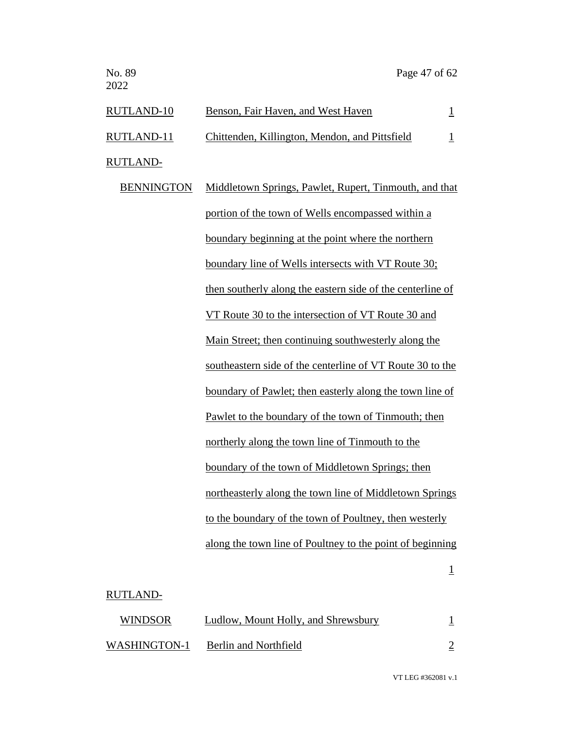| | | |
|---|---|---|
| RUTLAND-10 | Benson, Fair Haven, and West Haven | 1 |
| RUTLAND-11 | Chittenden, Killington, Mendon, and Pittsfield | 1 |
| RUTLAND-BENNINGTON | Middletown Springs, Pawlet, Rupert, Tinmouth, and that portion of the town of Wells encompassed within a boundary beginning at the point where the northern boundary line of Wells intersects with VT Route 30; then southerly along the eastern side of the centerline of VT Route 30 to the intersection of VT Route 30 and Main Street; then continuing southwesterly along the southeastern side of the centerline of VT Route 30 to the boundary of Pawlet; then easterly along the town line of Pawlet to the boundary of the town of Tinmouth; then northerly along the town line of Tinmouth to the boundary of the town of Middletown Springs; then northeasterly along the town line of Middletown Springs to the boundary of the town of Poultney, then westerly along the town line of Poultney to the point of beginning | 1 |
| RUTLAND-WINDSOR | Ludlow, Mount Holly, and Shrewsbury | 1 |
| WASHINGTON-1 | Berlin and Northfield | 2 |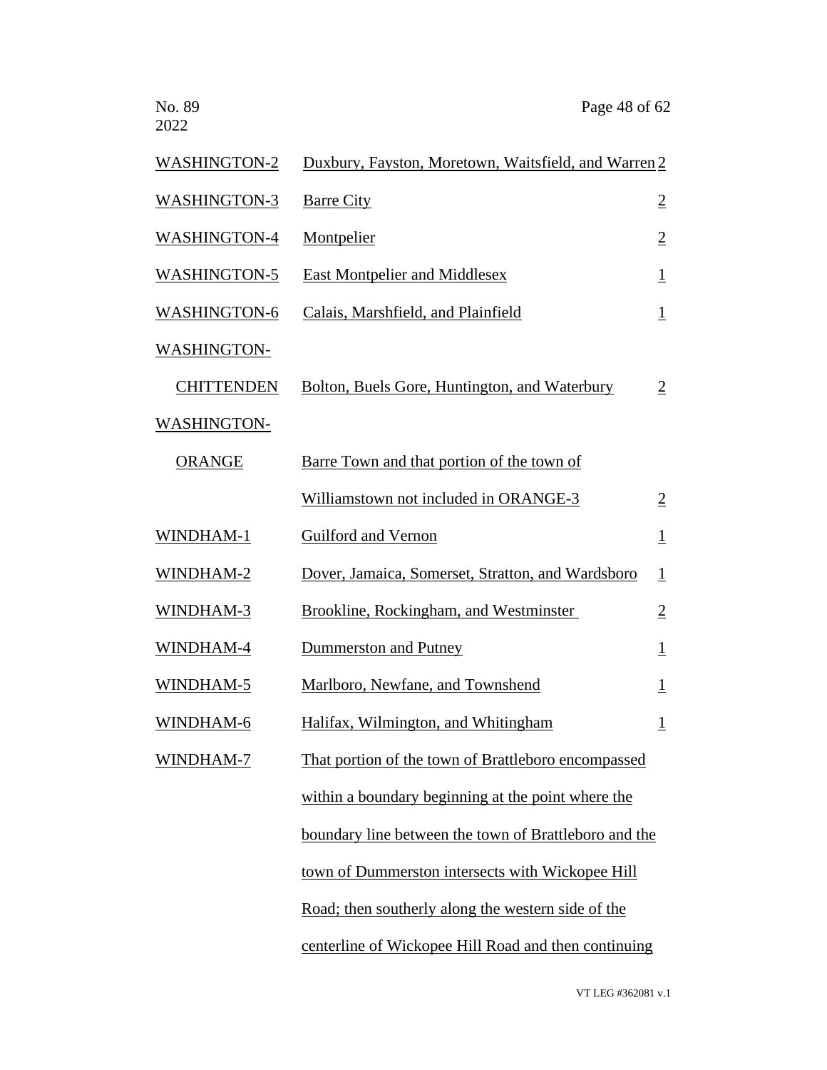| | | |
|---|---|---|
| WASHINGTON-2 | Duxbury, Fayston, Moretown, Waitsfield, and Warren | 2 |
| WASHINGTON-3 | Barre City | 2 |
| WASHINGTON-4 | Montpelier | 2 |
| WASHINGTON-5 | East Montpelier and Middlesex | 1 |
| WASHINGTON-6 | Calais, Marshfield, and Plainfield | 1 |
| WASHINGTON-CHITTENDEN | Bolton, Buels Gore, Huntington, and Waterbury | 2 |
| WASHINGTON-ORANGE | Barre Town and that portion of the town of Williamstown not included in ORANGE-3 | 2 |
| WINDHAM-1 | Guilford and Vernon | 1 |
| WINDHAM-2 | Dover, Jamaica, Somerset, Stratton, and Wardsboro | 1 |
| WINDHAM-3 | Brookline, Rockingham, and Westminster | 2 |
| WINDHAM-4 | Dummerston and Putney | 1 |
| WINDHAM-5 | Marlboro, Newfane, and Townshend | 1 |
| WINDHAM-6 | Halifax, Wilmington, and Whitingham | 1 |
| WINDHAM-7 | That portion of the town of Brattleboro encompassed within a boundary beginning at the point where the boundary line between the town of Brattleboro and the town of Dummerston intersects with Wickopee Hill Road; then southerly along the western side of the centerline of Wickopee Hill Road and then continuing | |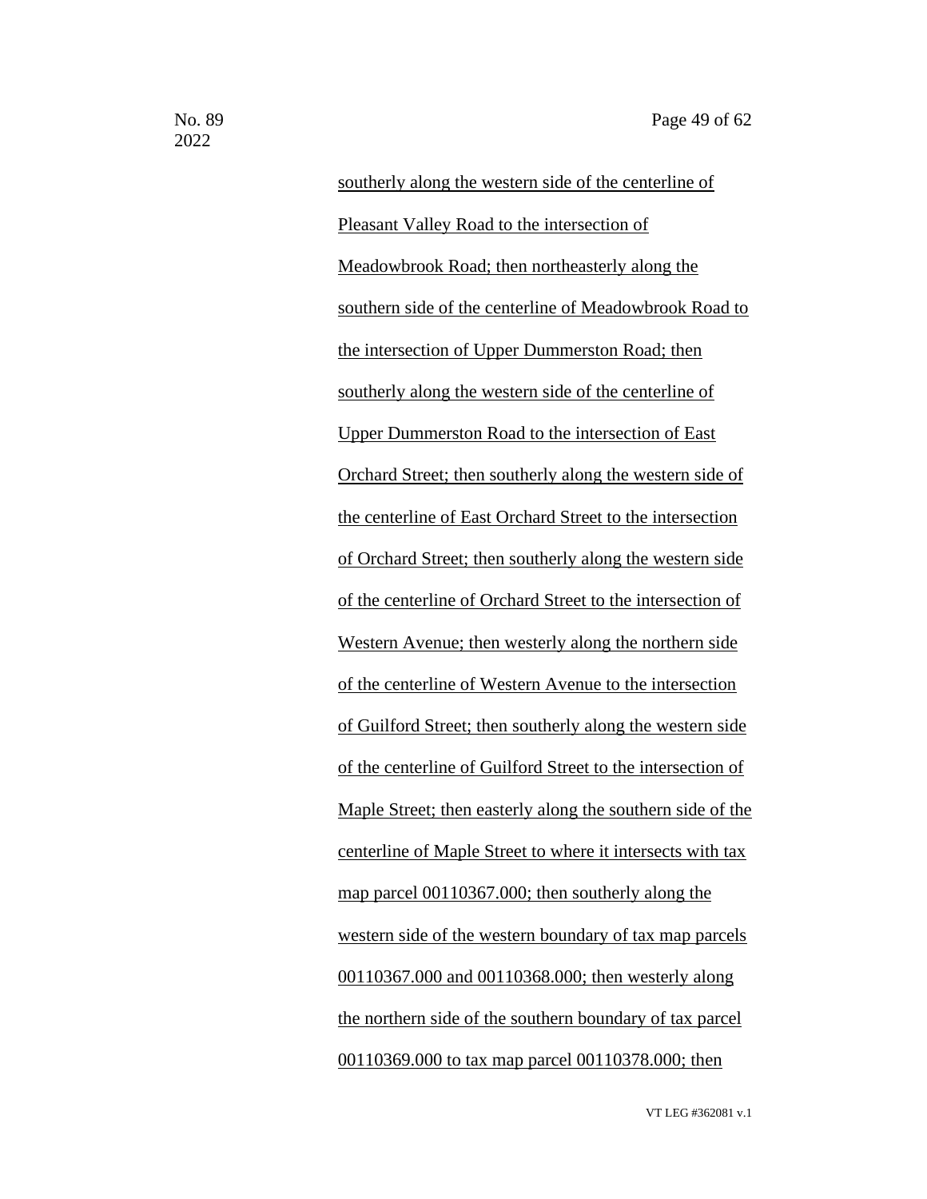southerly along the western side of the centerline of Pleasant Valley Road to the intersection of Meadowbrook Road; then northeasterly along the southern side of the centerline of Meadowbrook Road to the intersection of Upper Dummerston Road; then southerly along the western side of the centerline of Upper Dummerston Road to the intersection of East Orchard Street; then southerly along the western side of the centerline of East Orchard Street to the intersection of Orchard Street; then southerly along the western side of the centerline of Orchard Street to the intersection of Western Avenue; then westerly along the northern side of the centerline of Western Avenue to the intersection of Guilford Street; then southerly along the western side of the centerline of Guilford Street to the intersection of Maple Street; then easterly along the southern side of the centerline of Maple Street to where it intersects with tax map parcel 00110367.000; then southerly along the western side of the western boundary of tax map parcels 00110367.000 and 00110368.000; then westerly along the northern side of the southern boundary of tax parcel 00110369.000 to tax map parcel 00110378.000; then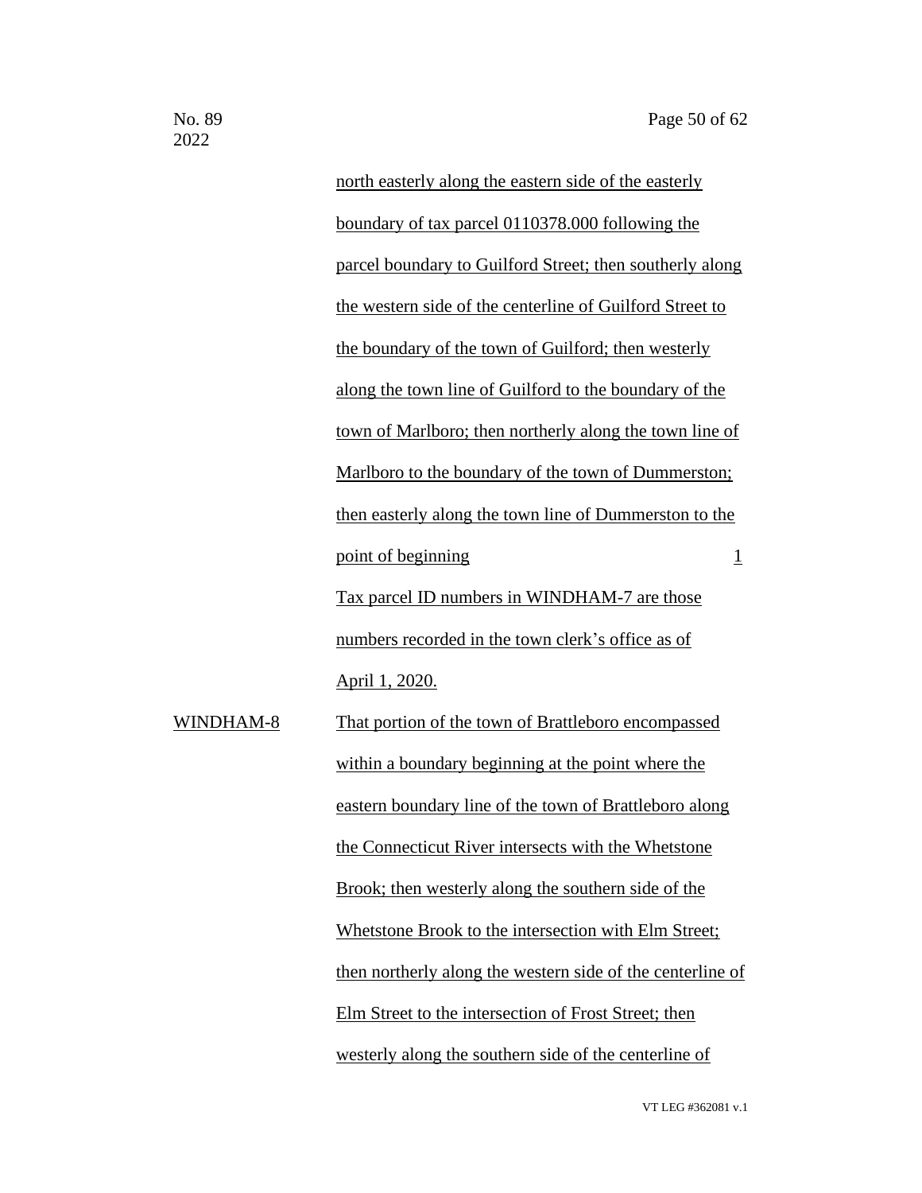north easterly along the eastern side of the easterly boundary of tax parcel 0110378.000 following the parcel boundary to Guilford Street; then southerly along the western side of the centerline of Guilford Street to the boundary of the town of Guilford; then westerly along the town line of Guilford to the boundary of the town of Marlboro; then northerly along the town line of Marlboro to the boundary of the town of Dummerston; then easterly along the town line of Dummerston to the point of beginning 1

Tax parcel ID numbers in WINDHAM-7 are those numbers recorded in the town clerk's office as of April 1, 2020.

WINDHAM-8 That portion of the town of Brattleboro encompassed within a boundary beginning at the point where the eastern boundary line of the town of Brattleboro along the Connecticut River intersects with the Whetstone Brook; then westerly along the southern side of the Whetstone Brook to the intersection with Elm Street; then northerly along the western side of the centerline of Elm Street to the intersection of Frost Street; then westerly along the southern side of the centerline of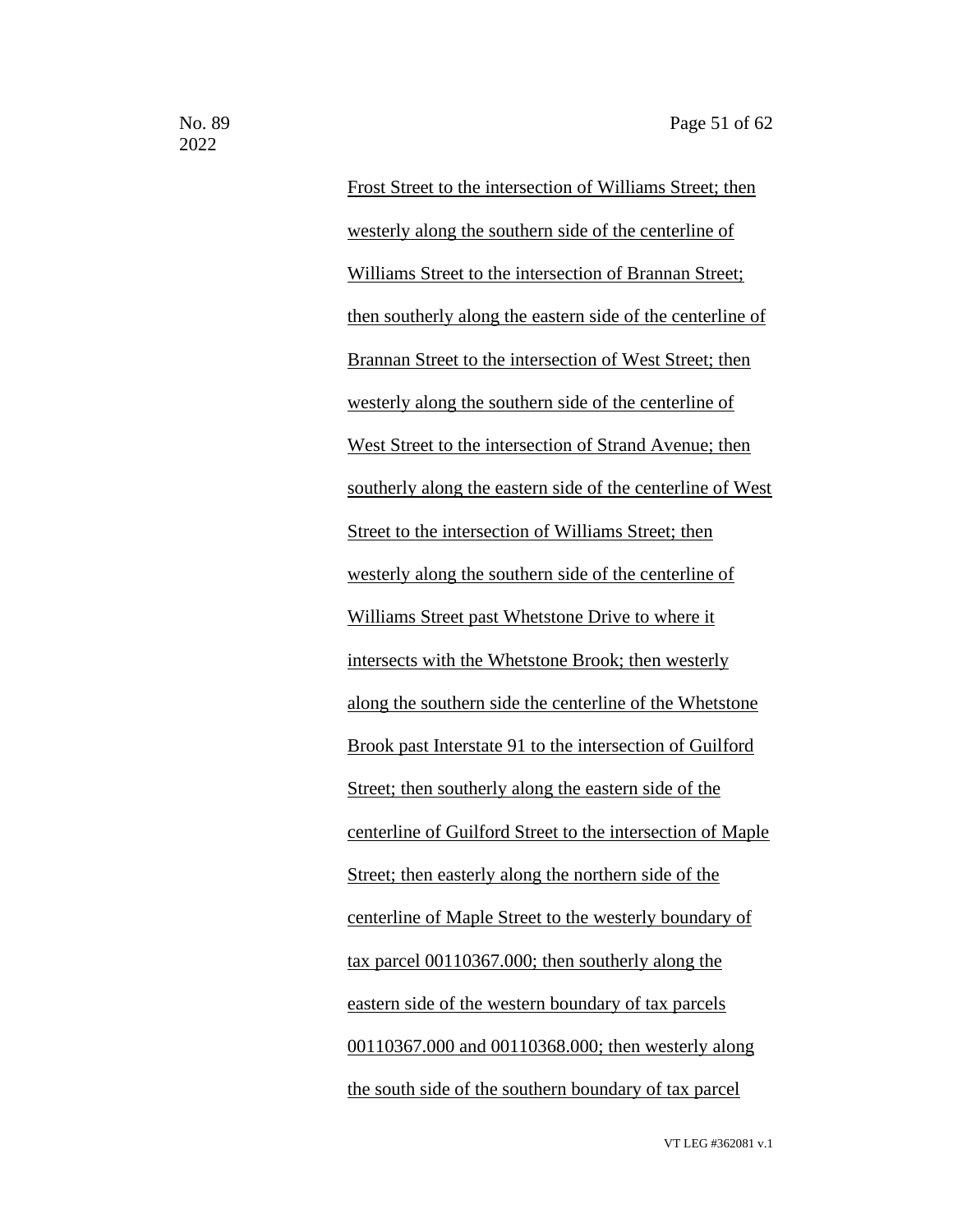Frost Street to the intersection of Williams Street; then westerly along the southern side of the centerline of Williams Street to the intersection of Brannan Street; then southerly along the eastern side of the centerline of Brannan Street to the intersection of West Street; then westerly along the southern side of the centerline of West Street to the intersection of Strand Avenue; then southerly along the eastern side of the centerline of West Street to the intersection of Williams Street; then westerly along the southern side of the centerline of Williams Street past Whetstone Drive to where it intersects with the Whetstone Brook; then westerly along the southern side the centerline of the Whetstone Brook past Interstate 91 to the intersection of Guilford Street; then southerly along the eastern side of the centerline of Guilford Street to the intersection of Maple Street; then easterly along the northern side of the centerline of Maple Street to the westerly boundary of tax parcel 00110367.000; then southerly along the eastern side of the western boundary of tax parcels 00110367.000 and 00110368.000; then westerly along the south side of the southern boundary of tax parcel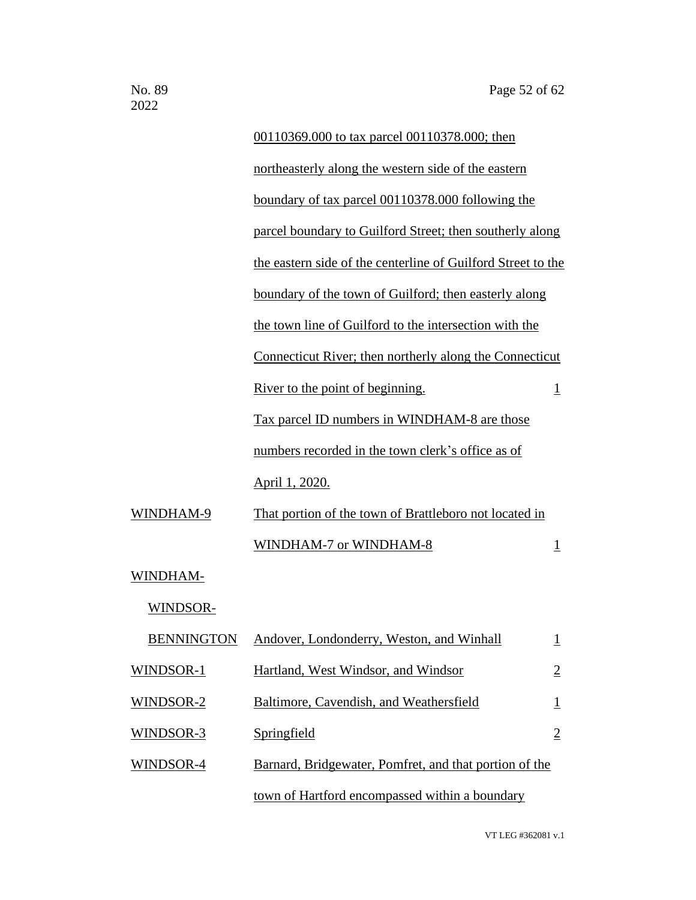| | | |
|---|---|---|
| | 00110369.000 to tax parcel 00110378.000; then northeasterly along the western side of the eastern boundary of tax parcel 00110378.000 following the parcel boundary to Guilford Street; then southerly along the eastern side of the centerline of Guilford Street to the boundary of the town of Guilford; then easterly along the town line of Guilford to the intersection with the Connecticut River; then northerly along the Connecticut River to the point of beginning. | 1 |
| | Tax parcel ID numbers in WINDHAM-8 are those numbers recorded in the town clerk's office as of April 1, 2020. | |
| WINDHAM-9 | That portion of the town of Brattleboro not located in WINDHAM-7 or WINDHAM-8 | 1 |
| WINDHAM-WINDSOR-BENNINGTON | Andover, Londonderry, Weston, and Winhall | 1 |
| WINDSOR-1 | Hartland, West Windsor, and Windsor | 2 |
| WINDSOR-2 | Baltimore, Cavendish, and Weathersfield | 1 |
| WINDSOR-3 | Springfield | 2 |
| WINDSOR-4 | Barnard, Bridgewater, Pomfret, and that portion of the town of Hartford encompassed within a boundary | |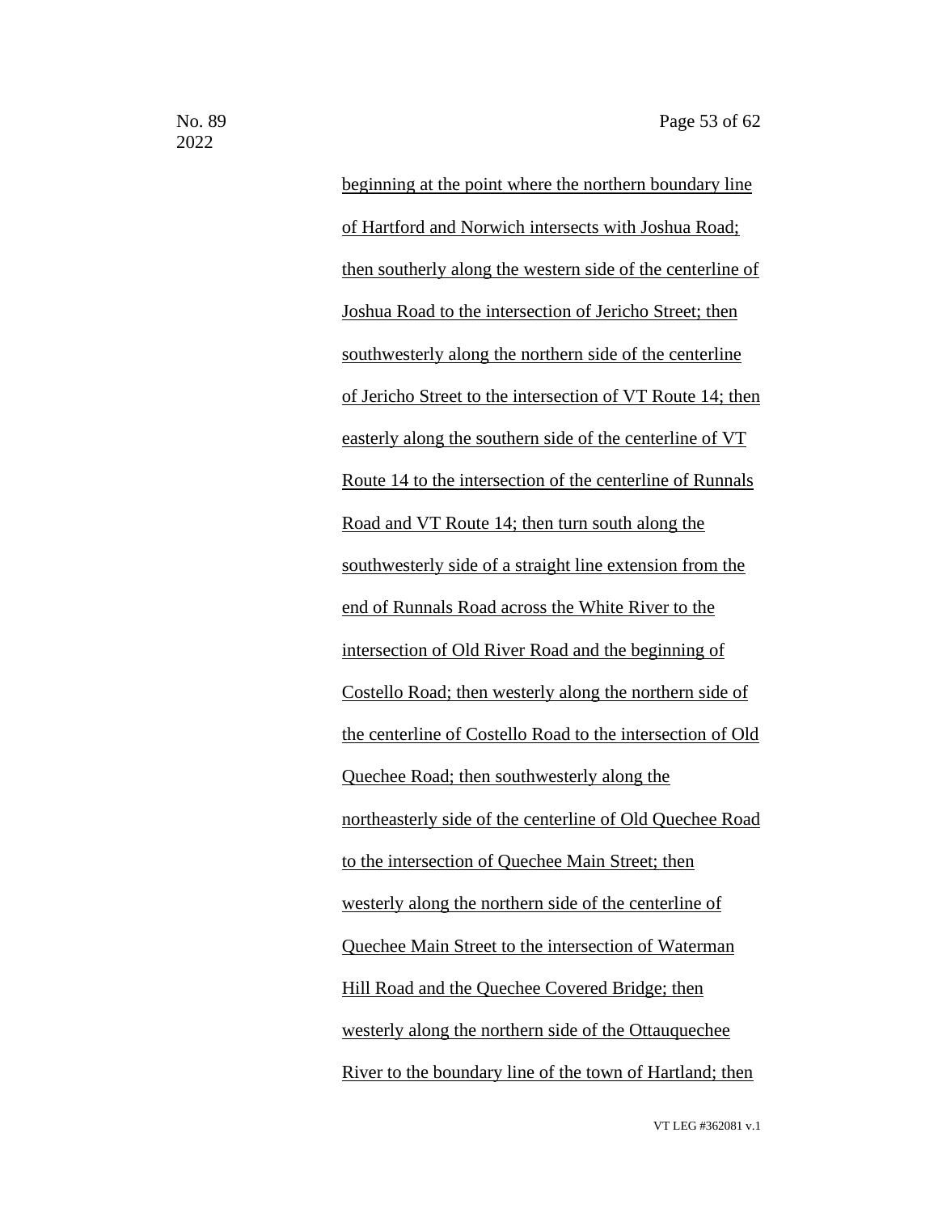beginning at the point where the northern boundary line of Hartford and Norwich intersects with Joshua Road; then southerly along the western side of the centerline of Joshua Road to the intersection of Jericho Street; then southwesterly along the northern side of the centerline of Jericho Street to the intersection of VT Route 14; then easterly along the southern side of the centerline of VT Route 14 to the intersection of the centerline of Runnals Road and VT Route 14; then turn south along the southwesterly side of a straight line extension from the end of Runnals Road across the White River to the intersection of Old River Road and the beginning of Costello Road; then westerly along the northern side of the centerline of Costello Road to the intersection of Old Quechee Road; then southwesterly along the northeasterly side of the centerline of Old Quechee Road to the intersection of Quechee Main Street; then westerly along the northern side of the centerline of Quechee Main Street to the intersection of Waterman Hill Road and the Quechee Covered Bridge; then westerly along the northern side of the Ottauquechee River to the boundary line of the town of Hartland; then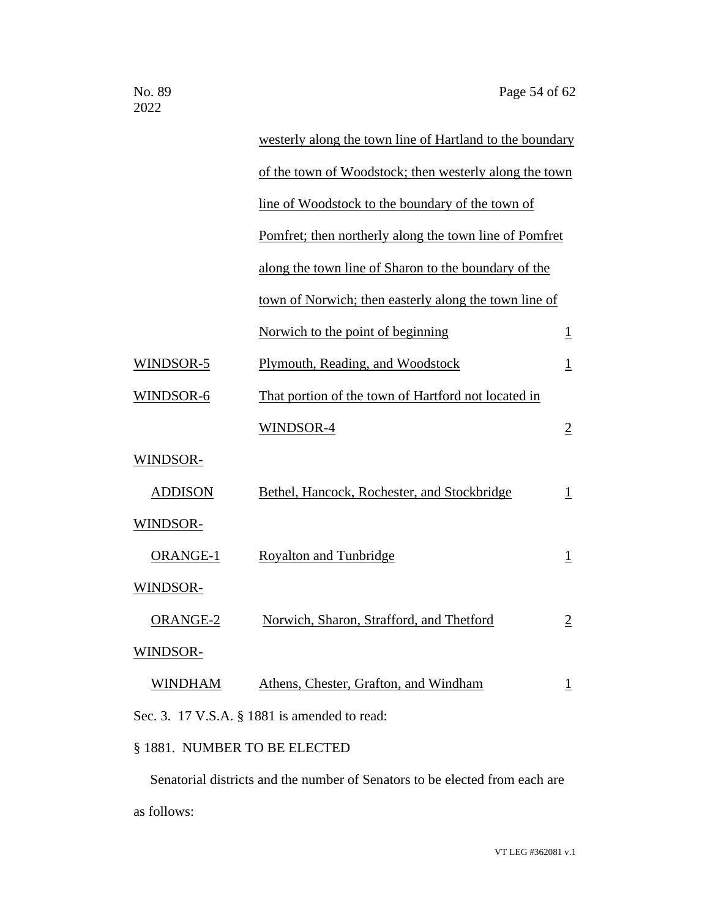| | | |
|---|---|---|
| | westerly along the town line of Hartland to the boundary of the town of Woodstock; then westerly along the town line of Woodstock to the boundary of the town of Pomfret; then northerly along the town line of Pomfret along the town line of Sharon to the boundary of the town of Norwich; then easterly along the town line of Norwich to the point of beginning | 1 |
| WINDSOR-5 | Plymouth, Reading, and Woodstock | 1 |
| WINDSOR-6 | That portion of the town of Hartford not located in WINDSOR-4 | 2 |
| WINDSOR-ADDISON | Bethel, Hancock, Rochester, and Stockbridge | 1 |
| WINDSOR-ORANGE-1 | Royalton and Tunbridge | 1 |
| WINDSOR-ORANGE-2 | Norwich, Sharon, Strafford, and Thetford | 2 |
| WINDSOR-WINDHAM | Athens, Chester, Grafton, and Windham | 1 |

Sec. 3. 17 V.S.A. § 1881 is amended to read:

§ 1881. NUMBER TO BE ELECTED

Senatorial districts and the number of Senators to be elected from each are as follows: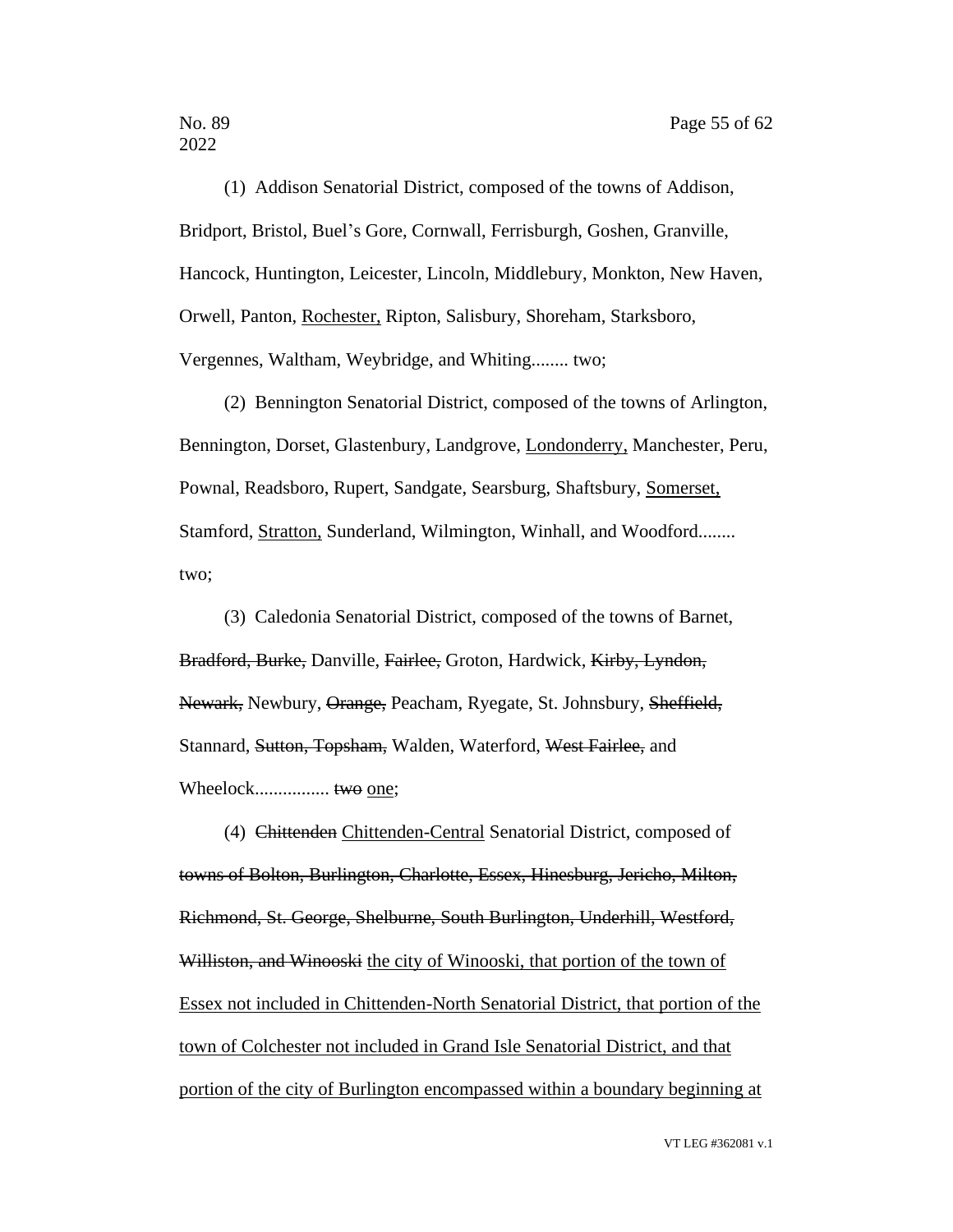(1) Addison Senatorial District, composed of the towns of Addison, Bridport, Bristol, Buel's Gore, Cornwall, Ferrisburgh, Goshen, Granville, Hancock, Huntington, Leicester, Lincoln, Middlebury, Monkton, New Haven, Orwell, Panton, <u>Rochester,</u> Ripton, Salisbury, Shoreham, Starksboro, Vergennes, Waltham, Weybridge, and Whiting........ two;

(2) Bennington Senatorial District, composed of the towns of Arlington, Bennington, Dorset, Glastenbury, Landgrove, <u>Londonderry,</u> Manchester, Peru, Pownal, Readsboro, Rupert, Sandgate, Searsburg, Shaftsbury, <u>Somerset,</u> Stamford, <u>Stratton,</u> Sunderland, Wilmington, Winhall, and Woodford........ two;

(3) Caledonia Senatorial District, composed of the towns of Barnet, ~~Bradford, Burke,~~ Danville, ~~Fairlee,~~ Groton, Hardwick, ~~Kirby, Lyndon, Newark,~~ Newbury, ~~Orange,~~ Peacham, Ryegate, St. Johnsbury, ~~Sheffield,~~ Stannard, ~~Sutton, Topsham,~~ Walden, Waterford, ~~West Fairlee,~~ and Wheelock................ ~~two~~ <u>one</u>;

(4) ~~Chittenden~~ <u>Chittenden-Central</u> Senatorial District, composed of ~~towns of Bolton, Burlington, Charlotte, Essex, Hinesburg, Jericho, Milton, Richmond, St. George, Shelburne, South Burlington, Underhill, Westford, Williston, and Winooski~~ <u>the city of Winooski, that portion of the town of Essex not included in Chittenden-North Senatorial District, that portion of the town of Colchester not included in Grand Isle Senatorial District, and that portion of the city of Burlington encompassed within a boundary beginning at</u>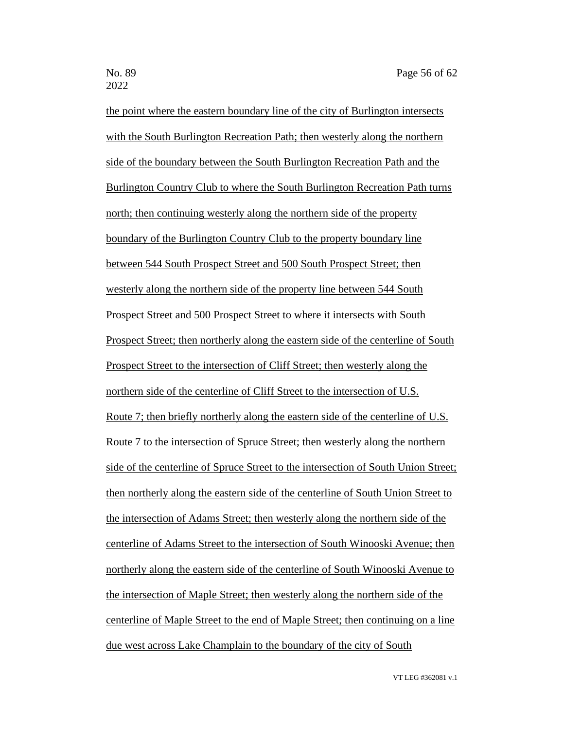the point where the eastern boundary line of the city of Burlington intersects with the South Burlington Recreation Path; then westerly along the northern side of the boundary between the South Burlington Recreation Path and the Burlington Country Club to where the South Burlington Recreation Path turns north; then continuing westerly along the northern side of the property boundary of the Burlington Country Club to the property boundary line between 544 South Prospect Street and 500 South Prospect Street; then westerly along the northern side of the property line between 544 South Prospect Street and 500 Prospect Street to where it intersects with South Prospect Street; then northerly along the eastern side of the centerline of South Prospect Street to the intersection of Cliff Street; then westerly along the northern side of the centerline of Cliff Street to the intersection of U.S. Route 7; then briefly northerly along the eastern side of the centerline of U.S. Route 7 to the intersection of Spruce Street; then westerly along the northern side of the centerline of Spruce Street to the intersection of South Union Street; then northerly along the eastern side of the centerline of South Union Street to the intersection of Adams Street; then westerly along the northern side of the centerline of Adams Street to the intersection of South Winooski Avenue; then northerly along the eastern side of the centerline of South Winooski Avenue to the intersection of Maple Street; then westerly along the northern side of the centerline of Maple Street to the end of Maple Street; then continuing on a line due west across Lake Champlain to the boundary of the city of South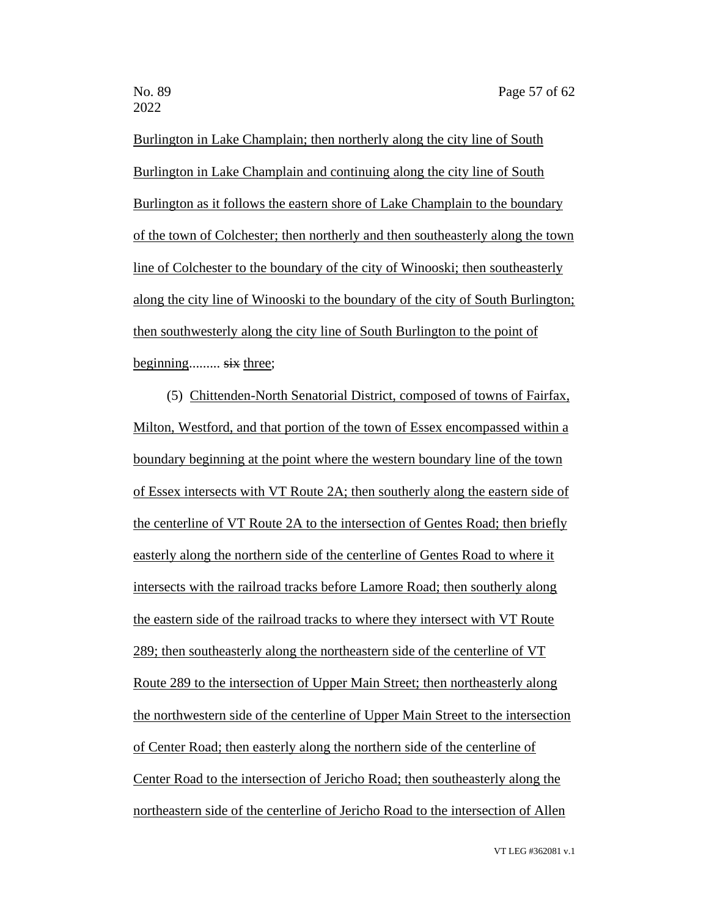Burlington in Lake Champlain; then northerly along the city line of South Burlington in Lake Champlain and continuing along the city line of South Burlington as it follows the eastern shore of Lake Champlain to the boundary of the town of Colchester; then northerly and then southeasterly along the town line of Colchester to the boundary of the city of Winooski; then southeasterly along the city line of Winooski to the boundary of the city of South Burlington; then southwesterly along the city line of South Burlington to the point of beginning......... ~~six~~ three;

(5) Chittenden-North Senatorial District, composed of towns of Fairfax, Milton, Westford, and that portion of the town of Essex encompassed within a boundary beginning at the point where the western boundary line of the town of Essex intersects with VT Route 2A; then southerly along the eastern side of the centerline of VT Route 2A to the intersection of Gentes Road; then briefly easterly along the northern side of the centerline of Gentes Road to where it intersects with the railroad tracks before Lamore Road; then southerly along the eastern side of the railroad tracks to where they intersect with VT Route 289; then southeasterly along the northeastern side of the centerline of VT Route 289 to the intersection of Upper Main Street; then northeasterly along the northwestern side of the centerline of Upper Main Street to the intersection of Center Road; then easterly along the northern side of the centerline of Center Road to the intersection of Jericho Road; then southeasterly along the northeastern side of the centerline of Jericho Road to the intersection of Allen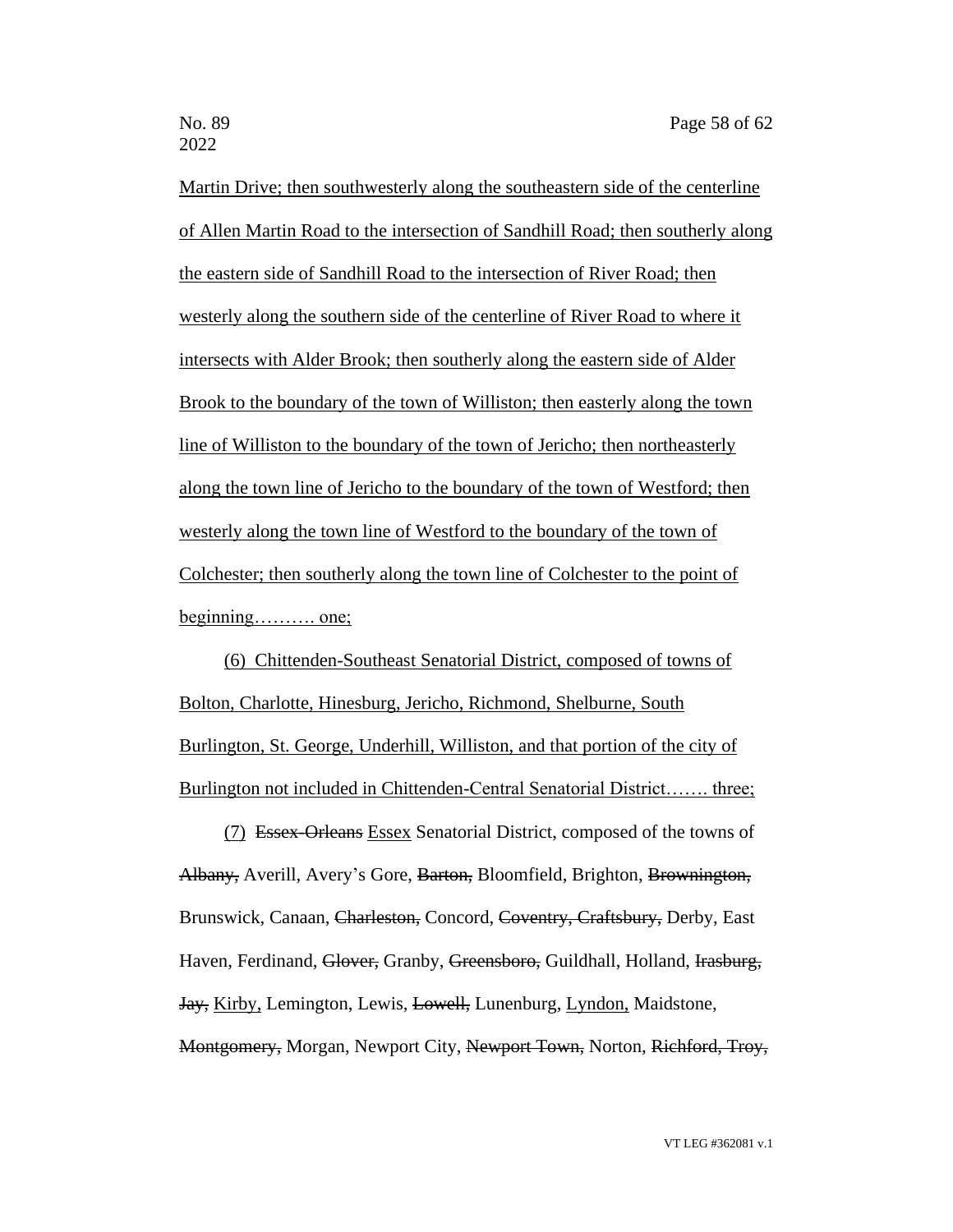<u>Martin Drive; then southwesterly along the southeastern side of the centerline of Allen Martin Road to the intersection of Sandhill Road; then southerly along the eastern side of Sandhill Road to the intersection of River Road; then westerly along the southern side of the centerline of River Road to where it intersects with Alder Brook; then southerly along the eastern side of Alder Brook to the boundary of the town of Williston; then easterly along the town line of Williston to the boundary of the town of Jericho; then northeasterly along the town line of Jericho to the boundary of the town of Westford; then westerly along the town line of Westford to the boundary of the town of Colchester; then southerly along the town line of Colchester to the point of beginning………. one;</u>

<u>(6) Chittenden-Southeast Senatorial District, composed of towns of Bolton, Charlotte, Hinesburg, Jericho, Richmond, Shelburne, South Burlington, St. George, Underhill, Williston, and that portion of the city of Burlington not included in Chittenden-Central Senatorial District……. three;</u>

<u>(7)</u> ~~Essex-Orleans~~ <u>Essex</u> Senatorial District, composed of the towns of ~~Albany,~~ Averill, Avery's Gore, ~~Barton,~~ Bloomfield, Brighton, ~~Brownington,~~ Brunswick, Canaan, ~~Charleston,~~ Concord, ~~Coventry, Craftsbury,~~ Derby, East Haven, Ferdinand, ~~Glover,~~ Granby, ~~Greensboro,~~ Guildhall, Holland, ~~Irasburg, Jay,~~ <u>Kirby,</u> Lemington, Lewis, ~~Lowell,~~ Lunenburg, <u>Lyndon,</u> Maidstone, ~~Montgomery,~~ Morgan, Newport City, ~~Newport Town,~~ Norton, ~~Richford, Troy,~~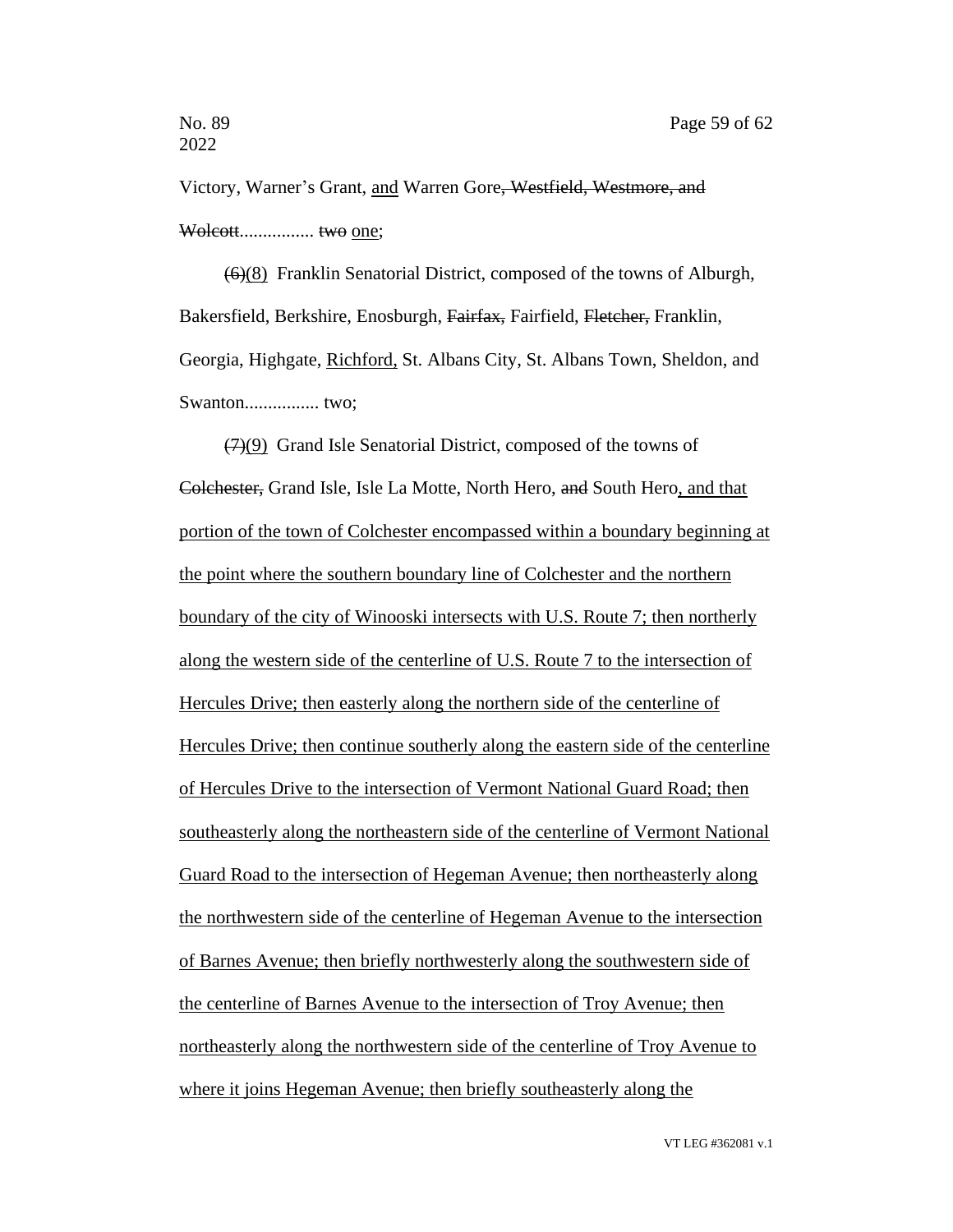Victory, Warner's Grant, <u>and</u> Warren Gore~~, Westfield, Westmore, and Wolcott~~................ ~~two~~ <u>one</u>;

~~(6)~~<u>(8)</u> Franklin Senatorial District, composed of the towns of Alburgh, Bakersfield, Berkshire, Enosburgh, ~~Fairfax,~~ Fairfield, ~~Fletcher,~~ Franklin, Georgia, Highgate, <u>Richford,</u> St. Albans City, St. Albans Town, Sheldon, and Swanton................ two;

~~(7)~~<u>(9)</u> Grand Isle Senatorial District, composed of the towns of ~~Colchester,~~ Grand Isle, Isle La Motte, North Hero, ~~and~~ South Hero<u>, and that portion of the town of Colchester encompassed within a boundary beginning at the point where the southern boundary line of Colchester and the northern boundary of the city of Winooski intersects with U.S. Route 7; then northerly along the western side of the centerline of U.S. Route 7 to the intersection of Hercules Drive; then easterly along the northern side of the centerline of Hercules Drive; then continue southerly along the eastern side of the centerline of Hercules Drive to the intersection of Vermont National Guard Road; then southeasterly along the northeastern side of the centerline of Vermont National Guard Road to the intersection of Hegeman Avenue; then northeasterly along the northwestern side of the centerline of Hegeman Avenue to the intersection of Barnes Avenue; then briefly northwesterly along the southwestern side of the centerline of Barnes Avenue to the intersection of Troy Avenue; then northeasterly along the northwestern side of the centerline of Troy Avenue to where it joins Hegeman Avenue; then briefly southeasterly along the</u>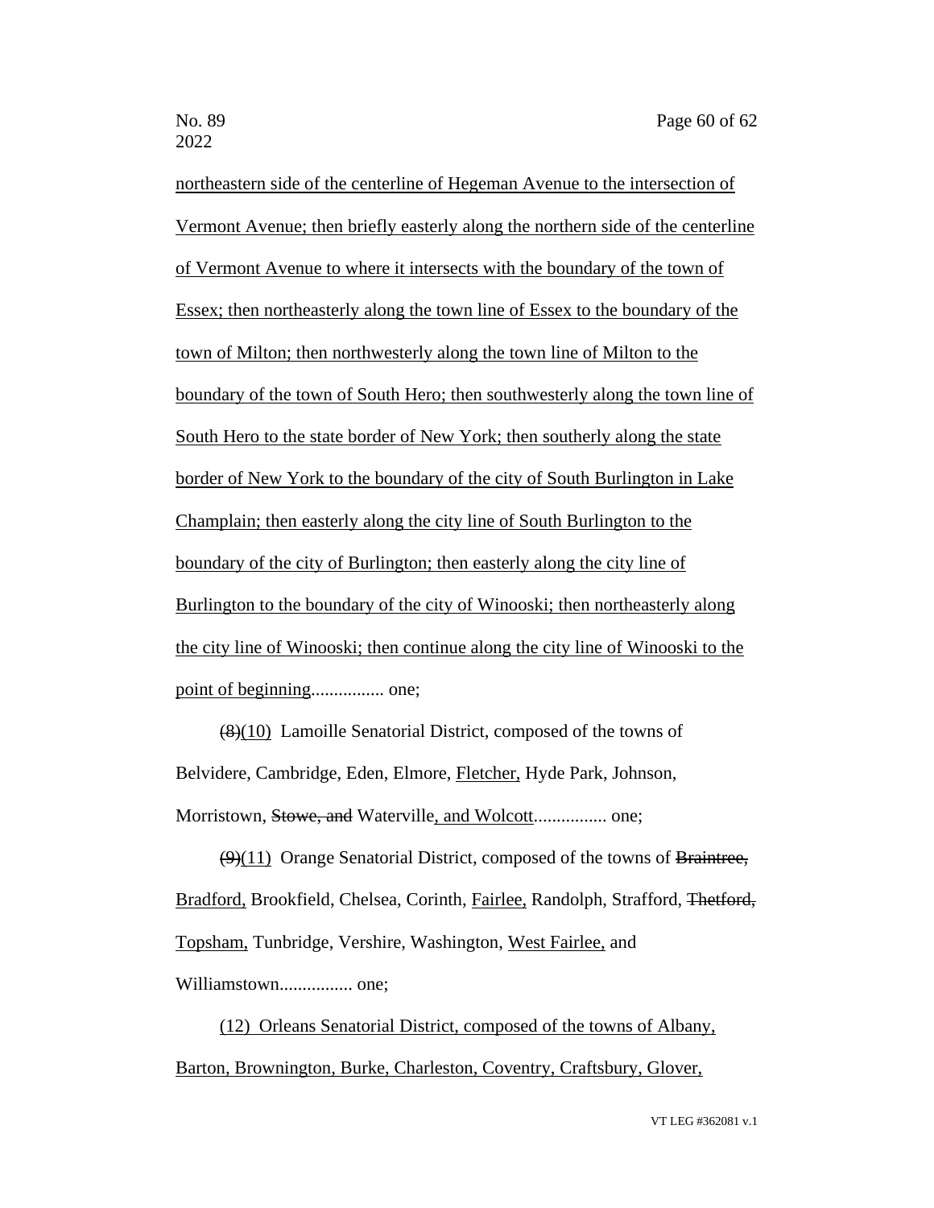northeastern side of the centerline of Hegeman Avenue to the intersection of Vermont Avenue; then briefly easterly along the northern side of the centerline of Vermont Avenue to where it intersects with the boundary of the town of Essex; then northeasterly along the town line of Essex to the boundary of the town of Milton; then northwesterly along the town line of Milton to the boundary of the town of South Hero; then southwesterly along the town line of South Hero to the state border of New York; then southerly along the state border of New York to the boundary of the city of South Burlington in Lake Champlain; then easterly along the city line of South Burlington to the boundary of the city of Burlington; then easterly along the city line of Burlington to the boundary of the city of Winooski; then northeasterly along the city line of Winooski; then continue along the city line of Winooski to the point of beginning................ one;

~~(8)~~(10) Lamoille Senatorial District, composed of the towns of Belvidere, Cambridge, Eden, Elmore, Fletcher, Hyde Park, Johnson, Morristown, ~~Stowe, and~~ Waterville, and Wolcott................ one;

~~(9)~~(11) Orange Senatorial District, composed of the towns of ~~Braintree,~~ Bradford, Brookfield, Chelsea, Corinth, Fairlee, Randolph, Strafford, ~~Thetford,~~ Topsham, Tunbridge, Vershire, Washington, West Fairlee, and Williamstown................ one;

(12) Orleans Senatorial District, composed of the towns of Albany, Barton, Brownington, Burke, Charleston, Coventry, Craftsbury, Glover,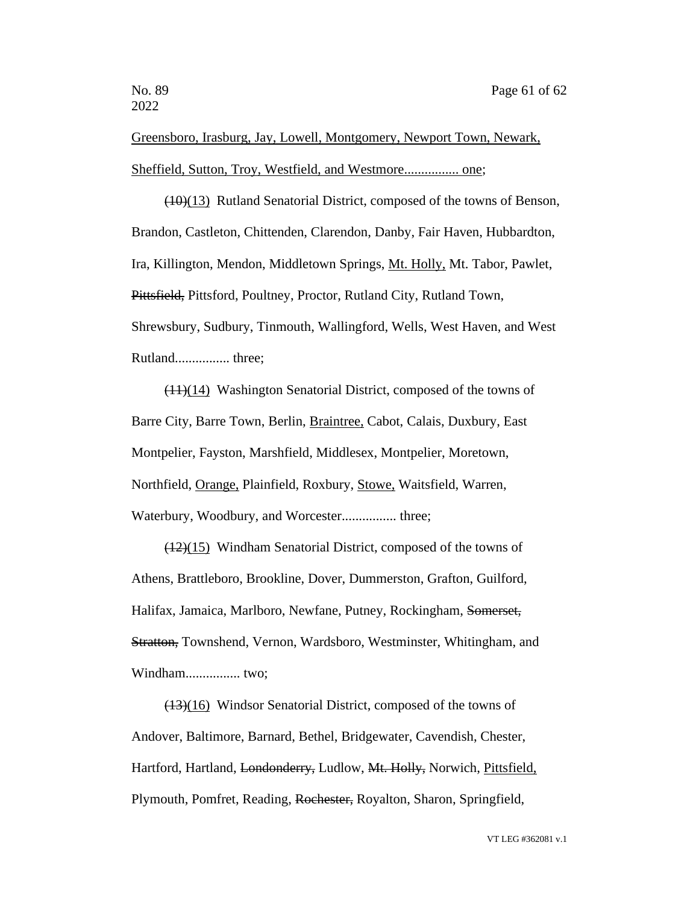Greensboro, Irasburg, Jay, Lowell, Montgomery, Newport Town, Newark, Sheffield, Sutton, Troy, Westfield, and Westmore................ one;

~~(10)~~(13) Rutland Senatorial District, composed of the towns of Benson, Brandon, Castleton, Chittenden, Clarendon, Danby, Fair Haven, Hubbardton, Ira, Killington, Mendon, Middletown Springs, Mt. Holly, Mt. Tabor, Pawlet, ~~Pittsfield,~~ Pittsford, Poultney, Proctor, Rutland City, Rutland Town, Shrewsbury, Sudbury, Tinmouth, Wallingford, Wells, West Haven, and West Rutland................ three;

~~(11)~~(14) Washington Senatorial District, composed of the towns of Barre City, Barre Town, Berlin, Braintree, Cabot, Calais, Duxbury, East Montpelier, Fayston, Marshfield, Middlesex, Montpelier, Moretown, Northfield, Orange, Plainfield, Roxbury, Stowe, Waitsfield, Warren, Waterbury, Woodbury, and Worcester................ three;

~~(12)~~(15) Windham Senatorial District, composed of the towns of Athens, Brattleboro, Brookline, Dover, Dummerston, Grafton, Guilford, Halifax, Jamaica, Marlboro, Newfane, Putney, Rockingham, ~~Somerset, Stratton,~~ Townshend, Vernon, Wardsboro, Westminster, Whitingham, and Windham................ two;

~~(13)~~(16) Windsor Senatorial District, composed of the towns of Andover, Baltimore, Barnard, Bethel, Bridgewater, Cavendish, Chester, Hartford, Hartland, ~~Londonderry,~~ Ludlow, ~~Mt. Holly,~~ Norwich, Pittsfield, Plymouth, Pomfret, Reading, ~~Rochester,~~ Royalton, Sharon, Springfield,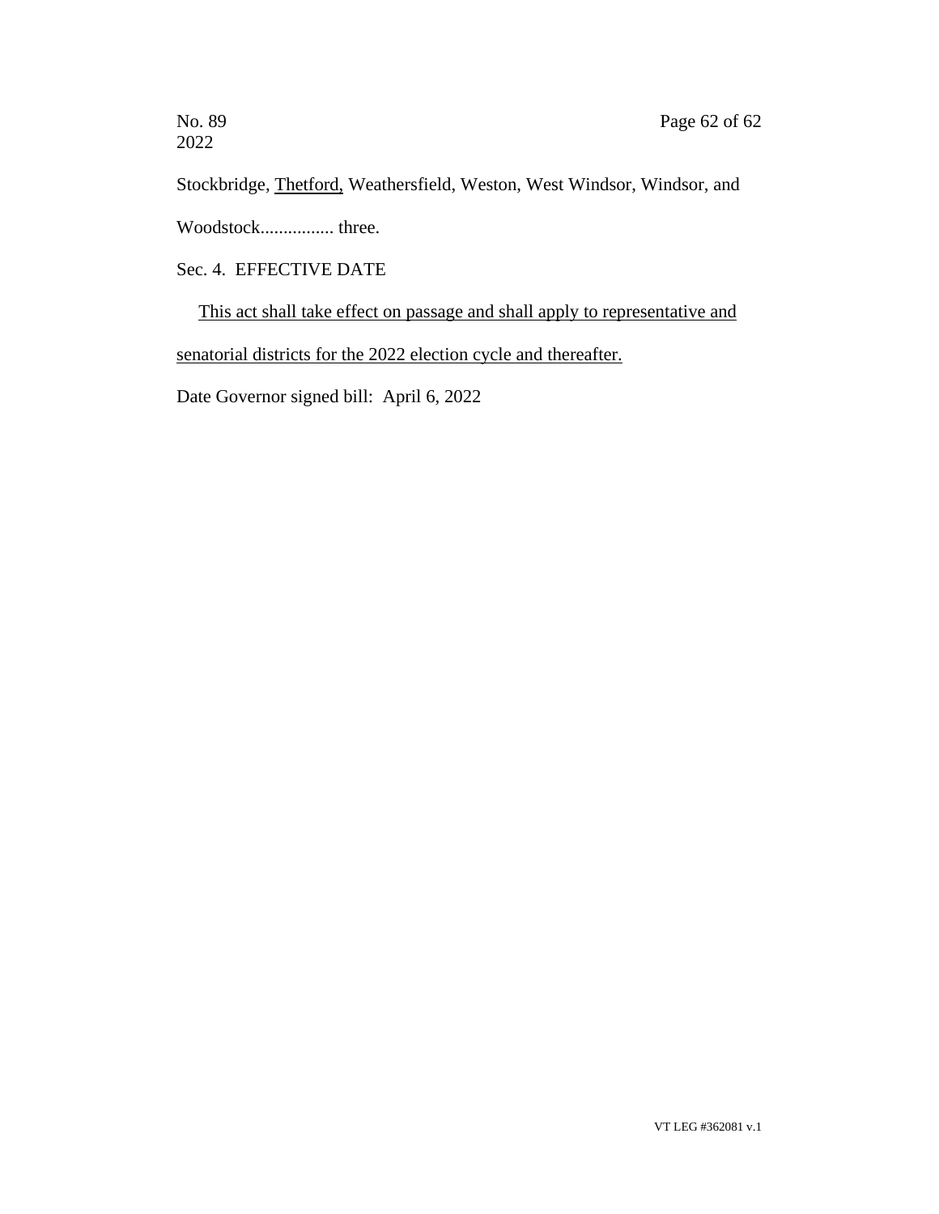Stockbridge, <u>Thetford,</u> Weathersfield, Weston, West Windsor, Windsor, and Woodstock................ three.

Sec. 4. EFFECTIVE DATE

<u>This act shall take effect on passage and shall apply to representative and senatorial districts for the 2022 election cycle and thereafter.</u>

Date Governor signed bill: April 6, 2022